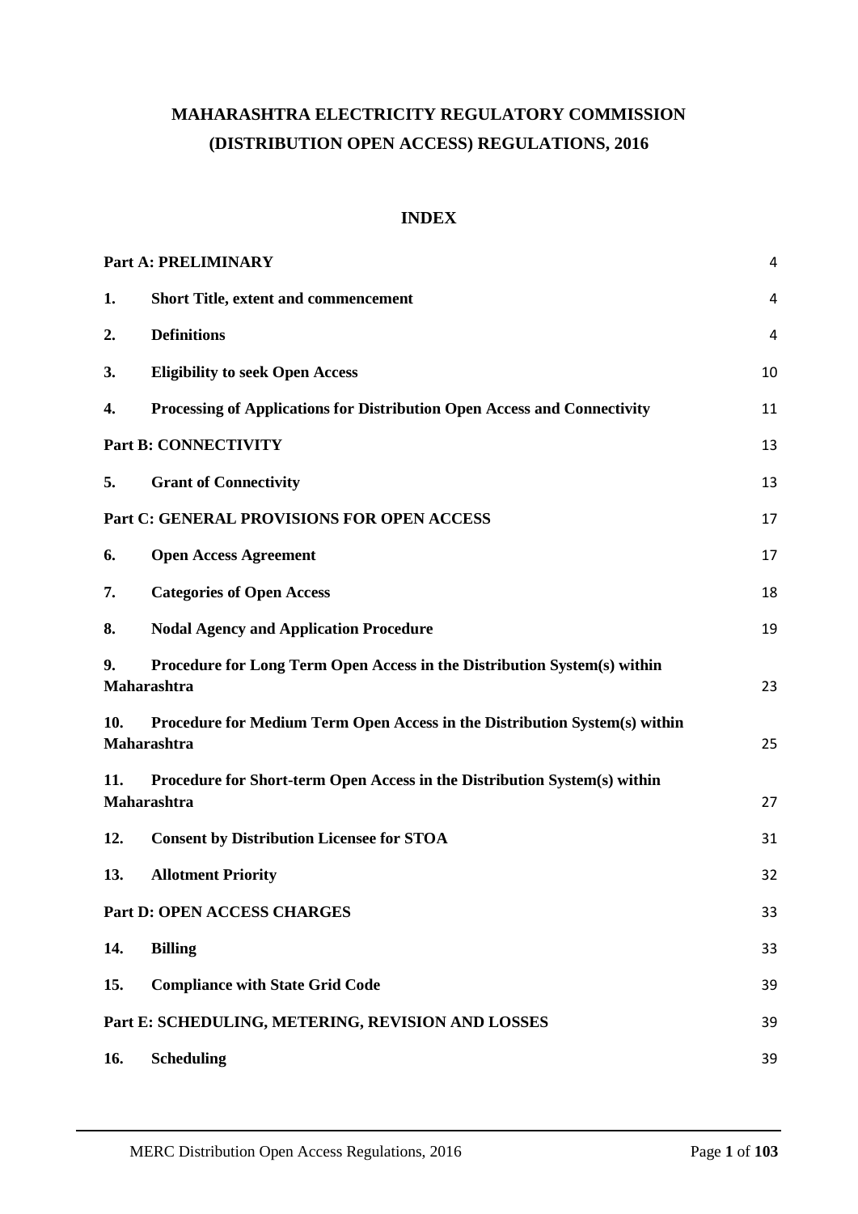# MAHARASHTRA ELECTRICITY REGULATORY COMMISSION (DISTRIBUTION OPEN ACCESS) REGULATIONS, 2016

## INDEX

| | | |
|---|---|---|
| **Part A: PRELIMINARY** | | 4 |
| **1.** | **Short Title, extent and commencement** | 4 |
| **2.** | **Definitions** | 4 |
| **3.** | **Eligibility to seek Open Access** | 10 |
| **4.** | **Processing of Applications for Distribution Open Access and Connectivity** | 11 |
| **Part B: CONNECTIVITY** | | 13 |
| **5.** | **Grant of Connectivity** | 13 |
| **Part C: GENERAL PROVISIONS FOR OPEN ACCESS** | | 17 |
| **6.** | **Open Access Agreement** | 17 |
| **7.** | **Categories of Open Access** | 18 |
| **8.** | **Nodal Agency and Application Procedure** | 19 |
| **9.** | **Procedure for Long Term Open Access in the Distribution System(s) within Maharashtra** | 23 |
| **10.** | **Procedure for Medium Term Open Access in the Distribution System(s) within Maharashtra** | 25 |
| **11.** | **Procedure for Short-term Open Access in the Distribution System(s) within Maharashtra** | 27 |
| **12.** | **Consent by Distribution Licensee for STOA** | 31 |
| **13.** | **Allotment Priority** | 32 |
| **Part D: OPEN ACCESS CHARGES** | | 33 |
| **14.** | **Billing** | 33 |
| **15.** | **Compliance with State Grid Code** | 39 |
| **Part E: SCHEDULING, METERING, REVISION AND LOSSES** | | 39 |
| **16.** | **Scheduling** | 39 |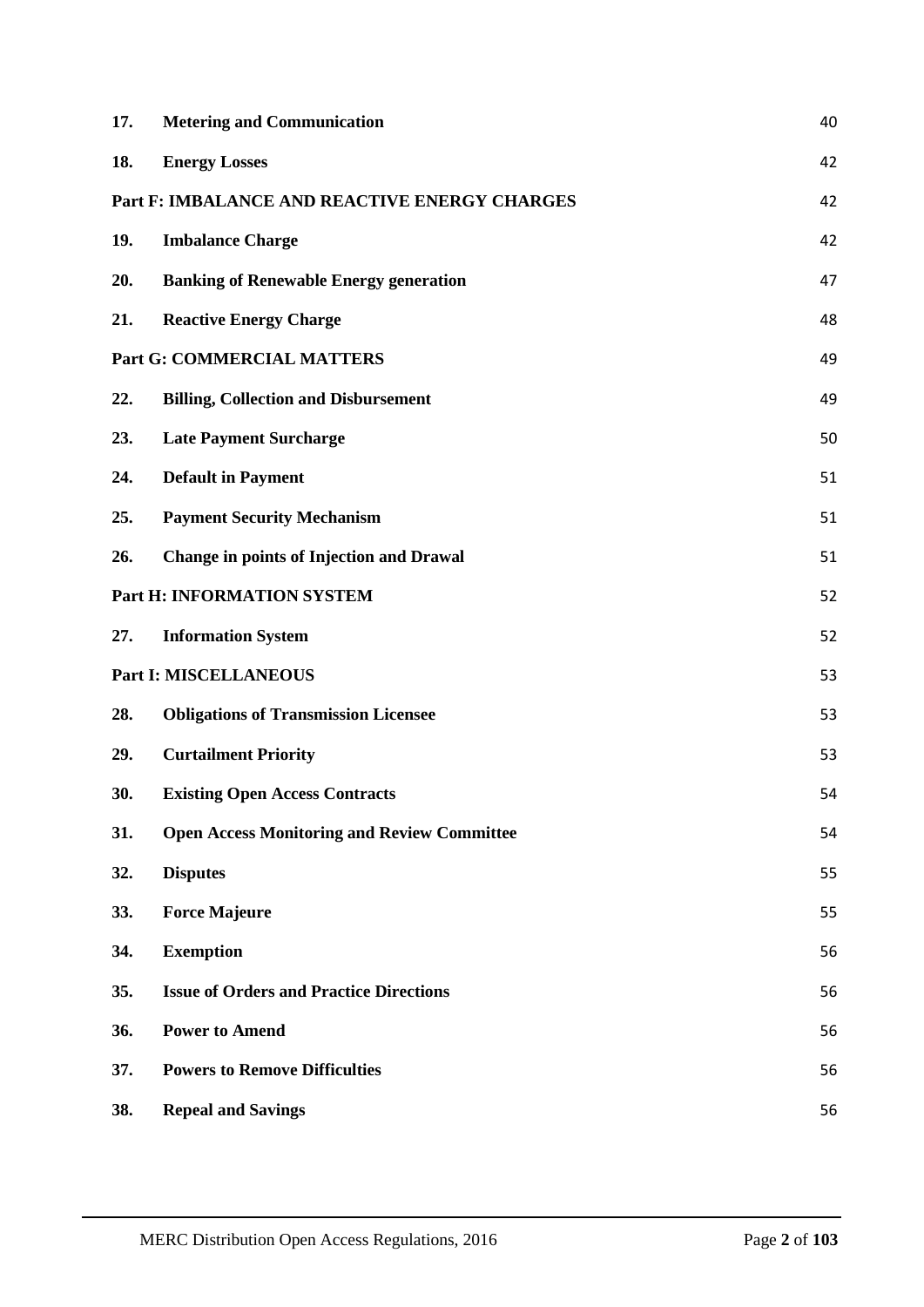| | | |
|---|---|---|
| **17.** | **Metering and Communication** | 40 |
| **18.** | **Energy Losses** | 42 |
| **Part F: IMBALANCE AND REACTIVE ENERGY CHARGES** | | 42 |
| **19.** | **Imbalance Charge** | 42 |
| **20.** | **Banking of Renewable Energy generation** | 47 |
| **21.** | **Reactive Energy Charge** | 48 |
| **Part G: COMMERCIAL MATTERS** | | 49 |
| **22.** | **Billing, Collection and Disbursement** | 49 |
| **23.** | **Late Payment Surcharge** | 50 |
| **24.** | **Default in Payment** | 51 |
| **25.** | **Payment Security Mechanism** | 51 |
| **26.** | **Change in points of Injection and Drawal** | 51 |
| **Part H: INFORMATION SYSTEM** | | 52 |
| **27.** | **Information System** | 52 |
| **Part I: MISCELLANEOUS** | | 53 |
| **28.** | **Obligations of Transmission Licensee** | 53 |
| **29.** | **Curtailment Priority** | 53 |
| **30.** | **Existing Open Access Contracts** | 54 |
| **31.** | **Open Access Monitoring and Review Committee** | 54 |
| **32.** | **Disputes** | 55 |
| **33.** | **Force Majeure** | 55 |
| **34.** | **Exemption** | 56 |
| **35.** | **Issue of Orders and Practice Directions** | 56 |
| **36.** | **Power to Amend** | 56 |
| **37.** | **Powers to Remove Difficulties** | 56 |
| **38.** | **Repeal and Savings** | 56 |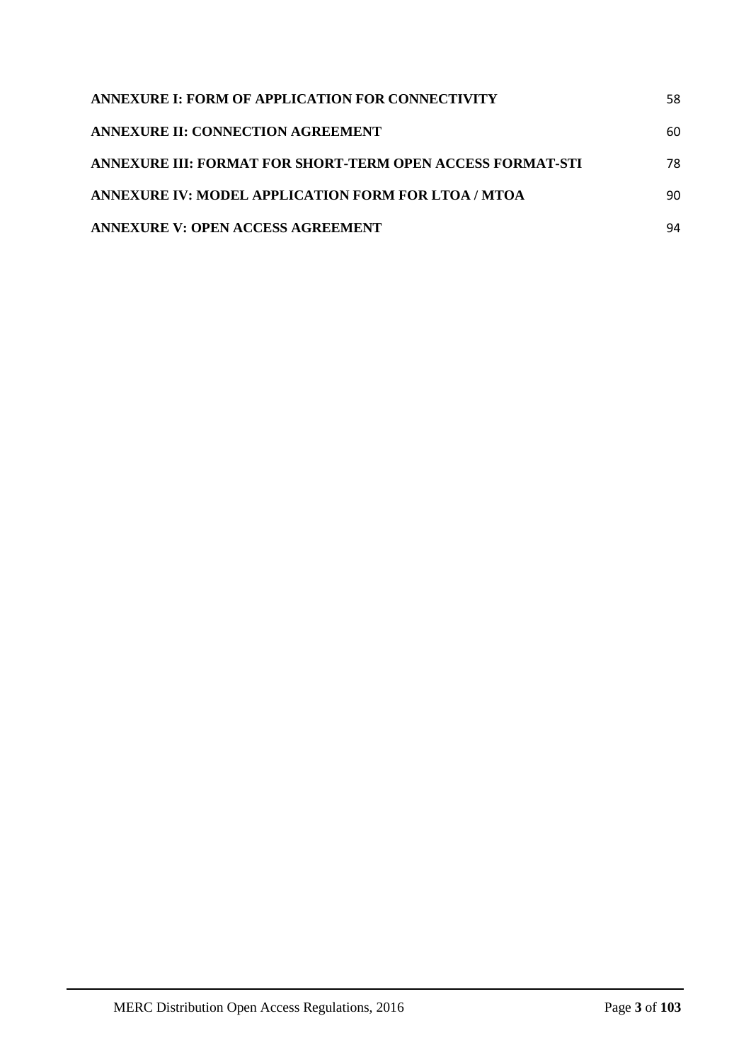**ANNEXURE I: FORM OF APPLICATION FOR CONNECTIVITY** 58

**ANNEXURE II: CONNECTION AGREEMENT** 60

**ANNEXURE III: FORMAT FOR SHORT-TERM OPEN ACCESS FORMAT-STI** 78

**ANNEXURE IV: MODEL APPLICATION FORM FOR LTOA / MTOA** 90

**ANNEXURE V: OPEN ACCESS AGREEMENT** 94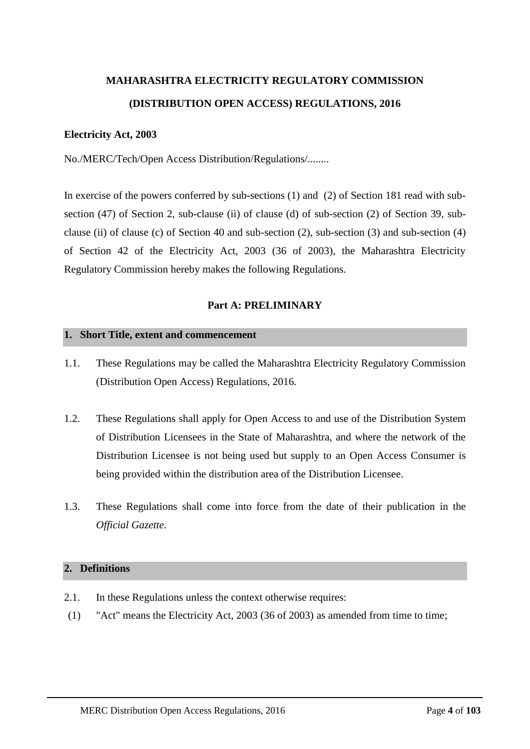# MAHARASHTRA ELECTRICITY REGULATORY COMMISSION

# (DISTRIBUTION OPEN ACCESS) REGULATIONS, 2016

**Electricity Act, 2003**

No./MERC/Tech/Open Access Distribution/Regulations/........

In exercise of the powers conferred by sub-sections (1) and (2) of Section 181 read with sub-section (47) of Section 2, sub-clause (ii) of clause (d) of sub-section (2) of Section 39, sub-clause (ii) of clause (c) of Section 40 and sub-section (2), sub-section (3) and sub-section (4) of Section 42 of the Electricity Act, 2003 (36 of 2003), the Maharashtra Electricity Regulatory Commission hereby makes the following Regulations.

## Part A: PRELIMINARY

### 1. Short Title, extent and commencement

1.1. These Regulations may be called the Maharashtra Electricity Regulatory Commission (Distribution Open Access) Regulations, 2016.

1.2. These Regulations shall apply for Open Access to and use of the Distribution System of Distribution Licensees in the State of Maharashtra, and where the network of the Distribution Licensee is not being used but supply to an Open Access Consumer is being provided within the distribution area of the Distribution Licensee.

1.3. These Regulations shall come into force from the date of their publication in the *Official Gazette.*

### 2. Definitions

2.1. In these Regulations unless the context otherwise requires:

(1) "Act" means the Electricity Act, 2003 (36 of 2003) as amended from time to time;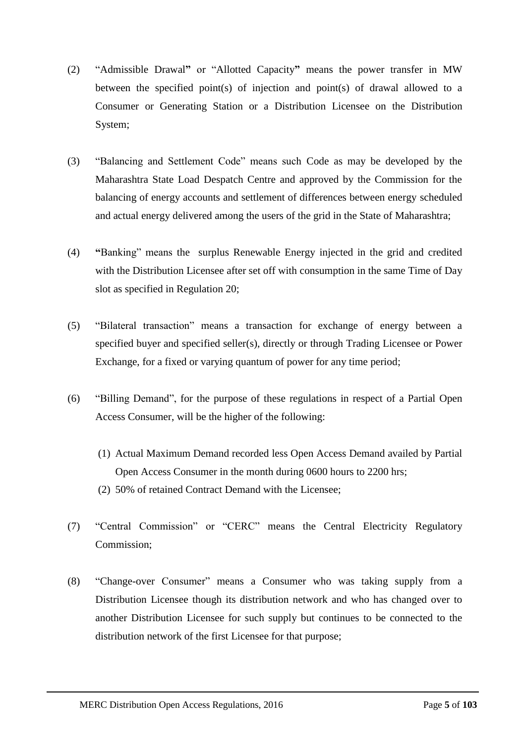(2) "Admissible Drawal" or "Allotted Capacity" means the power transfer in MW between the specified point(s) of injection and point(s) of drawal allowed to a Consumer or Generating Station or a Distribution Licensee on the Distribution System;

(3) "Balancing and Settlement Code" means such Code as may be developed by the Maharashtra State Load Despatch Centre and approved by the Commission for the balancing of energy accounts and settlement of differences between energy scheduled and actual energy delivered among the users of the grid in the State of Maharashtra;

(4) "Banking" means the surplus Renewable Energy injected in the grid and credited with the Distribution Licensee after set off with consumption in the same Time of Day slot as specified in Regulation 20;

(5) "Bilateral transaction" means a transaction for exchange of energy between a specified buyer and specified seller(s), directly or through Trading Licensee or Power Exchange, for a fixed or varying quantum of power for any time period;

(6) "Billing Demand", for the purpose of these regulations in respect of a Partial Open Access Consumer, will be the higher of the following:

   (1) Actual Maximum Demand recorded less Open Access Demand availed by Partial Open Access Consumer in the month during 0600 hours to 2200 hrs;
   (2) 50% of retained Contract Demand with the Licensee;

(7) "Central Commission" or "CERC" means the Central Electricity Regulatory Commission;

(8) "Change-over Consumer" means a Consumer who was taking supply from a Distribution Licensee though its distribution network and who has changed over to another Distribution Licensee for such supply but continues to be connected to the distribution network of the first Licensee for that purpose;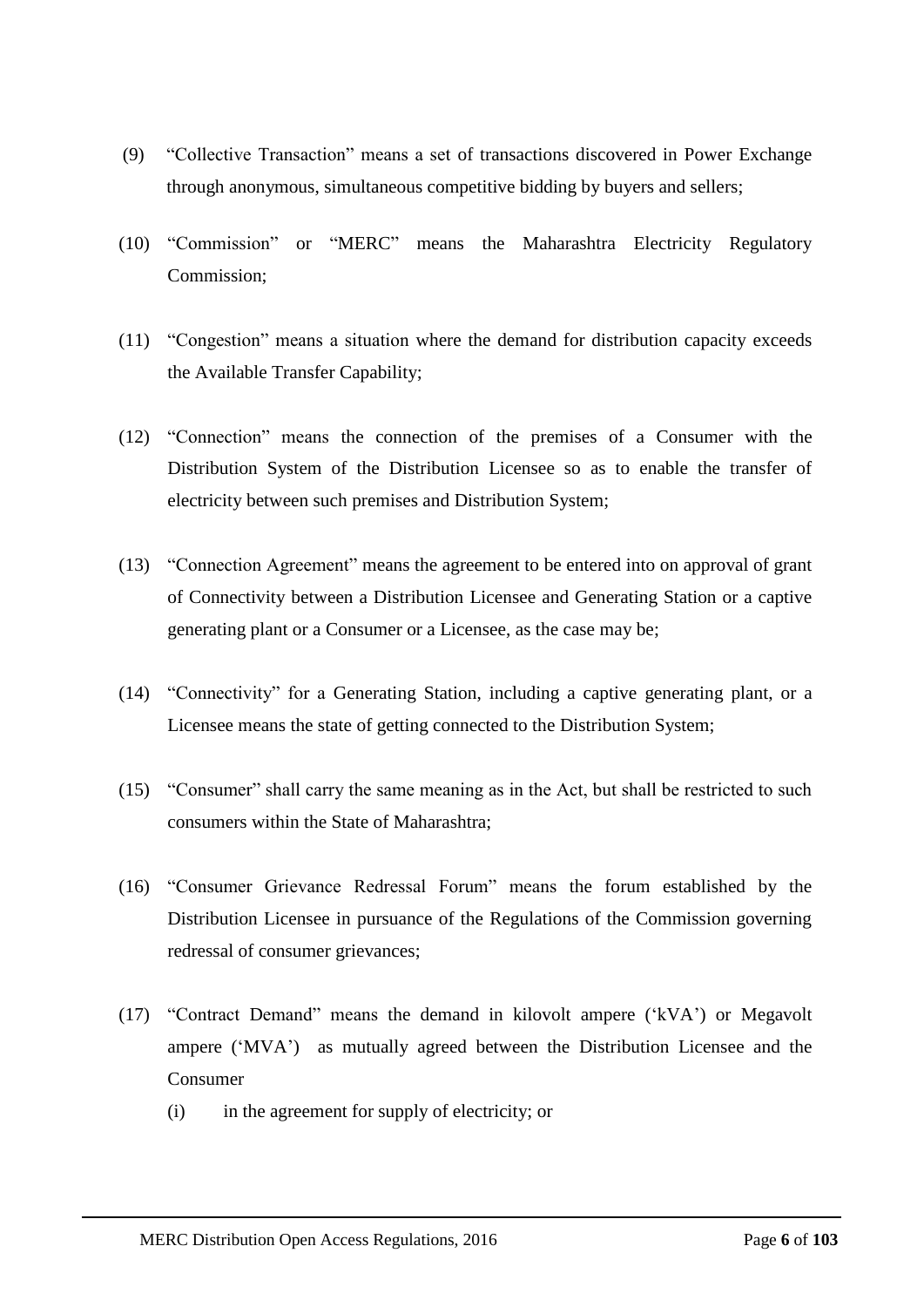(9) "Collective Transaction" means a set of transactions discovered in Power Exchange through anonymous, simultaneous competitive bidding by buyers and sellers;

(10) "Commission" or "MERC" means the Maharashtra Electricity Regulatory Commission;

(11) "Congestion" means a situation where the demand for distribution capacity exceeds the Available Transfer Capability;

(12) "Connection" means the connection of the premises of a Consumer with the Distribution System of the Distribution Licensee so as to enable the transfer of electricity between such premises and Distribution System;

(13) "Connection Agreement" means the agreement to be entered into on approval of grant of Connectivity between a Distribution Licensee and Generating Station or a captive generating plant or a Consumer or a Licensee, as the case may be;

(14) "Connectivity" for a Generating Station, including a captive generating plant, or a Licensee means the state of getting connected to the Distribution System;

(15) "Consumer" shall carry the same meaning as in the Act, but shall be restricted to such consumers within the State of Maharashtra;

(16) "Consumer Grievance Redressal Forum" means the forum established by the Distribution Licensee in pursuance of the Regulations of the Commission governing redressal of consumer grievances;

(17) "Contract Demand" means the demand in kilovolt ampere ('kVA') or Megavolt ampere ('MVA') as mutually agreed between the Distribution Licensee and the Consumer

 (i) in the agreement for supply of electricity; or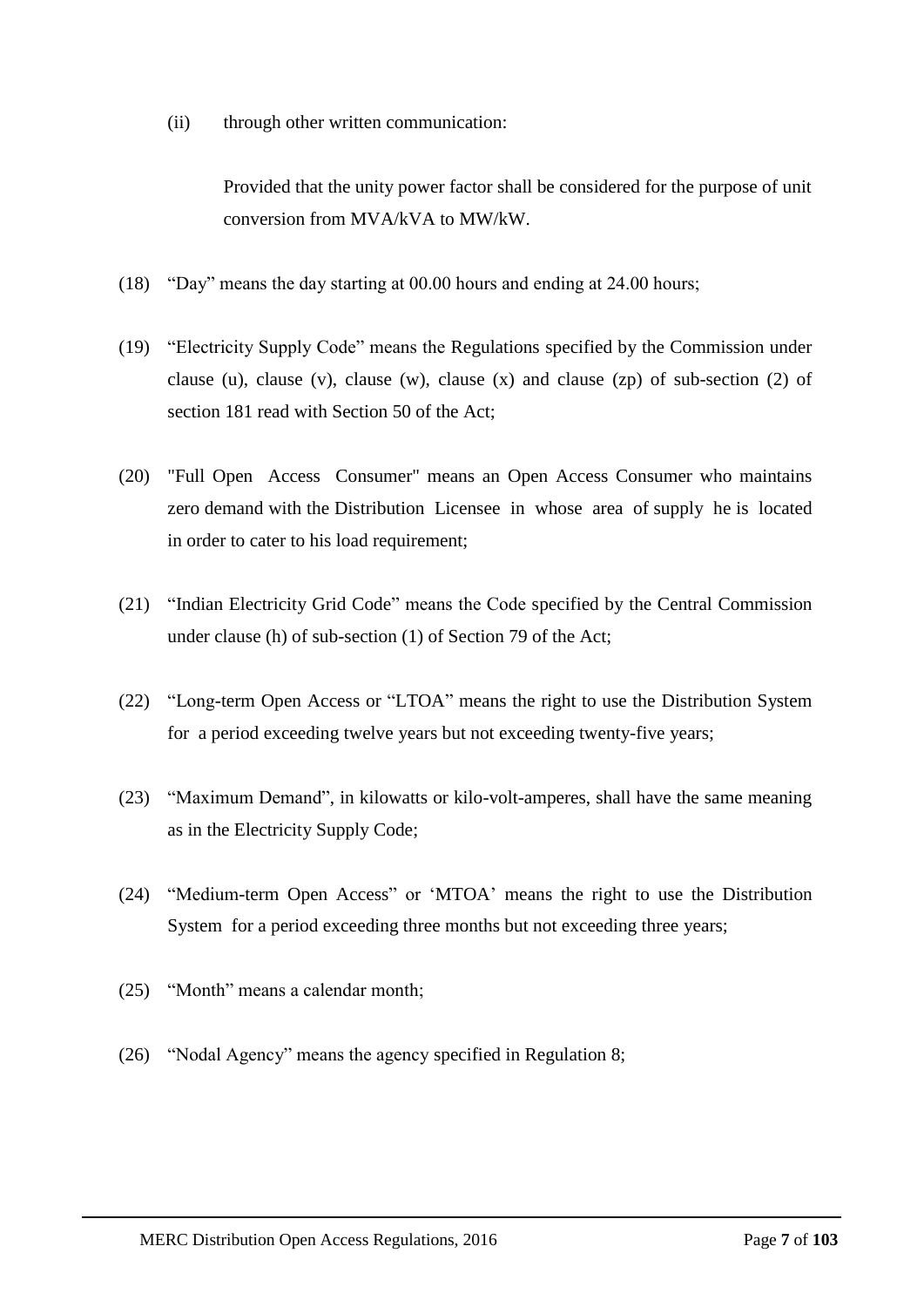(ii) through other written communication:

Provided that the unity power factor shall be considered for the purpose of unit conversion from MVA/kVA to MW/kW.

(18) "Day" means the day starting at 00.00 hours and ending at 24.00 hours;

(19) "Electricity Supply Code" means the Regulations specified by the Commission under clause (u), clause (v), clause (w), clause (x) and clause (zp) of sub-section (2) of section 181 read with Section 50 of the Act;

(20) "Full Open Access Consumer" means an Open Access Consumer who maintains zero demand with the Distribution Licensee in whose area of supply he is located in order to cater to his load requirement;

(21) "Indian Electricity Grid Code" means the Code specified by the Central Commission under clause (h) of sub-section (1) of Section 79 of the Act;

(22) "Long-term Open Access or "LTOA" means the right to use the Distribution System for a period exceeding twelve years but not exceeding twenty-five years;

(23) "Maximum Demand", in kilowatts or kilo-volt-amperes, shall have the same meaning as in the Electricity Supply Code;

(24) "Medium-term Open Access" or 'MTOA' means the right to use the Distribution System for a period exceeding three months but not exceeding three years;

(25) "Month" means a calendar month;

(26) "Nodal Agency" means the agency specified in Regulation 8;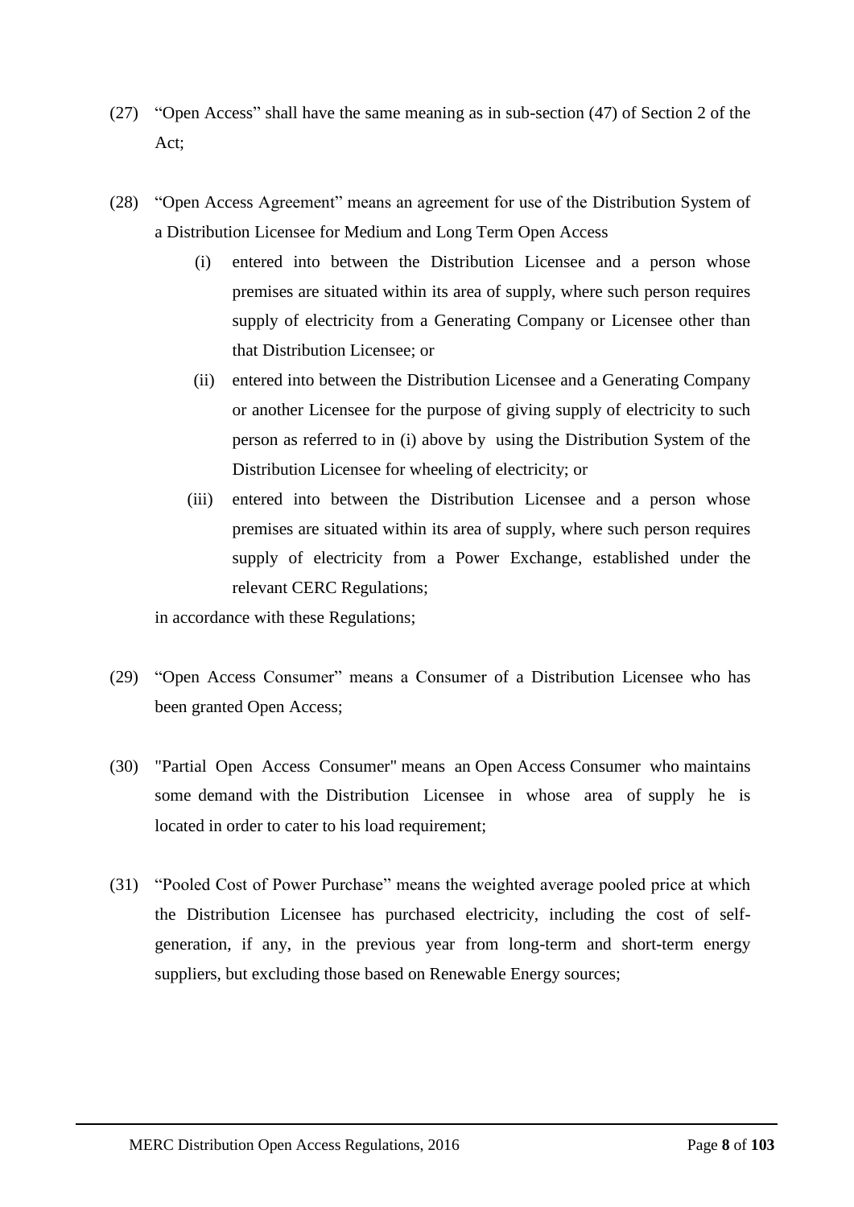(27) "Open Access" shall have the same meaning as in sub-section (47) of Section 2 of the Act;

(28) "Open Access Agreement" means an agreement for use of the Distribution System of a Distribution Licensee for Medium and Long Term Open Access

(i) entered into between the Distribution Licensee and a person whose premises are situated within its area of supply, where such person requires supply of electricity from a Generating Company or Licensee other than that Distribution Licensee; or

(ii) entered into between the Distribution Licensee and a Generating Company or another Licensee for the purpose of giving supply of electricity to such person as referred to in (i) above by using the Distribution System of the Distribution Licensee for wheeling of electricity; or

(iii) entered into between the Distribution Licensee and a person whose premises are situated within its area of supply, where such person requires supply of electricity from a Power Exchange, established under the relevant CERC Regulations;

in accordance with these Regulations;

(29) "Open Access Consumer" means a Consumer of a Distribution Licensee who has been granted Open Access;

(30) "Partial Open Access Consumer" means an Open Access Consumer who maintains some demand with the Distribution Licensee in whose area of supply he is located in order to cater to his load requirement;

(31) "Pooled Cost of Power Purchase" means the weighted average pooled price at which the Distribution Licensee has purchased electricity, including the cost of self-generation, if any, in the previous year from long-term and short-term energy suppliers, but excluding those based on Renewable Energy sources;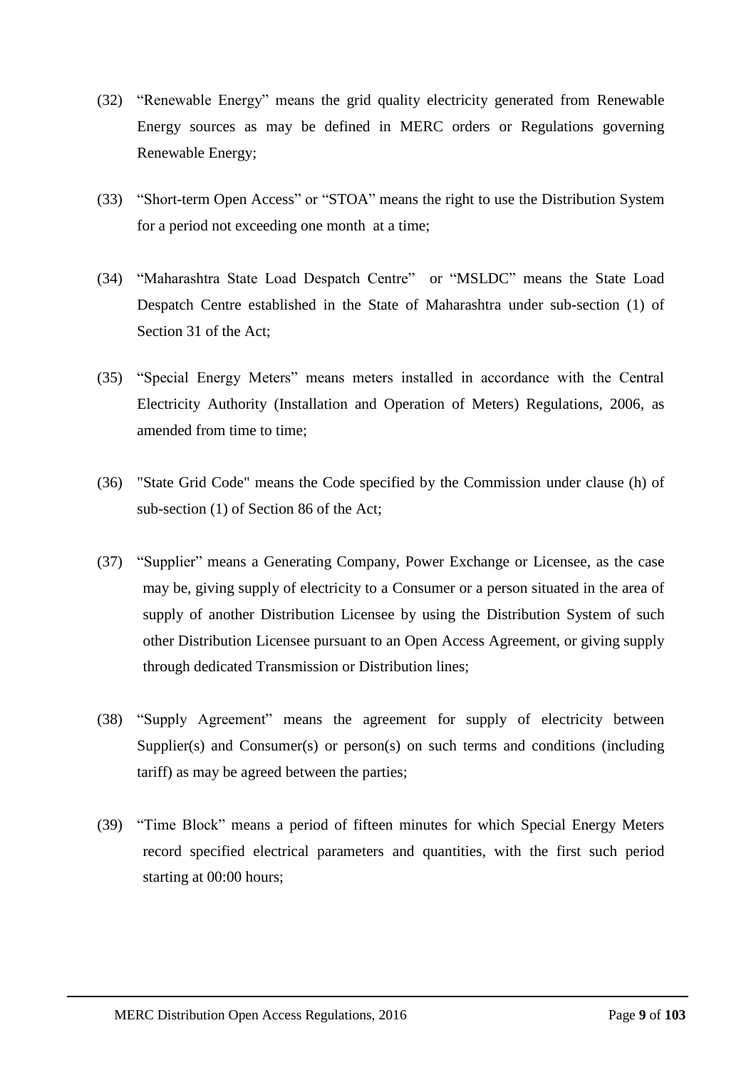(32) "Renewable Energy" means the grid quality electricity generated from Renewable Energy sources as may be defined in MERC orders or Regulations governing Renewable Energy;

(33) "Short-term Open Access" or "STOA" means the right to use the Distribution System for a period not exceeding one month at a time;

(34) "Maharashtra State Load Despatch Centre" or "MSLDC" means the State Load Despatch Centre established in the State of Maharashtra under sub-section (1) of Section 31 of the Act;

(35) "Special Energy Meters" means meters installed in accordance with the Central Electricity Authority (Installation and Operation of Meters) Regulations, 2006, as amended from time to time;

(36) "State Grid Code" means the Code specified by the Commission under clause (h) of sub-section (1) of Section 86 of the Act;

(37) "Supplier" means a Generating Company, Power Exchange or Licensee, as the case may be, giving supply of electricity to a Consumer or a person situated in the area of supply of another Distribution Licensee by using the Distribution System of such other Distribution Licensee pursuant to an Open Access Agreement, or giving supply through dedicated Transmission or Distribution lines;

(38) "Supply Agreement" means the agreement for supply of electricity between Supplier(s) and Consumer(s) or person(s) on such terms and conditions (including tariff) as may be agreed between the parties;

(39) "Time Block" means a period of fifteen minutes for which Special Energy Meters record specified electrical parameters and quantities, with the first such period starting at 00:00 hours;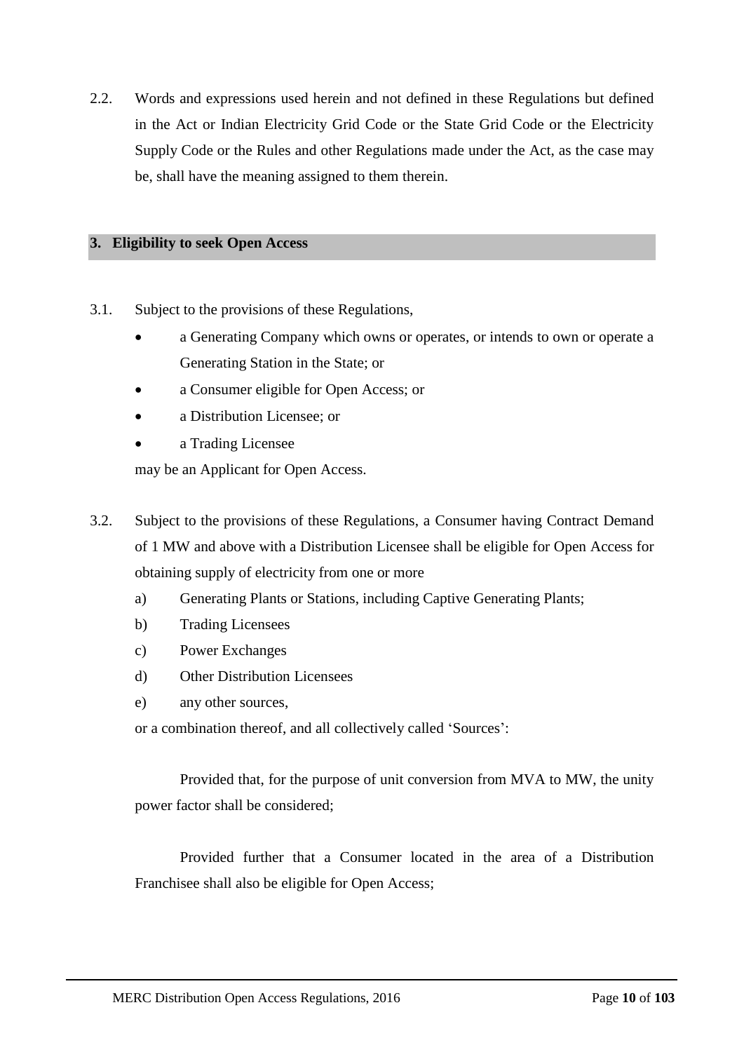2.2. Words and expressions used herein and not defined in these Regulations but defined in the Act or Indian Electricity Grid Code or the State Grid Code or the Electricity Supply Code or the Rules and other Regulations made under the Act, as the case may be, shall have the meaning assigned to them therein.

## 3. Eligibility to seek Open Access

3.1. Subject to the provisions of these Regulations,

- a Generating Company which owns or operates, or intends to own or operate a Generating Station in the State; or
- a Consumer eligible for Open Access; or
- a Distribution Licensee; or
- a Trading Licensee

may be an Applicant for Open Access.

3.2. Subject to the provisions of these Regulations, a Consumer having Contract Demand of 1 MW and above with a Distribution Licensee shall be eligible for Open Access for obtaining supply of electricity from one or more

a) Generating Plants or Stations, including Captive Generating Plants;

b) Trading Licensees

c) Power Exchanges

d) Other Distribution Licensees

e) any other sources,

or a combination thereof, and all collectively called 'Sources':

Provided that, for the purpose of unit conversion from MVA to MW, the unity power factor shall be considered;

Provided further that a Consumer located in the area of a Distribution Franchisee shall also be eligible for Open Access;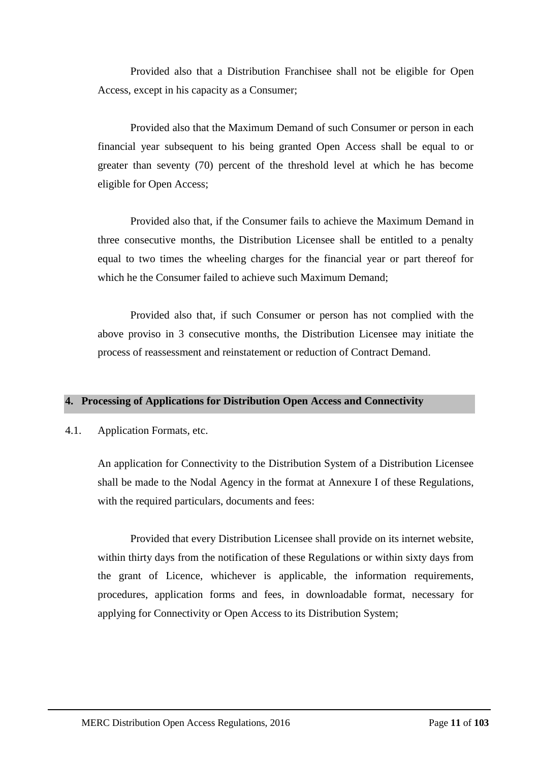Provided also that a Distribution Franchisee shall not be eligible for Open Access, except in his capacity as a Consumer;

Provided also that the Maximum Demand of such Consumer or person in each financial year subsequent to his being granted Open Access shall be equal to or greater than seventy (70) percent of the threshold level at which he has become eligible for Open Access;

Provided also that, if the Consumer fails to achieve the Maximum Demand in three consecutive months, the Distribution Licensee shall be entitled to a penalty equal to two times the wheeling charges for the financial year or part thereof for which he the Consumer failed to achieve such Maximum Demand;

Provided also that, if such Consumer or person has not complied with the above proviso in 3 consecutive months, the Distribution Licensee may initiate the process of reassessment and reinstatement or reduction of Contract Demand.

## 4. Processing of Applications for Distribution Open Access and Connectivity

4.1. Application Formats, etc.

An application for Connectivity to the Distribution System of a Distribution Licensee shall be made to the Nodal Agency in the format at Annexure I of these Regulations, with the required particulars, documents and fees:

Provided that every Distribution Licensee shall provide on its internet website, within thirty days from the notification of these Regulations or within sixty days from the grant of Licence, whichever is applicable, the information requirements, procedures, application forms and fees, in downloadable format, necessary for applying for Connectivity or Open Access to its Distribution System;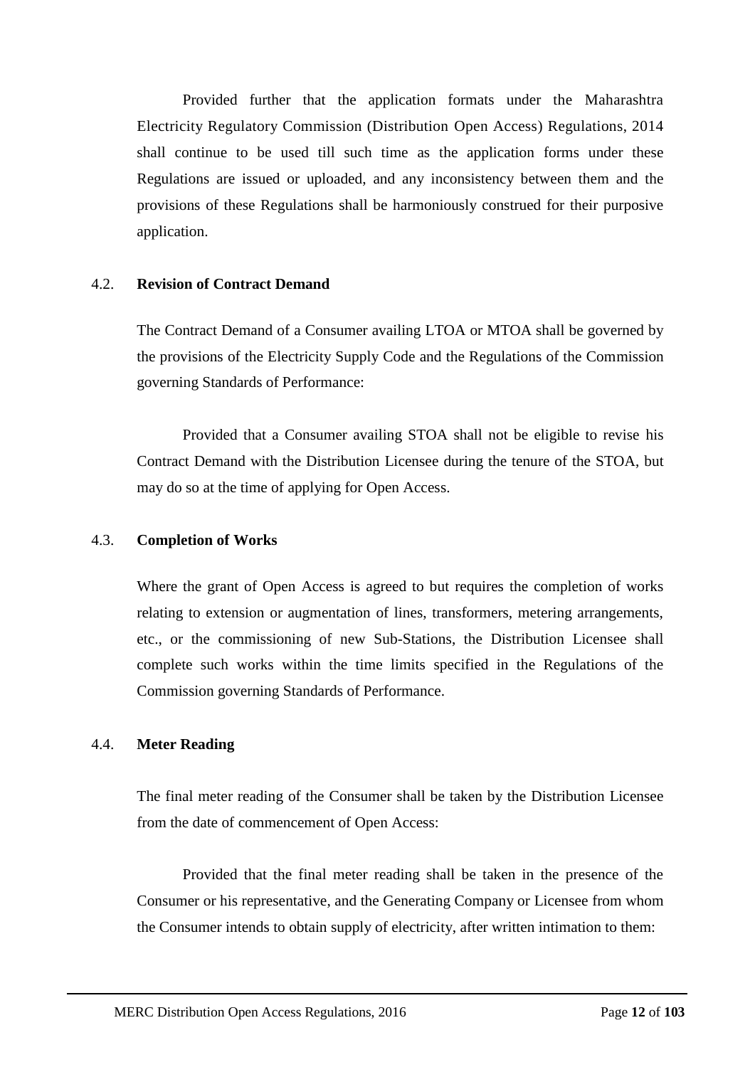Provided further that the application formats under the Maharashtra Electricity Regulatory Commission (Distribution Open Access) Regulations, 2014 shall continue to be used till such time as the application forms under these Regulations are issued or uploaded, and any inconsistency between them and the provisions of these Regulations shall be harmoniously construed for their purposive application.

4.2. **Revision of Contract Demand**

The Contract Demand of a Consumer availing LTOA or MTOA shall be governed by the provisions of the Electricity Supply Code and the Regulations of the Commission governing Standards of Performance:

Provided that a Consumer availing STOA shall not be eligible to revise his Contract Demand with the Distribution Licensee during the tenure of the STOA, but may do so at the time of applying for Open Access.

4.3. **Completion of Works**

Where the grant of Open Access is agreed to but requires the completion of works relating to extension or augmentation of lines, transformers, metering arrangements, etc., or the commissioning of new Sub-Stations, the Distribution Licensee shall complete such works within the time limits specified in the Regulations of the Commission governing Standards of Performance.

4.4. **Meter Reading**

The final meter reading of the Consumer shall be taken by the Distribution Licensee from the date of commencement of Open Access:

Provided that the final meter reading shall be taken in the presence of the Consumer or his representative, and the Generating Company or Licensee from whom the Consumer intends to obtain supply of electricity, after written intimation to them: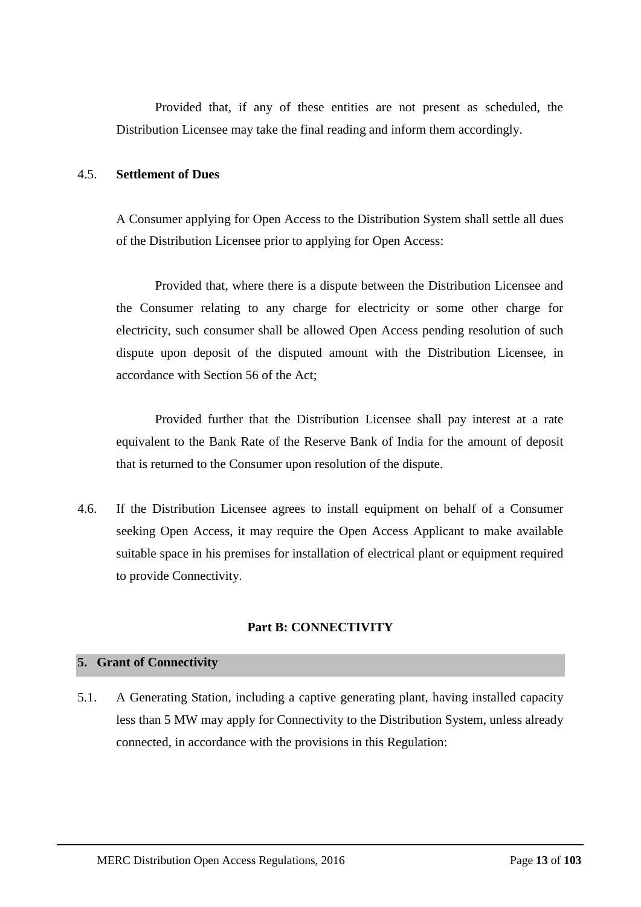Provided that, if any of these entities are not present as scheduled, the Distribution Licensee may take the final reading and inform them accordingly.

4.5. **Settlement of Dues**

A Consumer applying for Open Access to the Distribution System shall settle all dues of the Distribution Licensee prior to applying for Open Access:

Provided that, where there is a dispute between the Distribution Licensee and the Consumer relating to any charge for electricity or some other charge for electricity, such consumer shall be allowed Open Access pending resolution of such dispute upon deposit of the disputed amount with the Distribution Licensee, in accordance with Section 56 of the Act;

Provided further that the Distribution Licensee shall pay interest at a rate equivalent to the Bank Rate of the Reserve Bank of India for the amount of deposit that is returned to the Consumer upon resolution of the dispute.

4.6. If the Distribution Licensee agrees to install equipment on behalf of a Consumer seeking Open Access, it may require the Open Access Applicant to make available suitable space in his premises for installation of electrical plant or equipment required to provide Connectivity.

## Part B: CONNECTIVITY

### 5. Grant of Connectivity

5.1. A Generating Station, including a captive generating plant, having installed capacity less than 5 MW may apply for Connectivity to the Distribution System, unless already connected, in accordance with the provisions in this Regulation: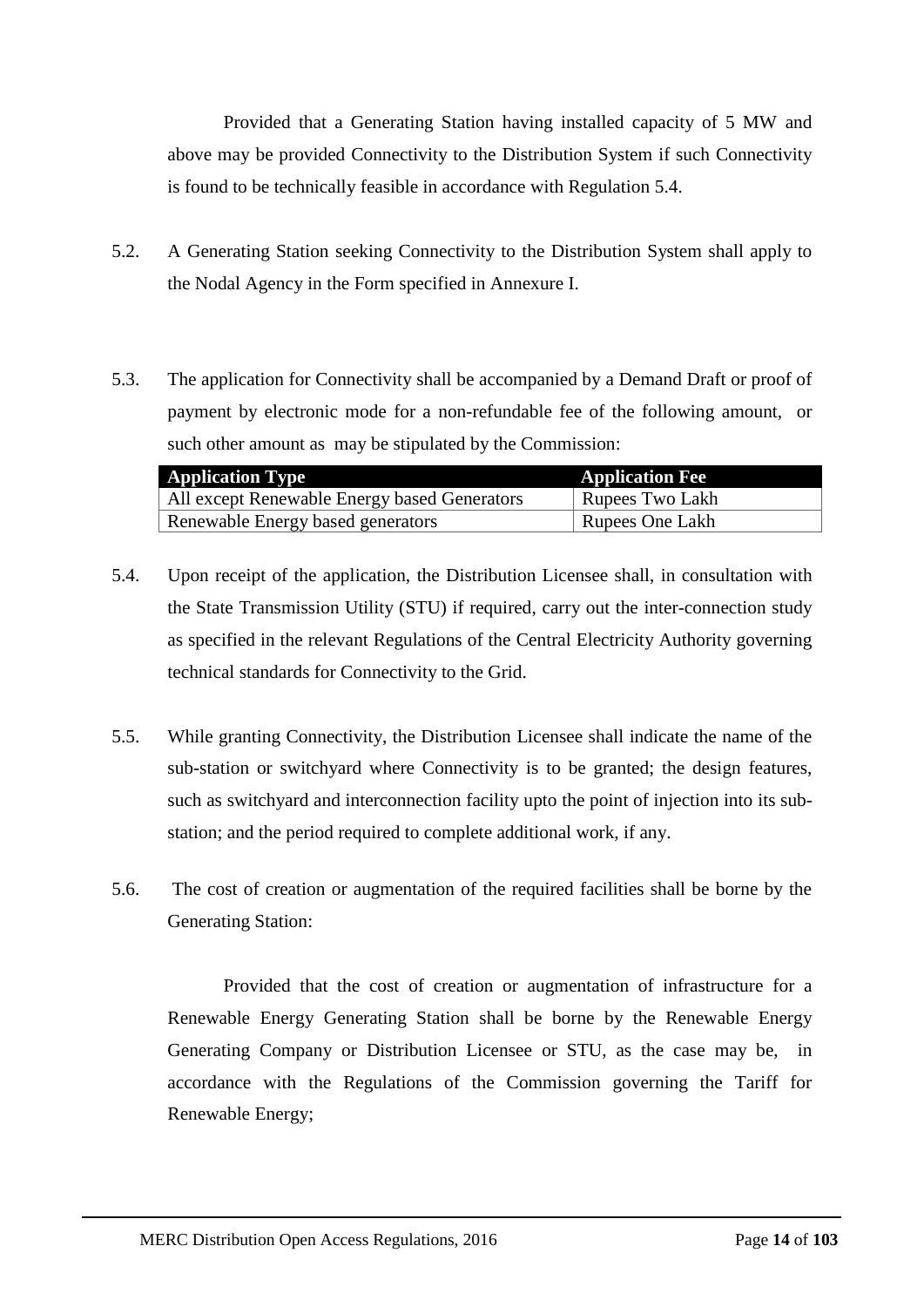Provided that a Generating Station having installed capacity of 5 MW and above may be provided Connectivity to the Distribution System if such Connectivity is found to be technically feasible in accordance with Regulation 5.4.

5.2. A Generating Station seeking Connectivity to the Distribution System shall apply to the Nodal Agency in the Form specified in Annexure I.

5.3. The application for Connectivity shall be accompanied by a Demand Draft or proof of payment by electronic mode for a non-refundable fee of the following amount, or such other amount as may be stipulated by the Commission:

| Application Type | Application Fee |
| --- | --- |
| All except Renewable Energy based Generators | Rupees Two Lakh |
| Renewable Energy based generators | Rupees One Lakh |

5.4. Upon receipt of the application, the Distribution Licensee shall, in consultation with the State Transmission Utility (STU) if required, carry out the inter-connection study as specified in the relevant Regulations of the Central Electricity Authority governing technical standards for Connectivity to the Grid.

5.5. While granting Connectivity, the Distribution Licensee shall indicate the name of the sub-station or switchyard where Connectivity is to be granted; the design features, such as switchyard and interconnection facility upto the point of injection into its sub-station; and the period required to complete additional work, if any.

5.6. The cost of creation or augmentation of the required facilities shall be borne by the Generating Station:

Provided that the cost of creation or augmentation of infrastructure for a Renewable Energy Generating Station shall be borne by the Renewable Energy Generating Company or Distribution Licensee or STU, as the case may be, in accordance with the Regulations of the Commission governing the Tariff for Renewable Energy;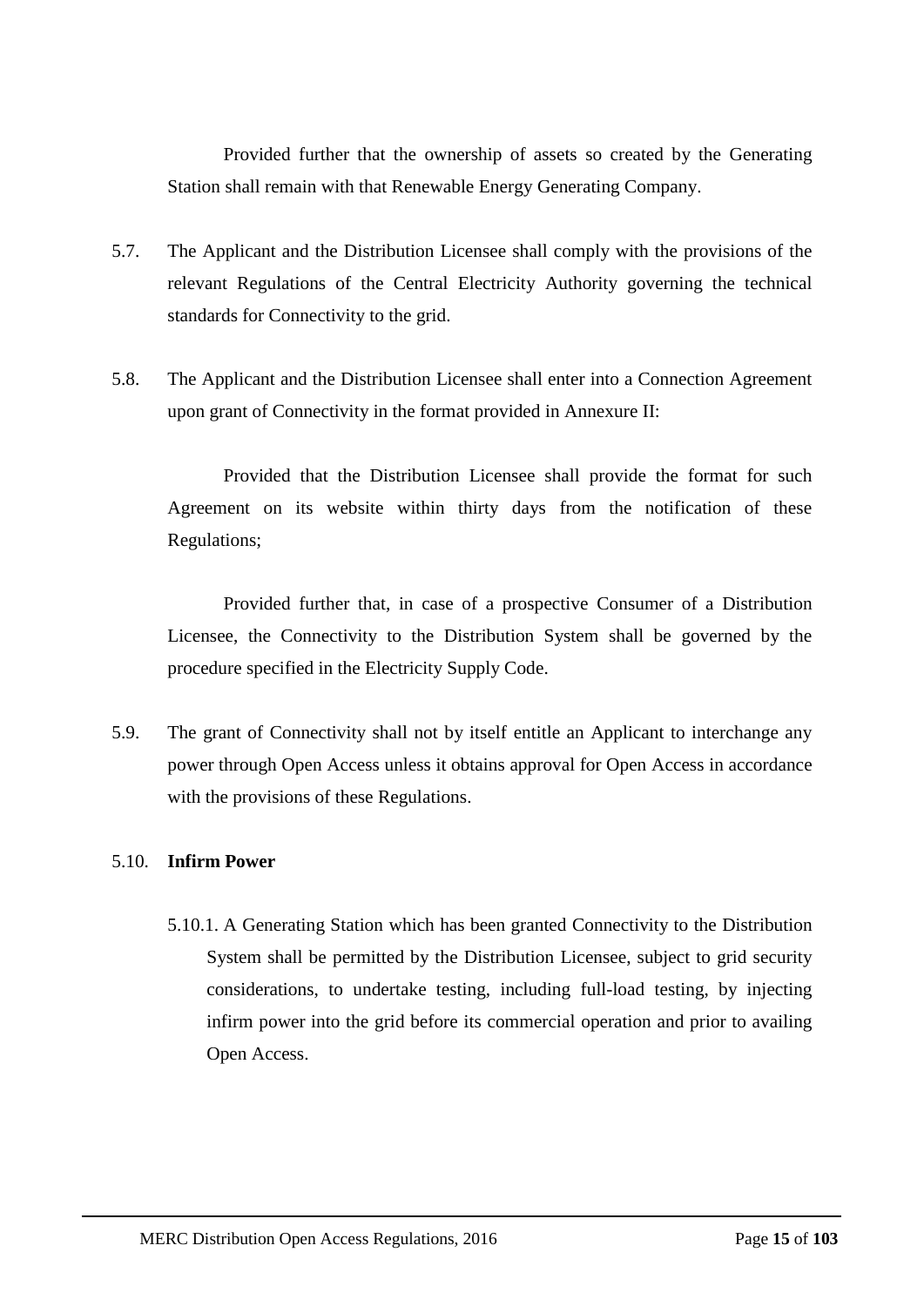Provided further that the ownership of assets so created by the Generating Station shall remain with that Renewable Energy Generating Company.

5.7. The Applicant and the Distribution Licensee shall comply with the provisions of the relevant Regulations of the Central Electricity Authority governing the technical standards for Connectivity to the grid.

5.8. The Applicant and the Distribution Licensee shall enter into a Connection Agreement upon grant of Connectivity in the format provided in Annexure II:

Provided that the Distribution Licensee shall provide the format for such Agreement on its website within thirty days from the notification of these Regulations;

Provided further that, in case of a prospective Consumer of a Distribution Licensee, the Connectivity to the Distribution System shall be governed by the procedure specified in the Electricity Supply Code.

5.9. The grant of Connectivity shall not by itself entitle an Applicant to interchange any power through Open Access unless it obtains approval for Open Access in accordance with the provisions of these Regulations.

5.10. **Infirm Power**

5.10.1. A Generating Station which has been granted Connectivity to the Distribution System shall be permitted by the Distribution Licensee, subject to grid security considerations, to undertake testing, including full-load testing, by injecting infirm power into the grid before its commercial operation and prior to availing Open Access.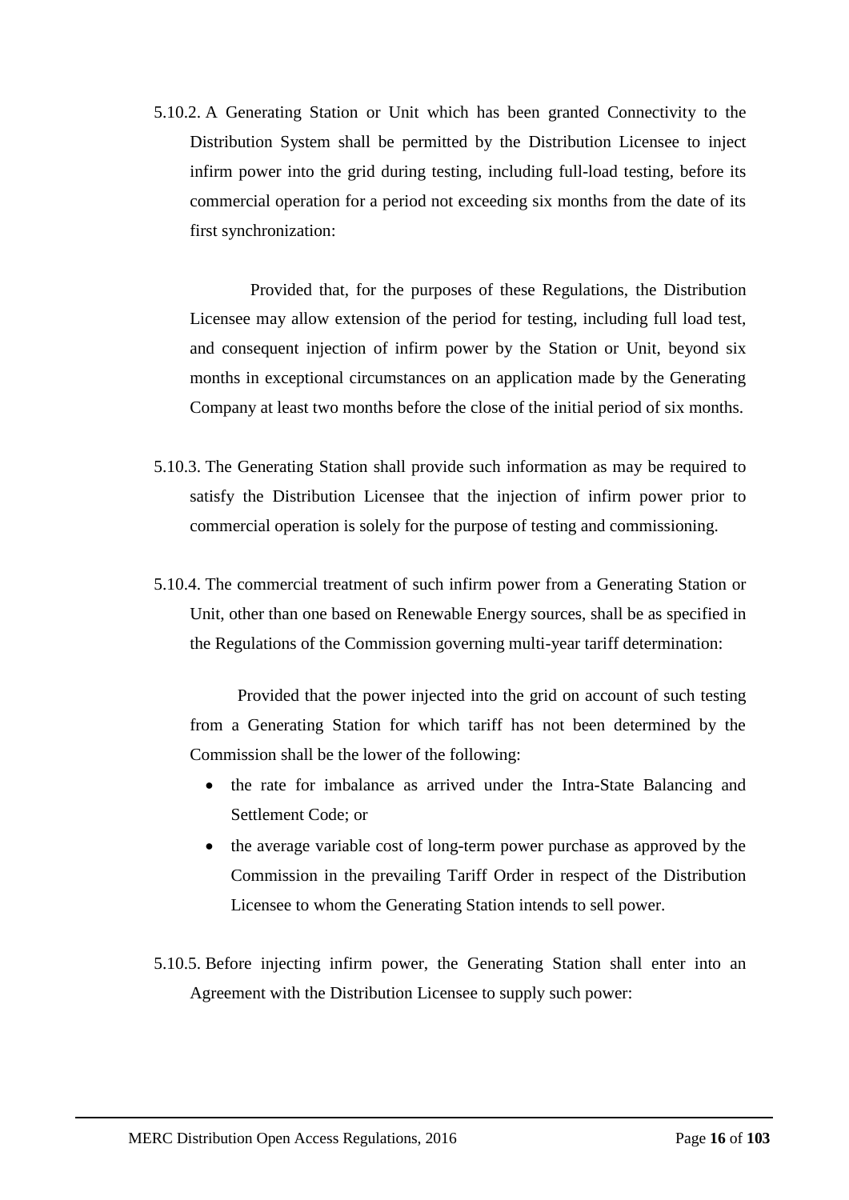5.10.2. A Generating Station or Unit which has been granted Connectivity to the Distribution System shall be permitted by the Distribution Licensee to inject infirm power into the grid during testing, including full-load testing, before its commercial operation for a period not exceeding six months from the date of its first synchronization:

Provided that, for the purposes of these Regulations, the Distribution Licensee may allow extension of the period for testing, including full load test, and consequent injection of infirm power by the Station or Unit, beyond six months in exceptional circumstances on an application made by the Generating Company at least two months before the close of the initial period of six months.

5.10.3. The Generating Station shall provide such information as may be required to satisfy the Distribution Licensee that the injection of infirm power prior to commercial operation is solely for the purpose of testing and commissioning.

5.10.4. The commercial treatment of such infirm power from a Generating Station or Unit, other than one based on Renewable Energy sources, shall be as specified in the Regulations of the Commission governing multi-year tariff determination:

Provided that the power injected into the grid on account of such testing from a Generating Station for which tariff has not been determined by the Commission shall be the lower of the following:

- the rate for imbalance as arrived under the Intra-State Balancing and Settlement Code; or
- the average variable cost of long-term power purchase as approved by the Commission in the prevailing Tariff Order in respect of the Distribution Licensee to whom the Generating Station intends to sell power.

5.10.5. Before injecting infirm power, the Generating Station shall enter into an Agreement with the Distribution Licensee to supply such power: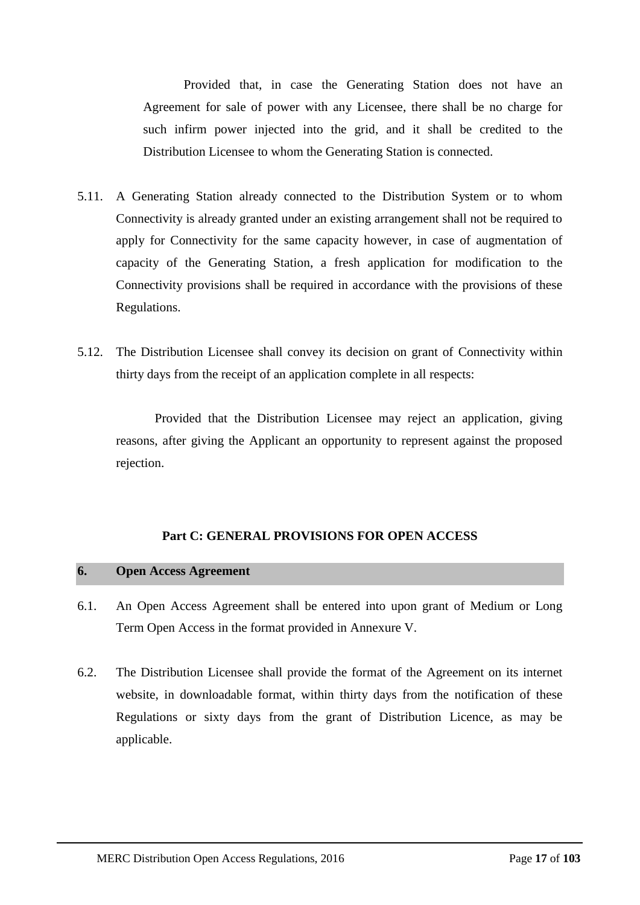Provided that, in case the Generating Station does not have an Agreement for sale of power with any Licensee, there shall be no charge for such infirm power injected into the grid, and it shall be credited to the Distribution Licensee to whom the Generating Station is connected.

5.11. A Generating Station already connected to the Distribution System or to whom Connectivity is already granted under an existing arrangement shall not be required to apply for Connectivity for the same capacity however, in case of augmentation of capacity of the Generating Station, a fresh application for modification to the Connectivity provisions shall be required in accordance with the provisions of these Regulations.

5.12. The Distribution Licensee shall convey its decision on grant of Connectivity within thirty days from the receipt of an application complete in all respects:

Provided that the Distribution Licensee may reject an application, giving reasons, after giving the Applicant an opportunity to represent against the proposed rejection.

## Part C: GENERAL PROVISIONS FOR OPEN ACCESS

### 6. Open Access Agreement

6.1. An Open Access Agreement shall be entered into upon grant of Medium or Long Term Open Access in the format provided in Annexure V.

6.2. The Distribution Licensee shall provide the format of the Agreement on its internet website, in downloadable format, within thirty days from the notification of these Regulations or sixty days from the grant of Distribution Licence, as may be applicable.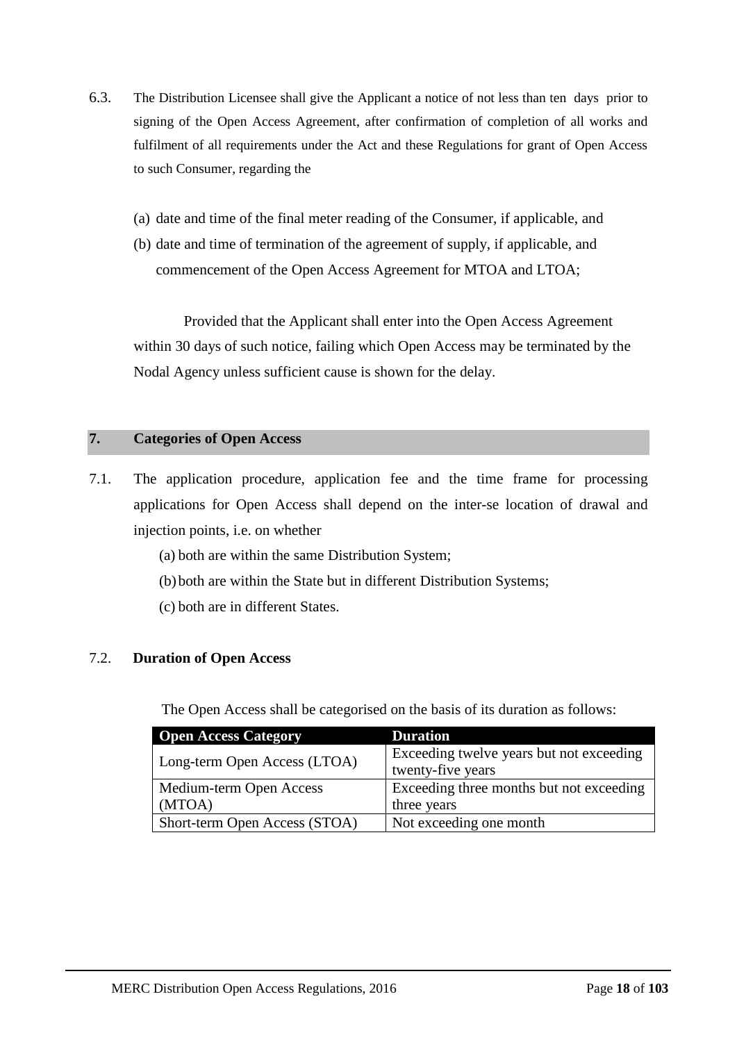6.3. The Distribution Licensee shall give the Applicant a notice of not less than ten days prior to signing of the Open Access Agreement, after confirmation of completion of all works and fulfilment of all requirements under the Act and these Regulations for grant of Open Access to such Consumer, regarding the

(a) date and time of the final meter reading of the Consumer, if applicable, and

(b) date and time of termination of the agreement of supply, if applicable, and commencement of the Open Access Agreement for MTOA and LTOA;

Provided that the Applicant shall enter into the Open Access Agreement within 30 days of such notice, failing which Open Access may be terminated by the Nodal Agency unless sufficient cause is shown for the delay.

## 7. Categories of Open Access

7.1. The application procedure, application fee and the time frame for processing applications for Open Access shall depend on the inter-se location of drawal and injection points, i.e. on whether

(a) both are within the same Distribution System;

(b) both are within the State but in different Distribution Systems;

(c) both are in different States.

### 7.2. Duration of Open Access

The Open Access shall be categorised on the basis of its duration as follows:

| Open Access Category | Duration |
|---|---|
| Long-term Open Access (LTOA) | Exceeding twelve years but not exceeding twenty-five years |
| Medium-term Open Access (MTOA) | Exceeding three months but not exceeding three years |
| Short-term Open Access (STOA) | Not exceeding one month |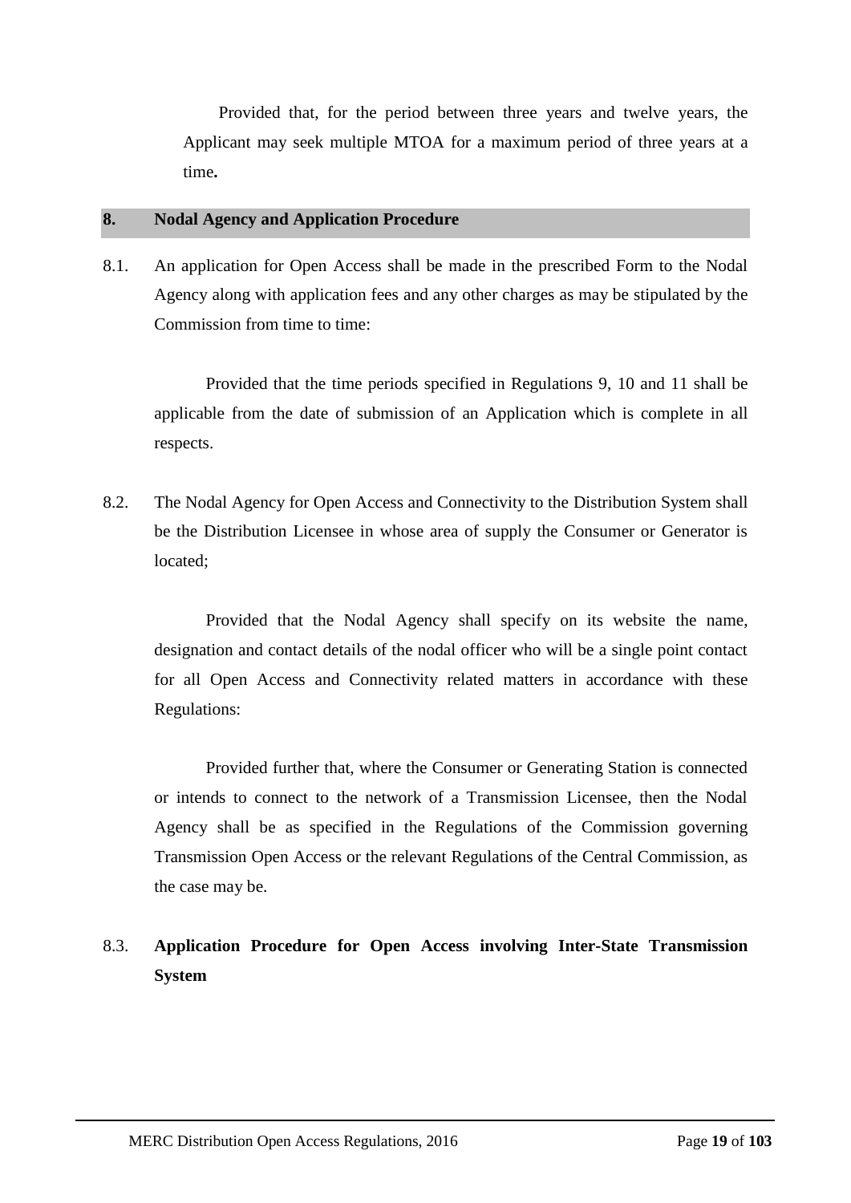Provided that, for the period between three years and twelve years, the Applicant may seek multiple MTOA for a maximum period of three years at a time**.**

## 8. Nodal Agency and Application Procedure

8.1. An application for Open Access shall be made in the prescribed Form to the Nodal Agency along with application fees and any other charges as may be stipulated by the Commission from time to time:

Provided that the time periods specified in Regulations 9, 10 and 11 shall be applicable from the date of submission of an Application which is complete in all respects.

8.2. The Nodal Agency for Open Access and Connectivity to the Distribution System shall be the Distribution Licensee in whose area of supply the Consumer or Generator is located;

Provided that the Nodal Agency shall specify on its website the name, designation and contact details of the nodal officer who will be a single point contact for all Open Access and Connectivity related matters in accordance with these Regulations:

Provided further that, where the Consumer or Generating Station is connected or intends to connect to the network of a Transmission Licensee, then the Nodal Agency shall be as specified in the Regulations of the Commission governing Transmission Open Access or the relevant Regulations of the Central Commission, as the case may be.

8.3. **Application Procedure for Open Access involving Inter-State Transmission System**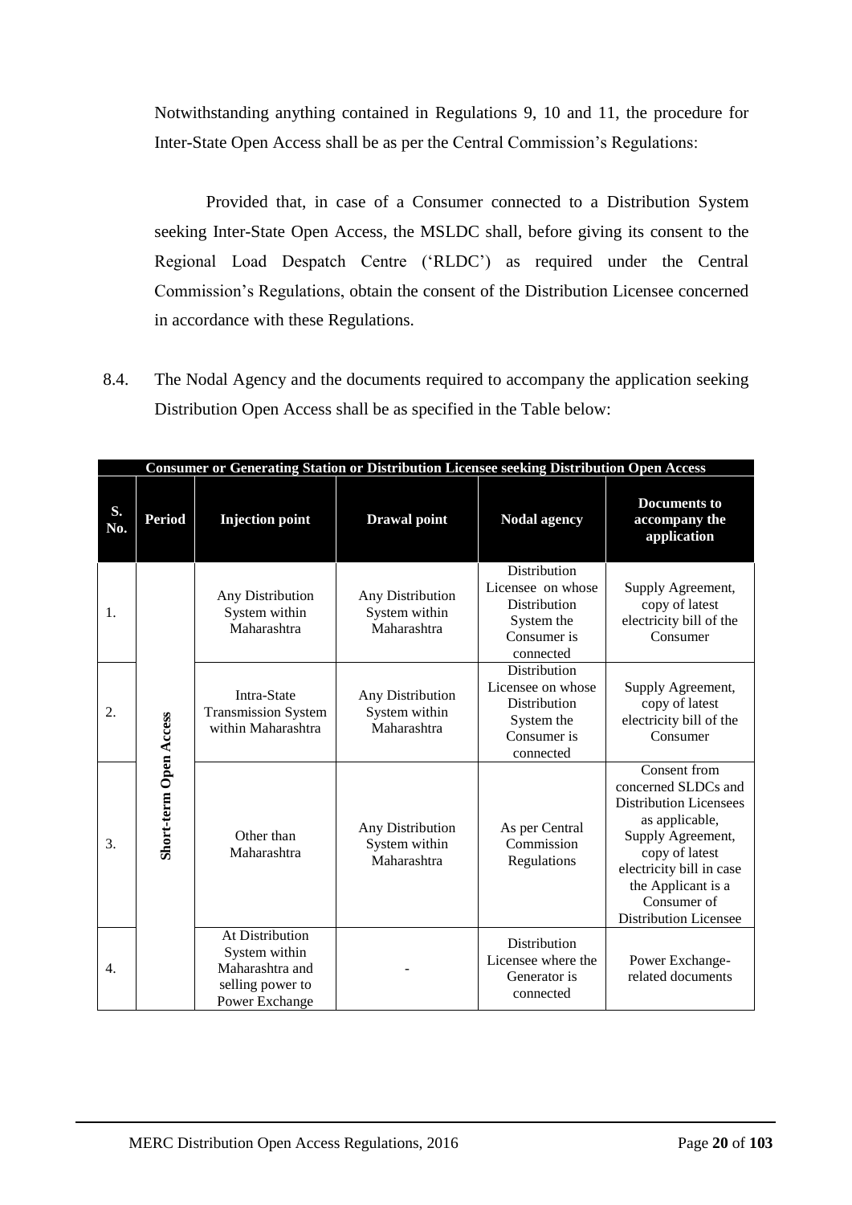Notwithstanding anything contained in Regulations 9, 10 and 11, the procedure for Inter-State Open Access shall be as per the Central Commission's Regulations:

Provided that, in case of a Consumer connected to a Distribution System seeking Inter-State Open Access, the MSLDC shall, before giving its consent to the Regional Load Despatch Centre ('RLDC') as required under the Central Commission's Regulations, obtain the consent of the Distribution Licensee concerned in accordance with these Regulations.

8.4. The Nodal Agency and the documents required to accompany the application seeking Distribution Open Access shall be as specified in the Table below:

| **Consumer or Generating Station or Distribution Licensee seeking Distribution Open Access** | | | | | |
|---|---|---|---|---|---|
| **S. No.** | **Period** | **Injection point** | **Drawal point** | **Nodal agency** | **Documents to accompany the application** |
| 1. | Short-term Open Access | Any Distribution System within Maharashtra | Any Distribution System within Maharashtra | Distribution Licensee on whose Distribution System the Consumer is connected | Supply Agreement, copy of latest electricity bill of the Consumer |
| 2. | | Intra-State Transmission System within Maharashtra | Any Distribution System within Maharashtra | Distribution Licensee on whose Distribution System the Consumer is connected | Supply Agreement, copy of latest electricity bill of the Consumer |
| 3. | | Other than Maharashtra | Any Distribution System within Maharashtra | As per Central Commission Regulations | Consent from concerned SLDCs and Distribution Licensees as applicable, Supply Agreement, copy of latest electricity bill in case the Applicant is a Consumer of Distribution Licensee |
| 4. | | At Distribution System within Maharashtra and selling power to Power Exchange | - | Distribution Licensee where the Generator is connected | Power Exchange-related documents |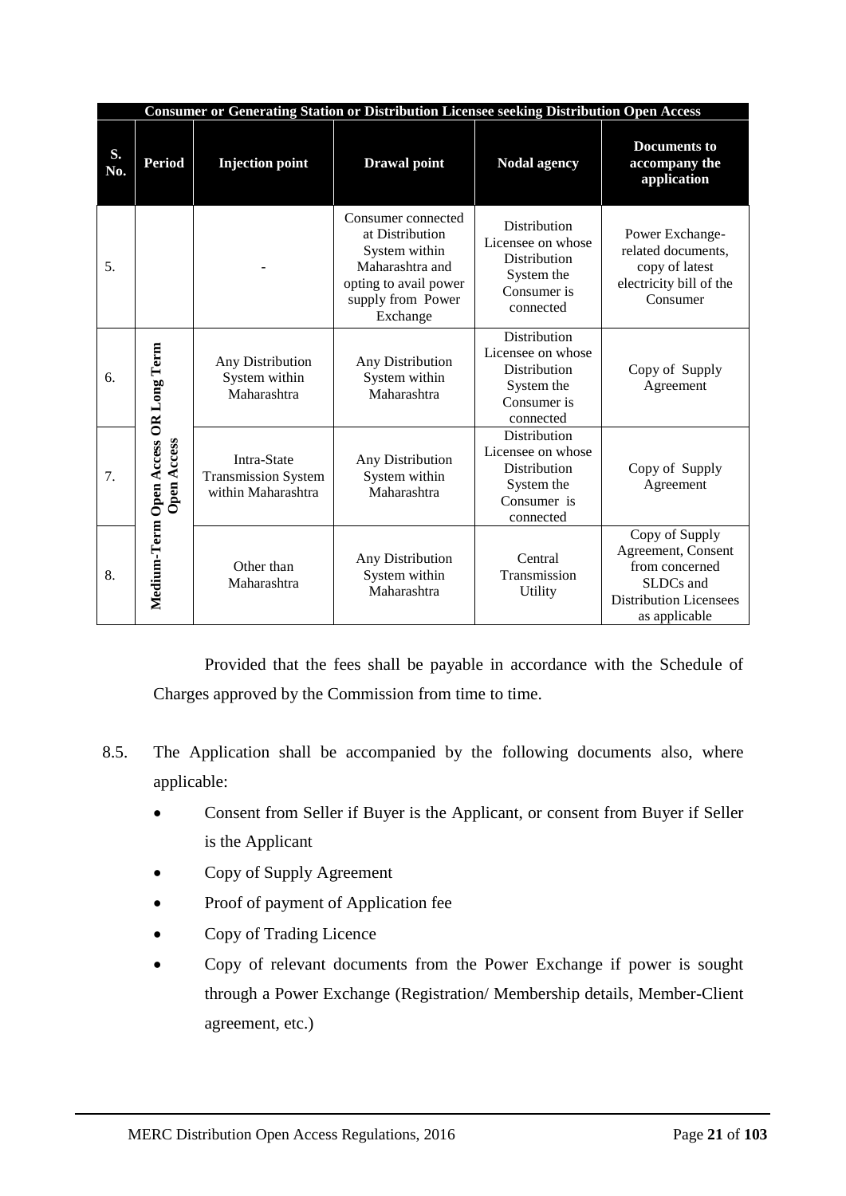| Consumer or Generating Station or Distribution Licensee seeking Distribution Open Access | | | | | |
|---|---|---|---|---|---|
| **S. No.** | **Period** | **Injection point** | **Drawal point** | **Nodal agency** | **Documents to accompany the application** |
| 5. | | - | Consumer connected at Distribution System within Maharashtra and opting to avail power supply from Power Exchange | Distribution Licensee on whose Distribution System the Consumer is connected | Power Exchange-related documents, copy of latest electricity bill of the Consumer |
| 6. | Medium-Term Open Access OR Long Term Open Access | Any Distribution System within Maharashtra | Any Distribution System within Maharashtra | Distribution Licensee on whose Distribution System the Consumer is connected | Copy of Supply Agreement |
| 7. | | Intra-State Transmission System within Maharashtra | Any Distribution System within Maharashtra | Distribution Licensee on whose Distribution System the Consumer is connected | Copy of Supply Agreement |
| 8. | | Other than Maharashtra | Any Distribution System within Maharashtra | Central Transmission Utility | Copy of Supply Agreement, Consent from concerned SLDCs and Distribution Licensees as applicable |

Provided that the fees shall be payable in accordance with the Schedule of Charges approved by the Commission from time to time.

8.5. The Application shall be accompanied by the following documents also, where applicable:

- Consent from Seller if Buyer is the Applicant, or consent from Buyer if Seller is the Applicant
- Copy of Supply Agreement
- Proof of payment of Application fee
- Copy of Trading Licence
- Copy of relevant documents from the Power Exchange if power is sought through a Power Exchange (Registration/ Membership details, Member-Client agreement, etc.)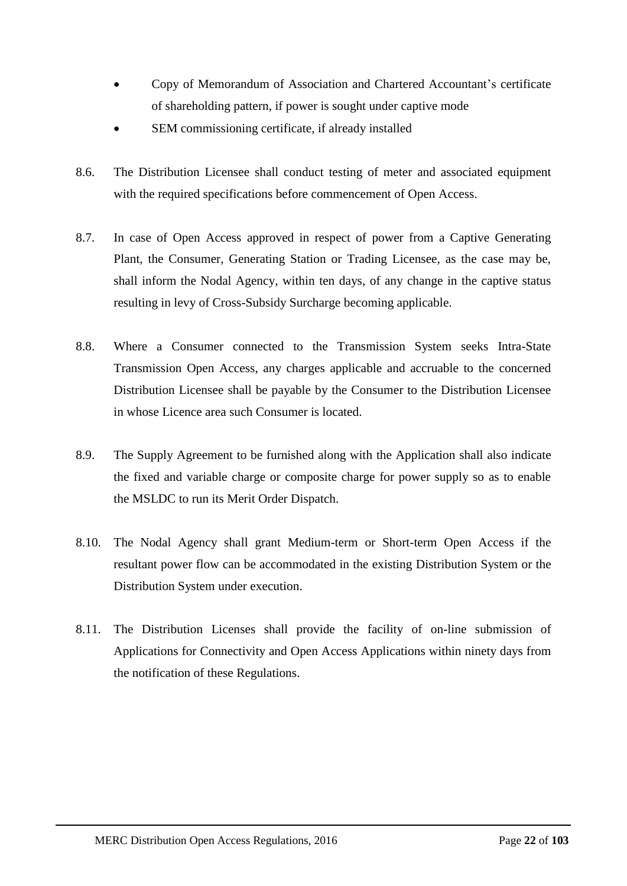- Copy of Memorandum of Association and Chartered Accountant's certificate of shareholding pattern, if power is sought under captive mode
- SEM commissioning certificate, if already installed

8.6. The Distribution Licensee shall conduct testing of meter and associated equipment with the required specifications before commencement of Open Access.

8.7. In case of Open Access approved in respect of power from a Captive Generating Plant, the Consumer, Generating Station or Trading Licensee, as the case may be, shall inform the Nodal Agency, within ten days, of any change in the captive status resulting in levy of Cross-Subsidy Surcharge becoming applicable.

8.8. Where a Consumer connected to the Transmission System seeks Intra-State Transmission Open Access, any charges applicable and accruable to the concerned Distribution Licensee shall be payable by the Consumer to the Distribution Licensee in whose Licence area such Consumer is located.

8.9. The Supply Agreement to be furnished along with the Application shall also indicate the fixed and variable charge or composite charge for power supply so as to enable the MSLDC to run its Merit Order Dispatch.

8.10. The Nodal Agency shall grant Medium-term or Short-term Open Access if the resultant power flow can be accommodated in the existing Distribution System or the Distribution System under execution.

8.11. The Distribution Licenses shall provide the facility of on-line submission of Applications for Connectivity and Open Access Applications within ninety days from the notification of these Regulations.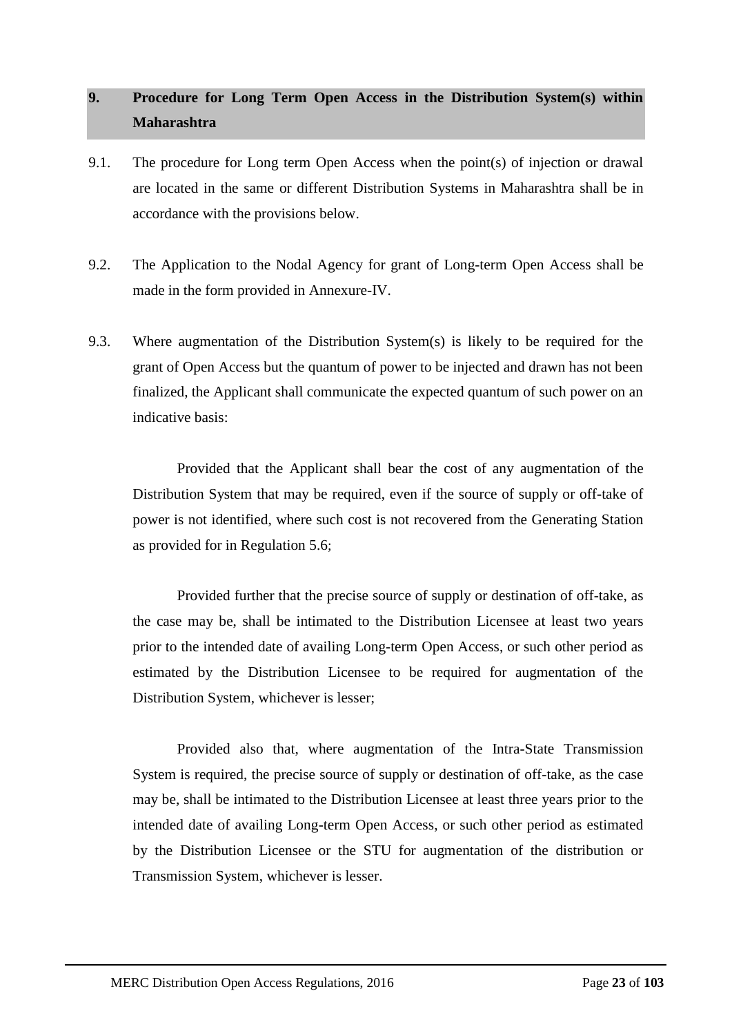## 9. Procedure for Long Term Open Access in the Distribution System(s) within Maharashtra

9.1. The procedure for Long term Open Access when the point(s) of injection or drawal are located in the same or different Distribution Systems in Maharashtra shall be in accordance with the provisions below.

9.2. The Application to the Nodal Agency for grant of Long-term Open Access shall be made in the form provided in Annexure-IV.

9.3. Where augmentation of the Distribution System(s) is likely to be required for the grant of Open Access but the quantum of power to be injected and drawn has not been finalized, the Applicant shall communicate the expected quantum of such power on an indicative basis:

Provided that the Applicant shall bear the cost of any augmentation of the Distribution System that may be required, even if the source of supply or off-take of power is not identified, where such cost is not recovered from the Generating Station as provided for in Regulation 5.6;

Provided further that the precise source of supply or destination of off-take, as the case may be, shall be intimated to the Distribution Licensee at least two years prior to the intended date of availing Long-term Open Access, or such other period as estimated by the Distribution Licensee to be required for augmentation of the Distribution System, whichever is lesser;

Provided also that, where augmentation of the Intra-State Transmission System is required, the precise source of supply or destination of off-take, as the case may be, shall be intimated to the Distribution Licensee at least three years prior to the intended date of availing Long-term Open Access, or such other period as estimated by the Distribution Licensee or the STU for augmentation of the distribution or Transmission System, whichever is lesser.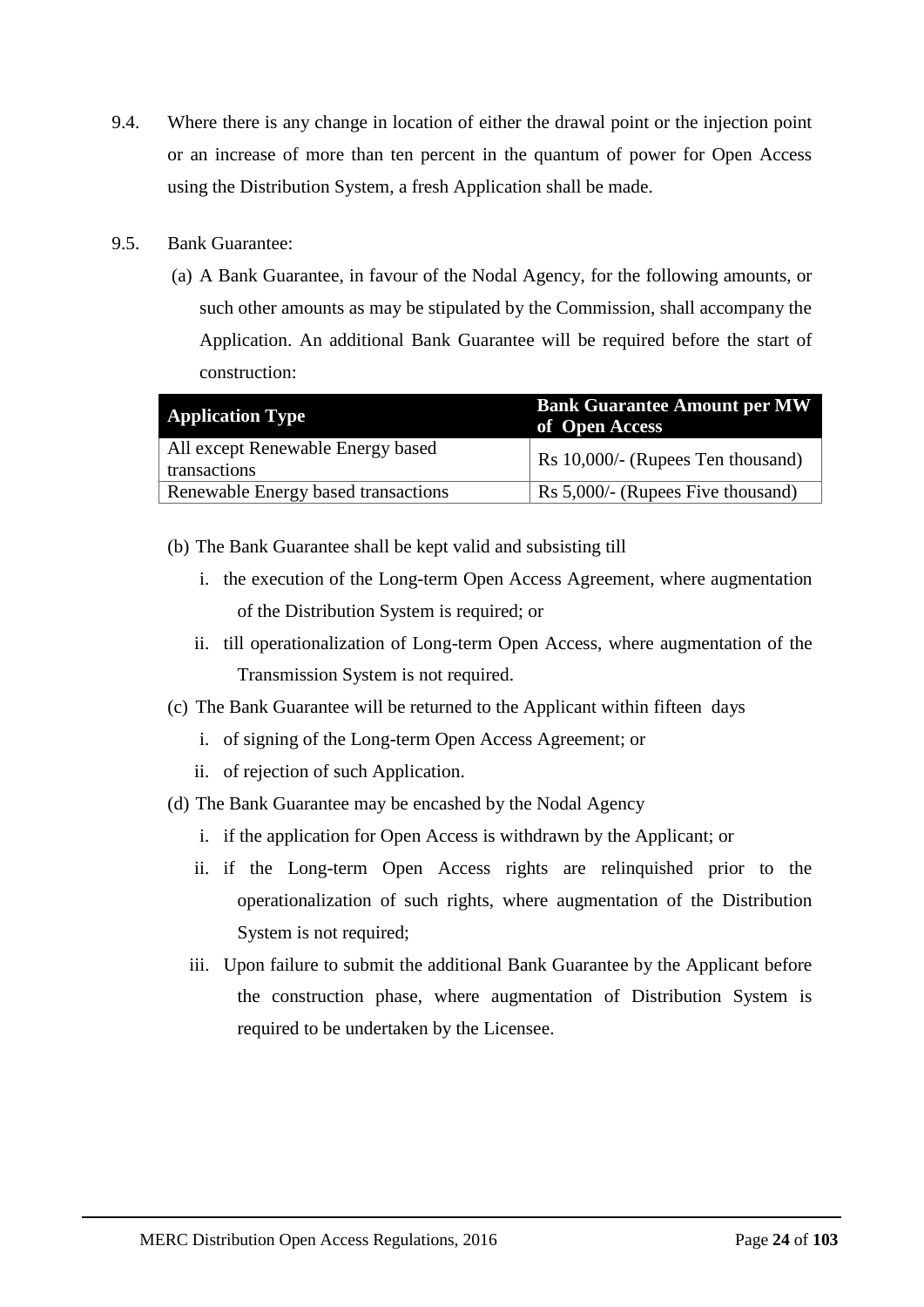9.4. Where there is any change in location of either the drawal point or the injection point or an increase of more than ten percent in the quantum of power for Open Access using the Distribution System, a fresh Application shall be made.

9.5. Bank Guarantee:

(a) A Bank Guarantee, in favour of the Nodal Agency, for the following amounts, or such other amounts as may be stipulated by the Commission, shall accompany the Application. An additional Bank Guarantee will be required before the start of construction:

| Application Type | Bank Guarantee Amount per MW of Open Access |
|---|---|
| All except Renewable Energy based transactions | Rs 10,000/- (Rupees Ten thousand) |
| Renewable Energy based transactions | Rs 5,000/- (Rupees Five thousand) |

(b) The Bank Guarantee shall be kept valid and subsisting till

i. the execution of the Long-term Open Access Agreement, where augmentation of the Distribution System is required; or

ii. till operationalization of Long-term Open Access, where augmentation of the Transmission System is not required.

(c) The Bank Guarantee will be returned to the Applicant within fifteen days

i. of signing of the Long-term Open Access Agreement; or

ii. of rejection of such Application.

(d) The Bank Guarantee may be encashed by the Nodal Agency

i. if the application for Open Access is withdrawn by the Applicant; or

ii. if the Long-term Open Access rights are relinquished prior to the operationalization of such rights, where augmentation of the Distribution System is not required;

iii. Upon failure to submit the additional Bank Guarantee by the Applicant before the construction phase, where augmentation of Distribution System is required to be undertaken by the Licensee.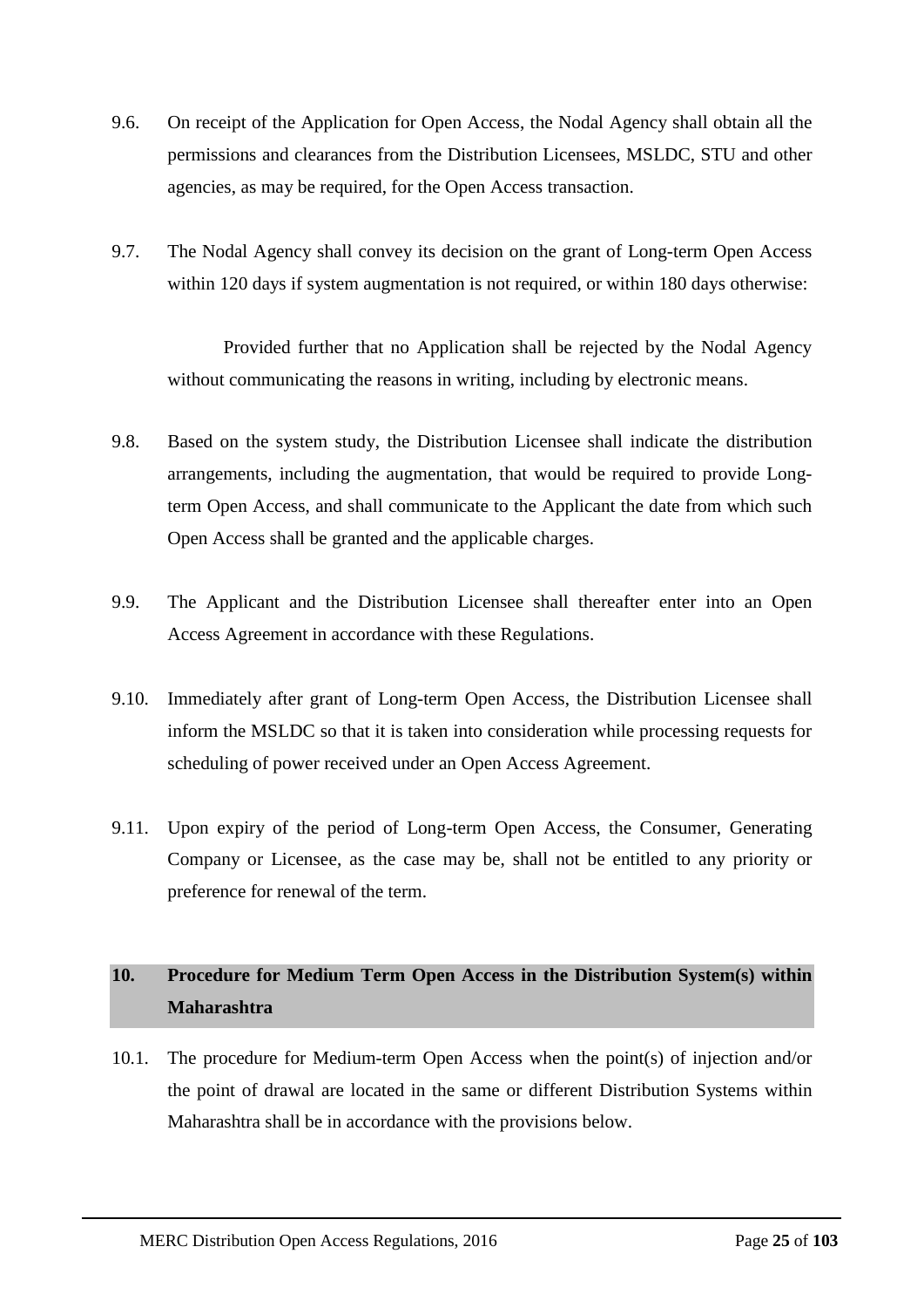9.6. On receipt of the Application for Open Access, the Nodal Agency shall obtain all the permissions and clearances from the Distribution Licensees, MSLDC, STU and other agencies, as may be required, for the Open Access transaction.

9.7. The Nodal Agency shall convey its decision on the grant of Long-term Open Access within 120 days if system augmentation is not required, or within 180 days otherwise:

Provided further that no Application shall be rejected by the Nodal Agency without communicating the reasons in writing, including by electronic means.

9.8. Based on the system study, the Distribution Licensee shall indicate the distribution arrangements, including the augmentation, that would be required to provide Long-term Open Access, and shall communicate to the Applicant the date from which such Open Access shall be granted and the applicable charges.

9.9. The Applicant and the Distribution Licensee shall thereafter enter into an Open Access Agreement in accordance with these Regulations.

9.10. Immediately after grant of Long-term Open Access, the Distribution Licensee shall inform the MSLDC so that it is taken into consideration while processing requests for scheduling of power received under an Open Access Agreement.

9.11. Upon expiry of the period of Long-term Open Access, the Consumer, Generating Company or Licensee, as the case may be, shall not be entitled to any priority or preference for renewal of the term.

## 10. Procedure for Medium Term Open Access in the Distribution System(s) within Maharashtra

10.1. The procedure for Medium-term Open Access when the point(s) of injection and/or the point of drawal are located in the same or different Distribution Systems within Maharashtra shall be in accordance with the provisions below.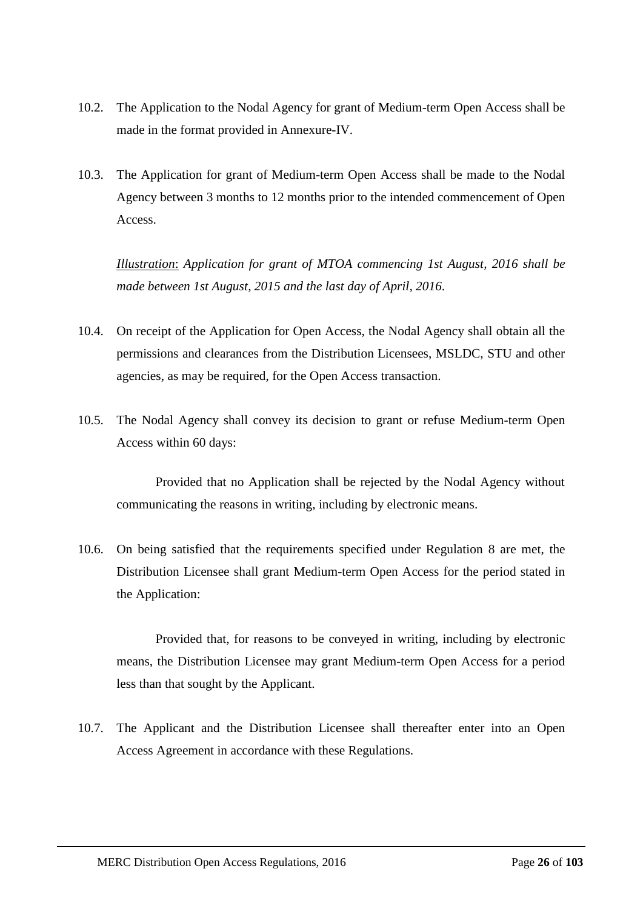10.2. The Application to the Nodal Agency for grant of Medium-term Open Access shall be made in the format provided in Annexure-IV.

10.3. The Application for grant of Medium-term Open Access shall be made to the Nodal Agency between 3 months to 12 months prior to the intended commencement of Open Access.

*Illustration*: *Application for grant of MTOA commencing 1st August, 2016 shall be made between 1st August, 2015 and the last day of April, 2016.*

10.4. On receipt of the Application for Open Access, the Nodal Agency shall obtain all the permissions and clearances from the Distribution Licensees, MSLDC, STU and other agencies, as may be required, for the Open Access transaction.

10.5. The Nodal Agency shall convey its decision to grant or refuse Medium-term Open Access within 60 days:

Provided that no Application shall be rejected by the Nodal Agency without communicating the reasons in writing, including by electronic means.

10.6. On being satisfied that the requirements specified under Regulation 8 are met, the Distribution Licensee shall grant Medium-term Open Access for the period stated in the Application:

Provided that, for reasons to be conveyed in writing, including by electronic means, the Distribution Licensee may grant Medium-term Open Access for a period less than that sought by the Applicant.

10.7. The Applicant and the Distribution Licensee shall thereafter enter into an Open Access Agreement in accordance with these Regulations.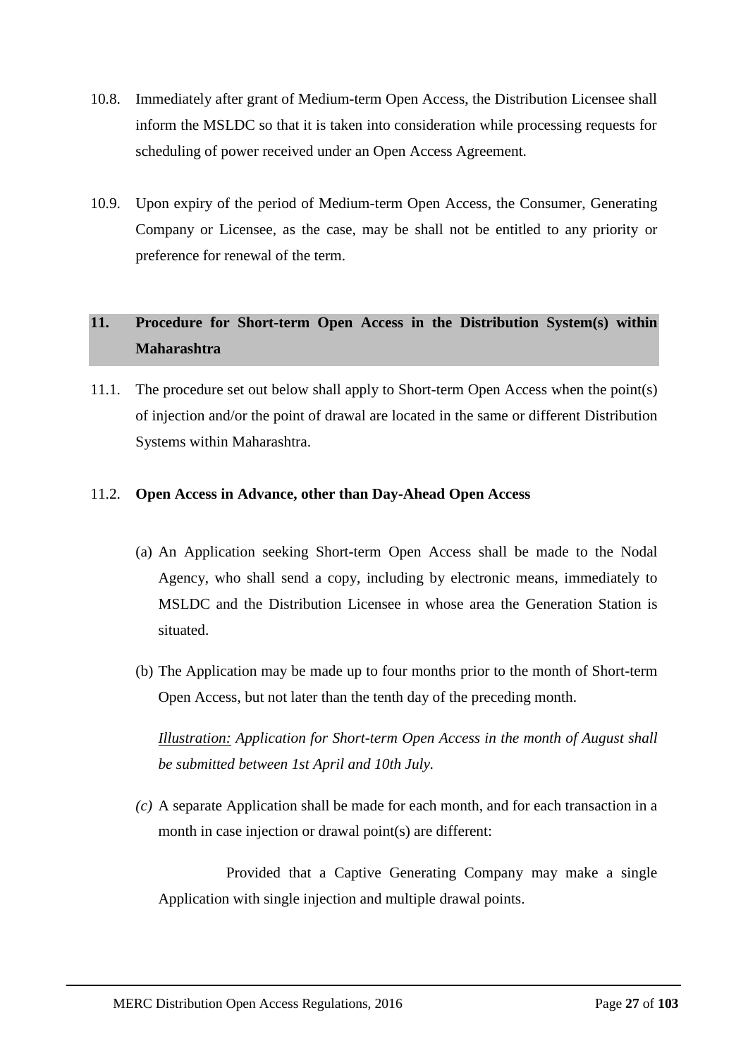10.8. Immediately after grant of Medium-term Open Access, the Distribution Licensee shall inform the MSLDC so that it is taken into consideration while processing requests for scheduling of power received under an Open Access Agreement.

10.9. Upon expiry of the period of Medium-term Open Access, the Consumer, Generating Company or Licensee, as the case, may be shall not be entitled to any priority or preference for renewal of the term.

## 11. Procedure for Short-term Open Access in the Distribution System(s) within Maharashtra

11.1. The procedure set out below shall apply to Short-term Open Access when the point(s) of injection and/or the point of drawal are located in the same or different Distribution Systems within Maharashtra.

11.2. **Open Access in Advance, other than Day-Ahead Open Access**

(a) An Application seeking Short-term Open Access shall be made to the Nodal Agency, who shall send a copy, including by electronic means, immediately to MSLDC and the Distribution Licensee in whose area the Generation Station is situated.

(b) The Application may be made up to four months prior to the month of Short-term Open Access, but not later than the tenth day of the preceding month.

*Illustration: Application for Short-term Open Access in the month of August shall be submitted between 1st April and 10th July.*

*(c)* A separate Application shall be made for each month, and for each transaction in a month in case injection or drawal point(s) are different:

Provided that a Captive Generating Company may make a single Application with single injection and multiple drawal points.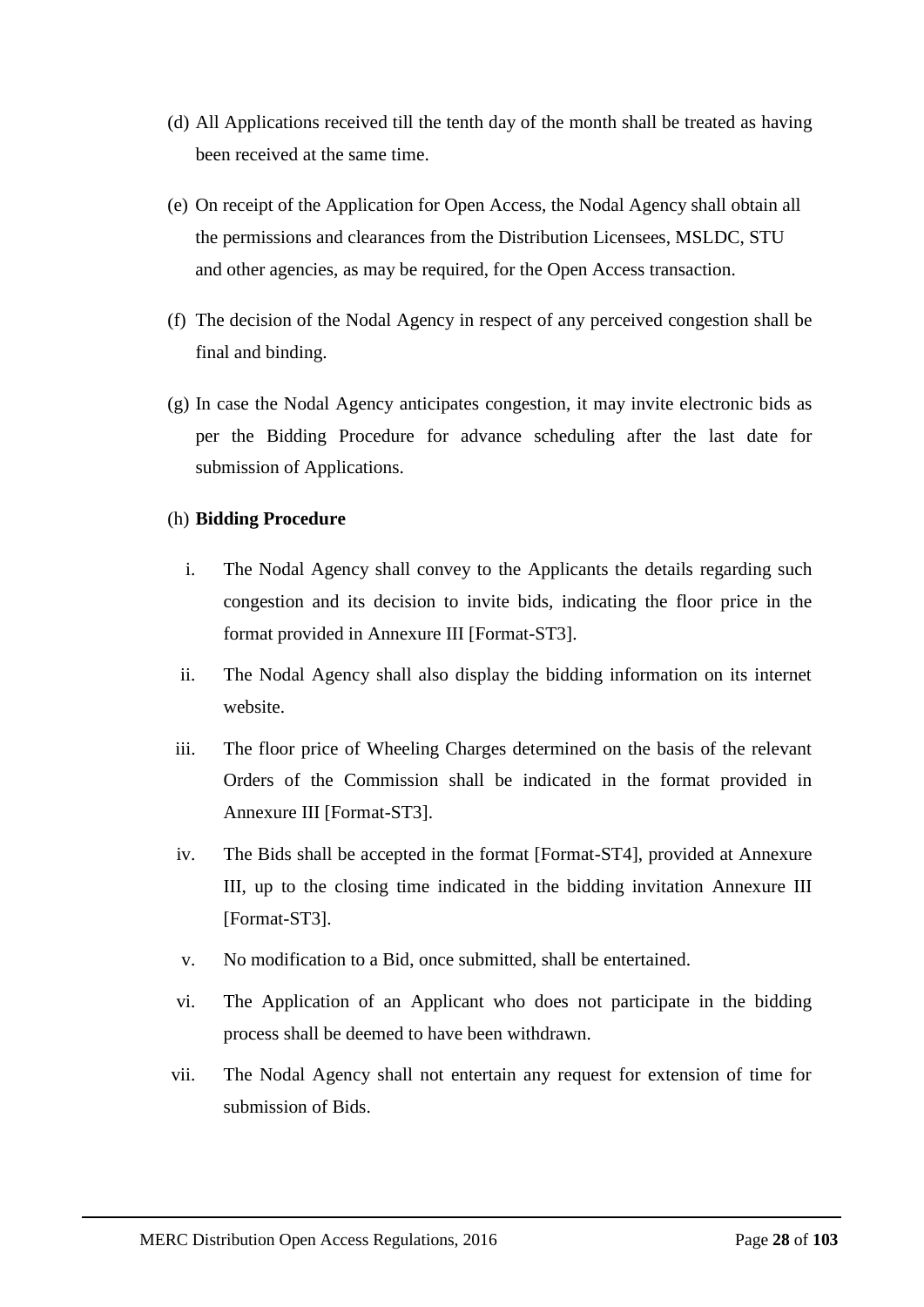(d) All Applications received till the tenth day of the month shall be treated as having been received at the same time.

(e) On receipt of the Application for Open Access, the Nodal Agency shall obtain all the permissions and clearances from the Distribution Licensees, MSLDC, STU and other agencies, as may be required, for the Open Access transaction.

(f) The decision of the Nodal Agency in respect of any perceived congestion shall be final and binding.

(g) In case the Nodal Agency anticipates congestion, it may invite electronic bids as per the Bidding Procedure for advance scheduling after the last date for submission of Applications.

(h) **Bidding Procedure**

i. The Nodal Agency shall convey to the Applicants the details regarding such congestion and its decision to invite bids, indicating the floor price in the format provided in Annexure III [Format-ST3].

ii. The Nodal Agency shall also display the bidding information on its internet website.

iii. The floor price of Wheeling Charges determined on the basis of the relevant Orders of the Commission shall be indicated in the format provided in Annexure III [Format-ST3].

iv. The Bids shall be accepted in the format [Format-ST4], provided at Annexure III, up to the closing time indicated in the bidding invitation Annexure III [Format-ST3].

v. No modification to a Bid, once submitted, shall be entertained.

vi. The Application of an Applicant who does not participate in the bidding process shall be deemed to have been withdrawn.

vii. The Nodal Agency shall not entertain any request for extension of time for submission of Bids.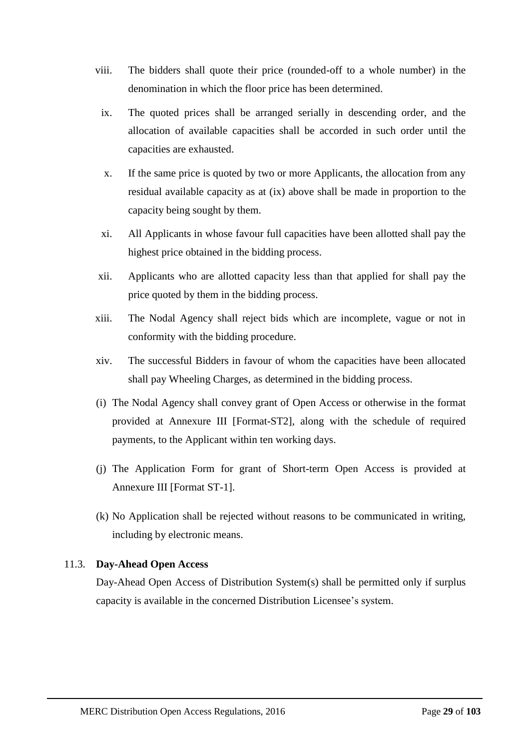viii. The bidders shall quote their price (rounded-off to a whole number) in the denomination in which the floor price has been determined.

ix. The quoted prices shall be arranged serially in descending order, and the allocation of available capacities shall be accorded in such order until the capacities are exhausted.

x. If the same price is quoted by two or more Applicants, the allocation from any residual available capacity as at (ix) above shall be made in proportion to the capacity being sought by them.

xi. All Applicants in whose favour full capacities have been allotted shall pay the highest price obtained in the bidding process.

xii. Applicants who are allotted capacity less than that applied for shall pay the price quoted by them in the bidding process.

xiii. The Nodal Agency shall reject bids which are incomplete, vague or not in conformity with the bidding procedure.

xiv. The successful Bidders in favour of whom the capacities have been allocated shall pay Wheeling Charges, as determined in the bidding process.

(i) The Nodal Agency shall convey grant of Open Access or otherwise in the format provided at Annexure III [Format-ST2], along with the schedule of required payments, to the Applicant within ten working days.

(j) The Application Form for grant of Short-term Open Access is provided at Annexure III [Format ST-1].

(k) No Application shall be rejected without reasons to be communicated in writing, including by electronic means.

11.3. **Day-Ahead Open Access**

Day-Ahead Open Access of Distribution System(s) shall be permitted only if surplus capacity is available in the concerned Distribution Licensee's system.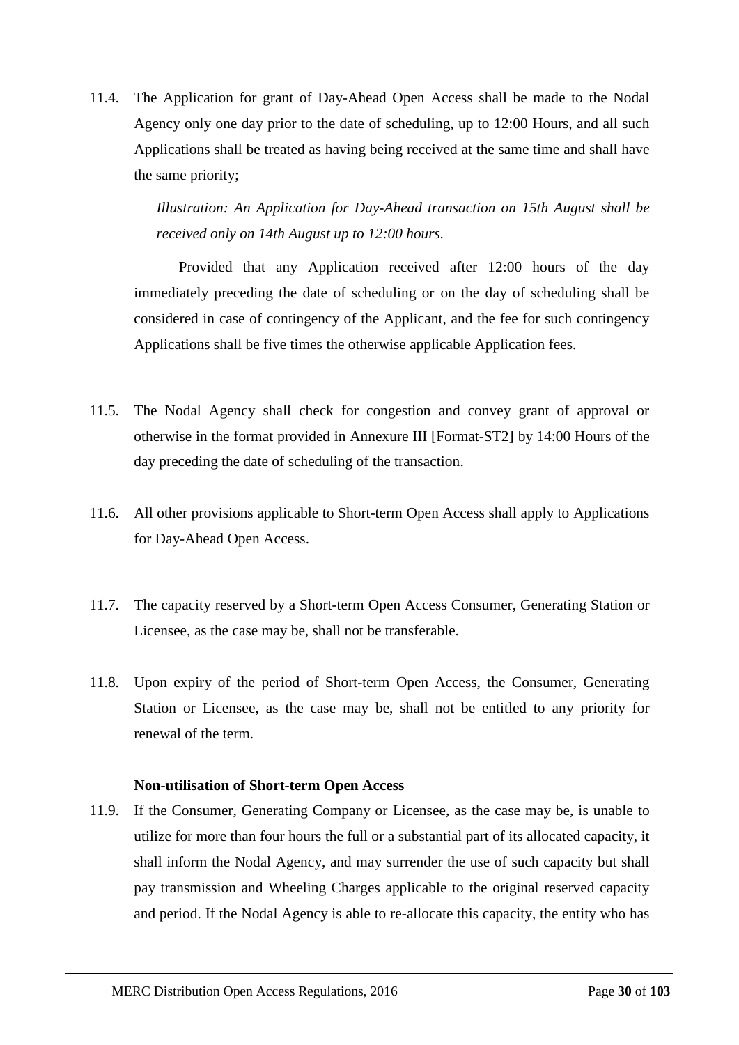11.4. The Application for grant of Day-Ahead Open Access shall be made to the Nodal Agency only one day prior to the date of scheduling, up to 12:00 Hours, and all such Applications shall be treated as having being received at the same time and shall have the same priority;

*Illustration: An Application for Day-Ahead transaction on 15th August shall be received only on 14th August up to 12:00 hours.*

Provided that any Application received after 12:00 hours of the day immediately preceding the date of scheduling or on the day of scheduling shall be considered in case of contingency of the Applicant, and the fee for such contingency Applications shall be five times the otherwise applicable Application fees.

11.5. The Nodal Agency shall check for congestion and convey grant of approval or otherwise in the format provided in Annexure III [Format-ST2] by 14:00 Hours of the day preceding the date of scheduling of the transaction.

11.6. All other provisions applicable to Short-term Open Access shall apply to Applications for Day-Ahead Open Access.

11.7. The capacity reserved by a Short-term Open Access Consumer, Generating Station or Licensee, as the case may be, shall not be transferable.

11.8. Upon expiry of the period of Short-term Open Access, the Consumer, Generating Station or Licensee, as the case may be, shall not be entitled to any priority for renewal of the term.

**Non-utilisation of Short-term Open Access**

11.9. If the Consumer, Generating Company or Licensee, as the case may be, is unable to utilize for more than four hours the full or a substantial part of its allocated capacity, it shall inform the Nodal Agency, and may surrender the use of such capacity but shall pay transmission and Wheeling Charges applicable to the original reserved capacity and period. If the Nodal Agency is able to re-allocate this capacity, the entity who has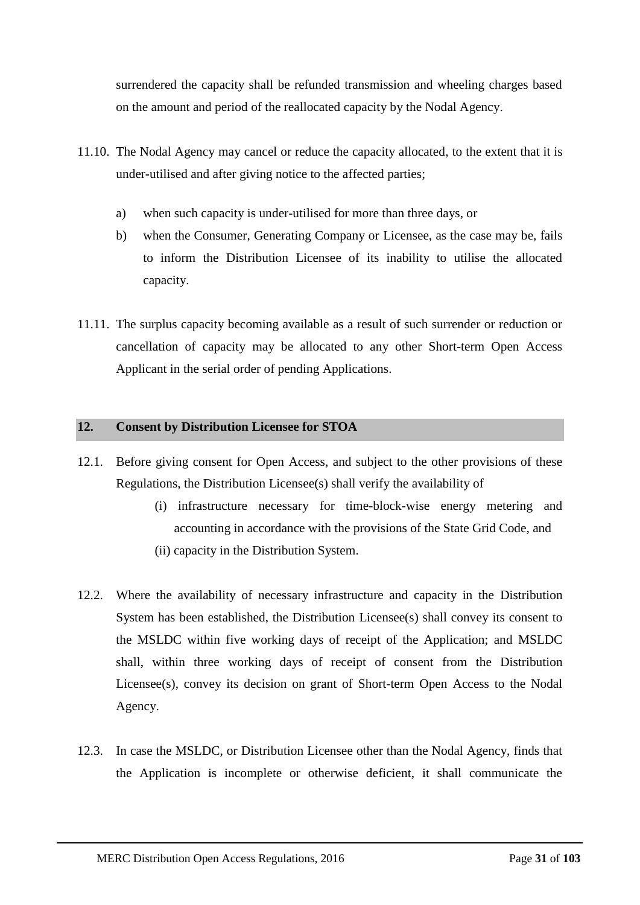surrendered the capacity shall be refunded transmission and wheeling charges based on the amount and period of the reallocated capacity by the Nodal Agency.

11.10. The Nodal Agency may cancel or reduce the capacity allocated, to the extent that it is under-utilised and after giving notice to the affected parties;

a) when such capacity is under-utilised for more than three days, or

b) when the Consumer, Generating Company or Licensee, as the case may be, fails to inform the Distribution Licensee of its inability to utilise the allocated capacity.

11.11. The surplus capacity becoming available as a result of such surrender or reduction or cancellation of capacity may be allocated to any other Short-term Open Access Applicant in the serial order of pending Applications.

## 12. Consent by Distribution Licensee for STOA

12.1. Before giving consent for Open Access, and subject to the other provisions of these Regulations, the Distribution Licensee(s) shall verify the availability of

(i) infrastructure necessary for time-block-wise energy metering and accounting in accordance with the provisions of the State Grid Code, and

(ii) capacity in the Distribution System.

12.2. Where the availability of necessary infrastructure and capacity in the Distribution System has been established, the Distribution Licensee(s) shall convey its consent to the MSLDC within five working days of receipt of the Application; and MSLDC shall, within three working days of receipt of consent from the Distribution Licensee(s), convey its decision on grant of Short-term Open Access to the Nodal Agency.

12.3. In case the MSLDC, or Distribution Licensee other than the Nodal Agency, finds that the Application is incomplete or otherwise deficient, it shall communicate the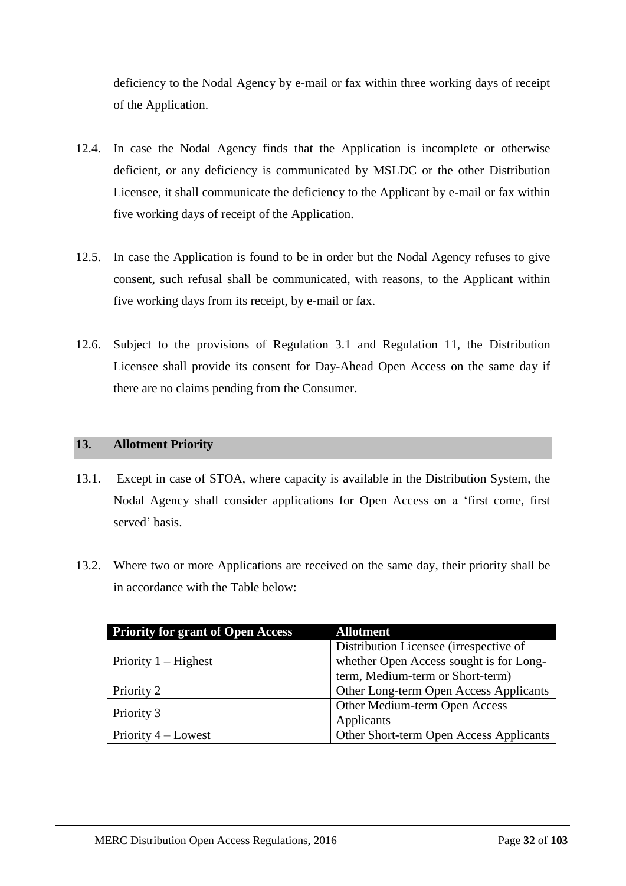deficiency to the Nodal Agency by e-mail or fax within three working days of receipt of the Application.

12.4. In case the Nodal Agency finds that the Application is incomplete or otherwise deficient, or any deficiency is communicated by MSLDC or the other Distribution Licensee, it shall communicate the deficiency to the Applicant by e-mail or fax within five working days of receipt of the Application.

12.5. In case the Application is found to be in order but the Nodal Agency refuses to give consent, such refusal shall be communicated, with reasons, to the Applicant within five working days from its receipt, by e-mail or fax.

12.6. Subject to the provisions of Regulation 3.1 and Regulation 11, the Distribution Licensee shall provide its consent for Day-Ahead Open Access on the same day if there are no claims pending from the Consumer.

## 13. Allotment Priority

13.1. Except in case of STOA, where capacity is available in the Distribution System, the Nodal Agency shall consider applications for Open Access on a 'first come, first served' basis.

13.2. Where two or more Applications are received on the same day, their priority shall be in accordance with the Table below:

| Priority for grant of Open Access | Allotment |
|---|---|
| Priority 1 – Highest | Distribution Licensee (irrespective of whether Open Access sought is for Long-term, Medium-term or Short-term) |
| Priority 2 | Other Long-term Open Access Applicants |
| Priority 3 | Other Medium-term Open Access Applicants |
| Priority 4 – Lowest | Other Short-term Open Access Applicants |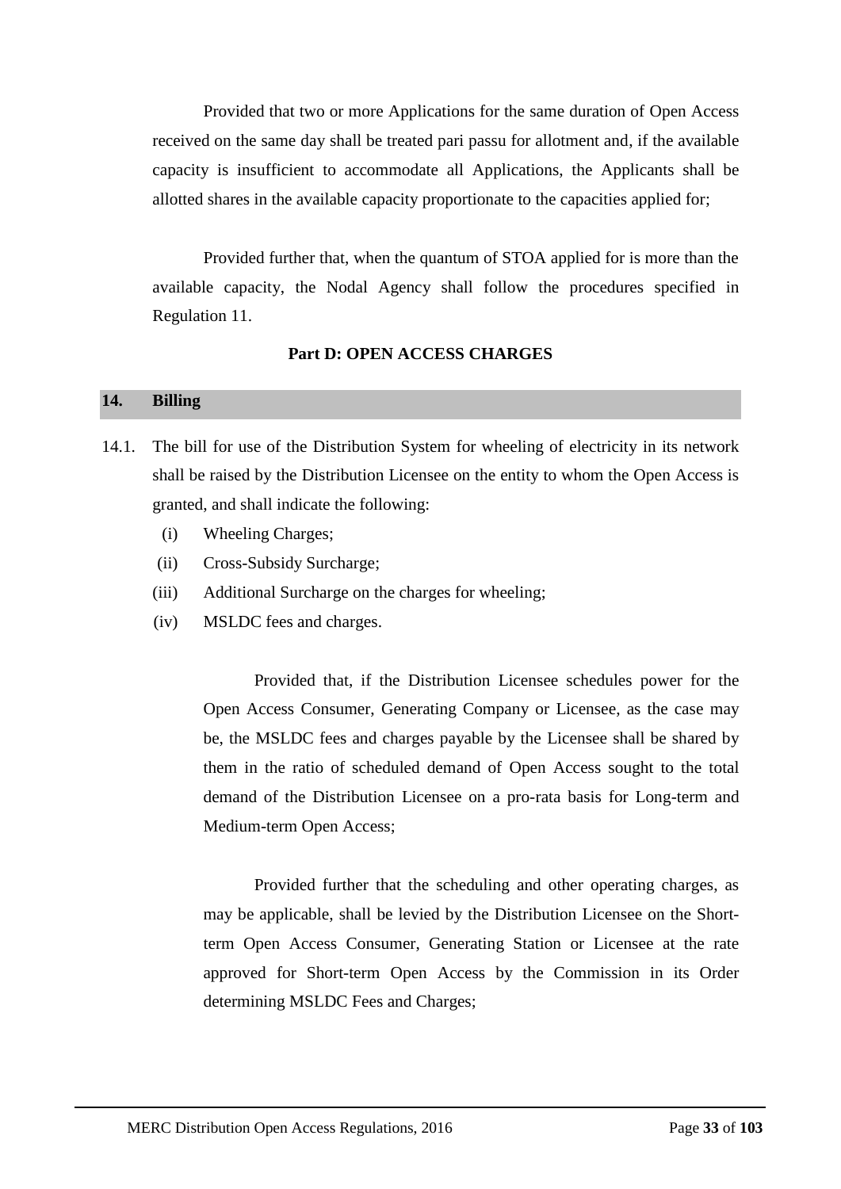Provided that two or more Applications for the same duration of Open Access received on the same day shall be treated pari passu for allotment and, if the available capacity is insufficient to accommodate all Applications, the Applicants shall be allotted shares in the available capacity proportionate to the capacities applied for;

Provided further that, when the quantum of STOA applied for is more than the available capacity, the Nodal Agency shall follow the procedures specified in Regulation 11.

## Part D: OPEN ACCESS CHARGES

### 14. Billing

14.1. The bill for use of the Distribution System for wheeling of electricity in its network shall be raised by the Distribution Licensee on the entity to whom the Open Access is granted, and shall indicate the following:

(i) Wheeling Charges;

(ii) Cross-Subsidy Surcharge;

(iii) Additional Surcharge on the charges for wheeling;

(iv) MSLDC fees and charges.

Provided that, if the Distribution Licensee schedules power for the Open Access Consumer, Generating Company or Licensee, as the case may be, the MSLDC fees and charges payable by the Licensee shall be shared by them in the ratio of scheduled demand of Open Access sought to the total demand of the Distribution Licensee on a pro-rata basis for Long-term and Medium-term Open Access;

Provided further that the scheduling and other operating charges, as may be applicable, shall be levied by the Distribution Licensee on the Short-term Open Access Consumer, Generating Station or Licensee at the rate approved for Short-term Open Access by the Commission in its Order determining MSLDC Fees and Charges;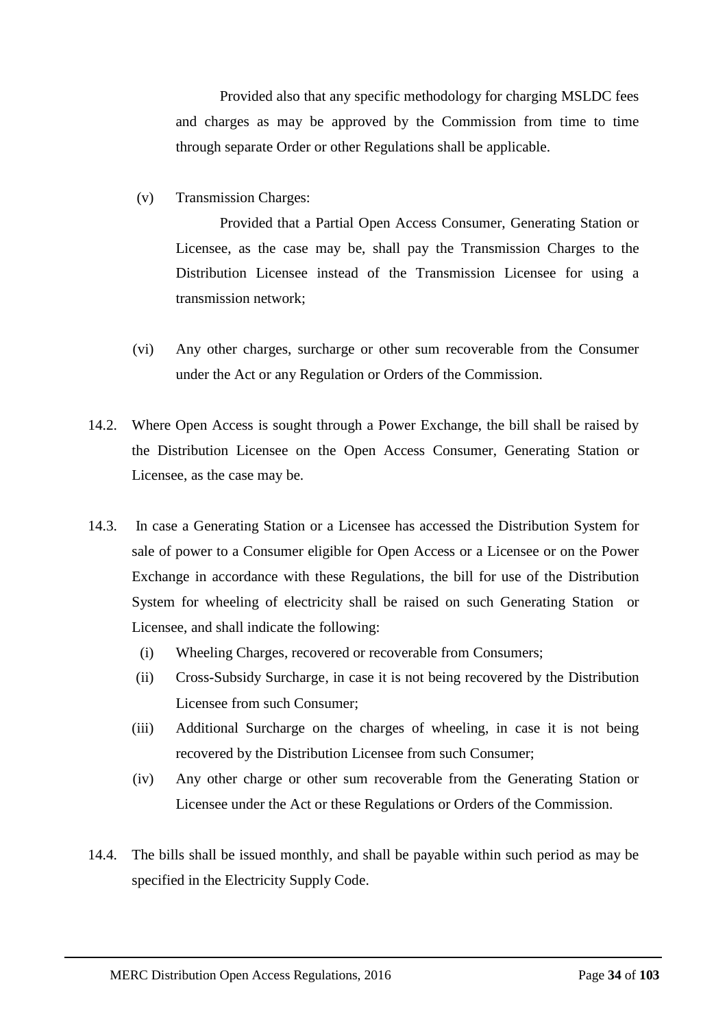Provided also that any specific methodology for charging MSLDC fees and charges as may be approved by the Commission from time to time through separate Order or other Regulations shall be applicable.

(v) Transmission Charges:

Provided that a Partial Open Access Consumer, Generating Station or Licensee, as the case may be, shall pay the Transmission Charges to the Distribution Licensee instead of the Transmission Licensee for using a transmission network;

(vi) Any other charges, surcharge or other sum recoverable from the Consumer under the Act or any Regulation or Orders of the Commission.

14.2. Where Open Access is sought through a Power Exchange, the bill shall be raised by the Distribution Licensee on the Open Access Consumer, Generating Station or Licensee, as the case may be.

14.3. In case a Generating Station or a Licensee has accessed the Distribution System for sale of power to a Consumer eligible for Open Access or a Licensee or on the Power Exchange in accordance with these Regulations, the bill for use of the Distribution System for wheeling of electricity shall be raised on such Generating Station or Licensee, and shall indicate the following:

(i) Wheeling Charges, recovered or recoverable from Consumers;

(ii) Cross-Subsidy Surcharge, in case it is not being recovered by the Distribution Licensee from such Consumer;

(iii) Additional Surcharge on the charges of wheeling, in case it is not being recovered by the Distribution Licensee from such Consumer;

(iv) Any other charge or other sum recoverable from the Generating Station or Licensee under the Act or these Regulations or Orders of the Commission.

14.4. The bills shall be issued monthly, and shall be payable within such period as may be specified in the Electricity Supply Code.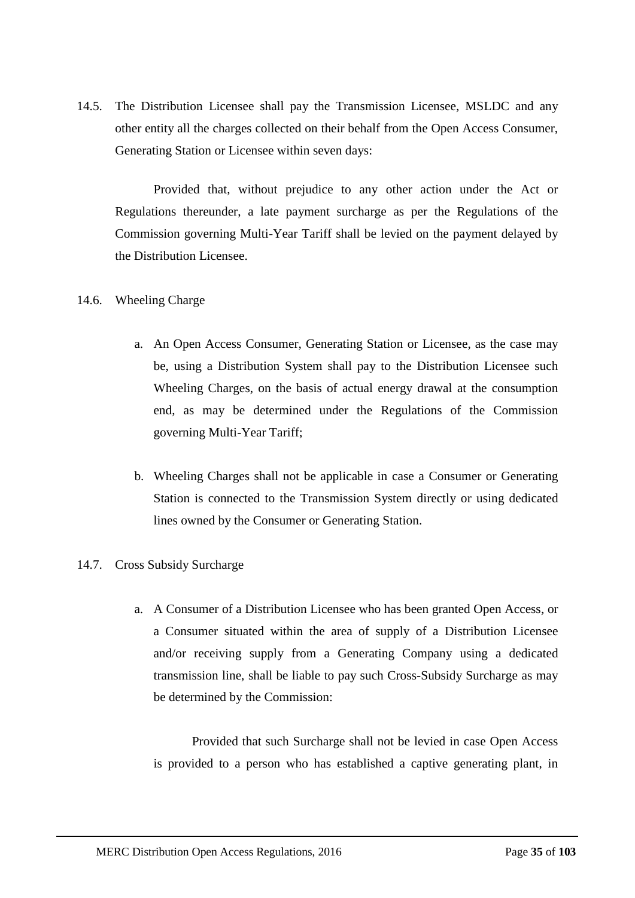14.5. The Distribution Licensee shall pay the Transmission Licensee, MSLDC and any other entity all the charges collected on their behalf from the Open Access Consumer, Generating Station or Licensee within seven days:

Provided that, without prejudice to any other action under the Act or Regulations thereunder, a late payment surcharge as per the Regulations of the Commission governing Multi-Year Tariff shall be levied on the payment delayed by the Distribution Licensee.

14.6. Wheeling Charge

a. An Open Access Consumer, Generating Station or Licensee, as the case may be, using a Distribution System shall pay to the Distribution Licensee such Wheeling Charges, on the basis of actual energy drawal at the consumption end, as may be determined under the Regulations of the Commission governing Multi-Year Tariff;

b. Wheeling Charges shall not be applicable in case a Consumer or Generating Station is connected to the Transmission System directly or using dedicated lines owned by the Consumer or Generating Station.

14.7. Cross Subsidy Surcharge

a. A Consumer of a Distribution Licensee who has been granted Open Access, or a Consumer situated within the area of supply of a Distribution Licensee and/or receiving supply from a Generating Company using a dedicated transmission line, shall be liable to pay such Cross-Subsidy Surcharge as may be determined by the Commission:

Provided that such Surcharge shall not be levied in case Open Access is provided to a person who has established a captive generating plant, in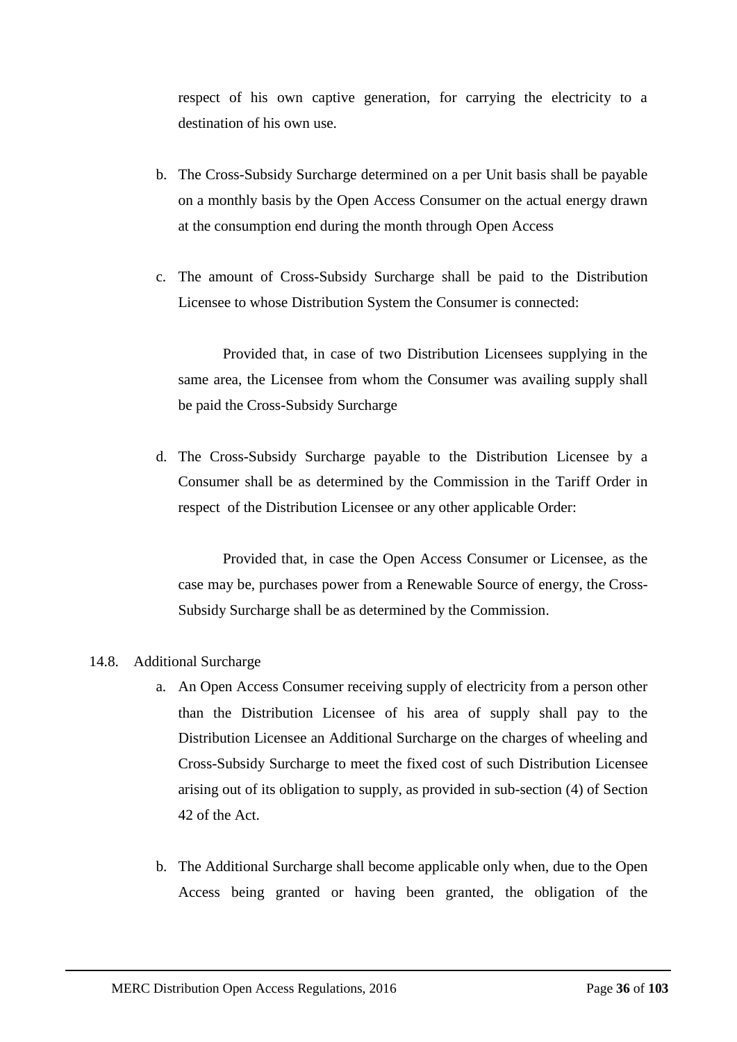respect of his own captive generation, for carrying the electricity to a destination of his own use.

b. The Cross-Subsidy Surcharge determined on a per Unit basis shall be payable on a monthly basis by the Open Access Consumer on the actual energy drawn at the consumption end during the month through Open Access

c. The amount of Cross-Subsidy Surcharge shall be paid to the Distribution Licensee to whose Distribution System the Consumer is connected:

   Provided that, in case of two Distribution Licensees supplying in the same area, the Licensee from whom the Consumer was availing supply shall be paid the Cross-Subsidy Surcharge

d. The Cross-Subsidy Surcharge payable to the Distribution Licensee by a Consumer shall be as determined by the Commission in the Tariff Order in respect of the Distribution Licensee or any other applicable Order:

   Provided that, in case the Open Access Consumer or Licensee, as the case may be, purchases power from a Renewable Source of energy, the Cross-Subsidy Surcharge shall be as determined by the Commission.

14.8. Additional Surcharge

a. An Open Access Consumer receiving supply of electricity from a person other than the Distribution Licensee of his area of supply shall pay to the Distribution Licensee an Additional Surcharge on the charges of wheeling and Cross-Subsidy Surcharge to meet the fixed cost of such Distribution Licensee arising out of its obligation to supply, as provided in sub-section (4) of Section 42 of the Act.

b. The Additional Surcharge shall become applicable only when, due to the Open Access being granted or having been granted, the obligation of the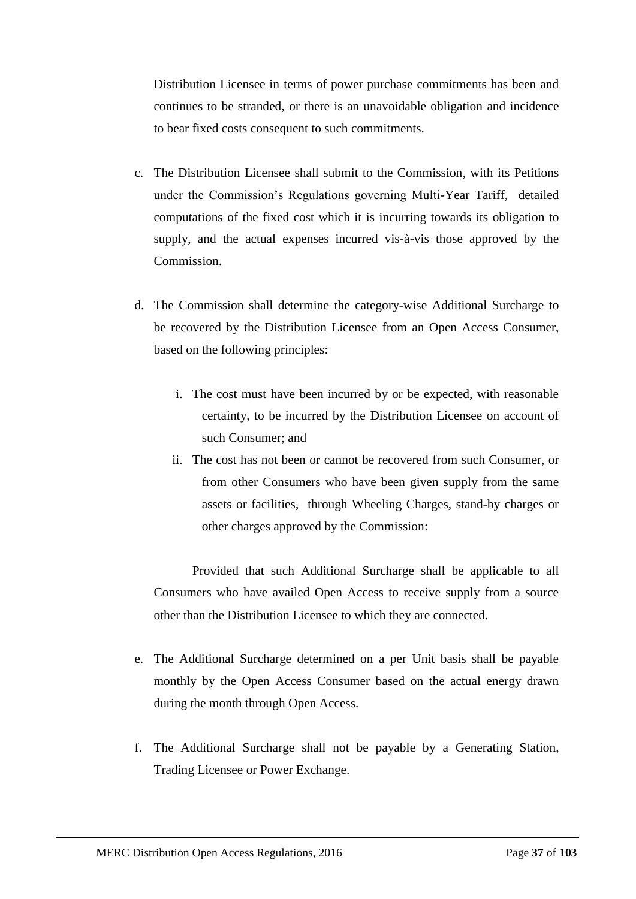Distribution Licensee in terms of power purchase commitments has been and continues to be stranded, or there is an unavoidable obligation and incidence to bear fixed costs consequent to such commitments.

c. The Distribution Licensee shall submit to the Commission, with its Petitions under the Commission's Regulations governing Multi-Year Tariff, detailed computations of the fixed cost which it is incurring towards its obligation to supply, and the actual expenses incurred vis-à-vis those approved by the Commission.

d. The Commission shall determine the category-wise Additional Surcharge to be recovered by the Distribution Licensee from an Open Access Consumer, based on the following principles:

   i. The cost must have been incurred by or be expected, with reasonable certainty, to be incurred by the Distribution Licensee on account of such Consumer; and

   ii. The cost has not been or cannot be recovered from such Consumer, or from other Consumers who have been given supply from the same assets or facilities, through Wheeling Charges, stand-by charges or other charges approved by the Commission:

   Provided that such Additional Surcharge shall be applicable to all Consumers who have availed Open Access to receive supply from a source other than the Distribution Licensee to which they are connected.

e. The Additional Surcharge determined on a per Unit basis shall be payable monthly by the Open Access Consumer based on the actual energy drawn during the month through Open Access.

f. The Additional Surcharge shall not be payable by a Generating Station, Trading Licensee or Power Exchange.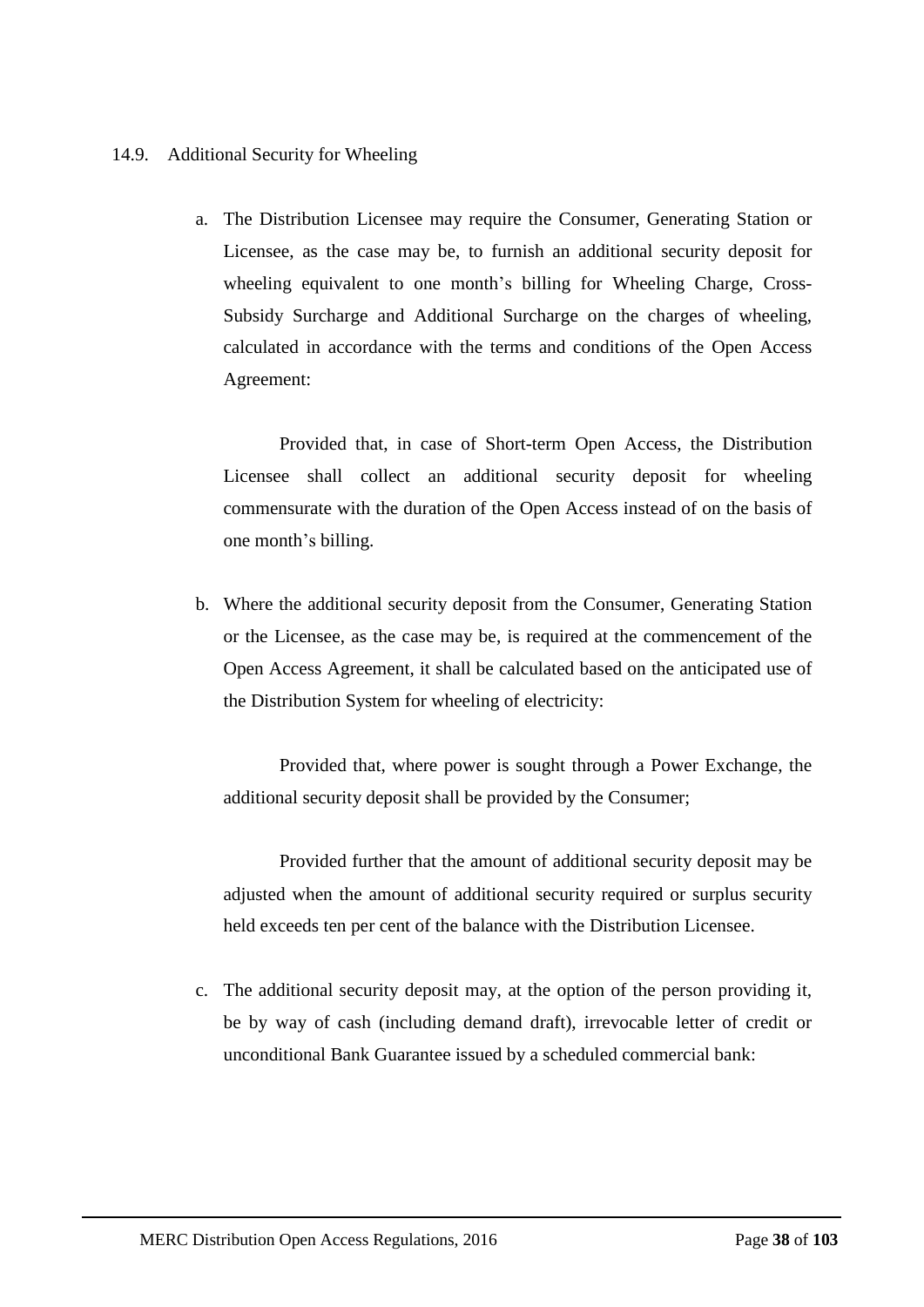14.9. Additional Security for Wheeling

a. The Distribution Licensee may require the Consumer, Generating Station or Licensee, as the case may be, to furnish an additional security deposit for wheeling equivalent to one month's billing for Wheeling Charge, Cross-Subsidy Surcharge and Additional Surcharge on the charges of wheeling, calculated in accordance with the terms and conditions of the Open Access Agreement:

   Provided that, in case of Short-term Open Access, the Distribution Licensee shall collect an additional security deposit for wheeling commensurate with the duration of the Open Access instead of on the basis of one month's billing.

b. Where the additional security deposit from the Consumer, Generating Station or the Licensee, as the case may be, is required at the commencement of the Open Access Agreement, it shall be calculated based on the anticipated use of the Distribution System for wheeling of electricity:

   Provided that, where power is sought through a Power Exchange, the additional security deposit shall be provided by the Consumer;

   Provided further that the amount of additional security deposit may be adjusted when the amount of additional security required or surplus security held exceeds ten per cent of the balance with the Distribution Licensee.

c. The additional security deposit may, at the option of the person providing it, be by way of cash (including demand draft), irrevocable letter of credit or unconditional Bank Guarantee issued by a scheduled commercial bank: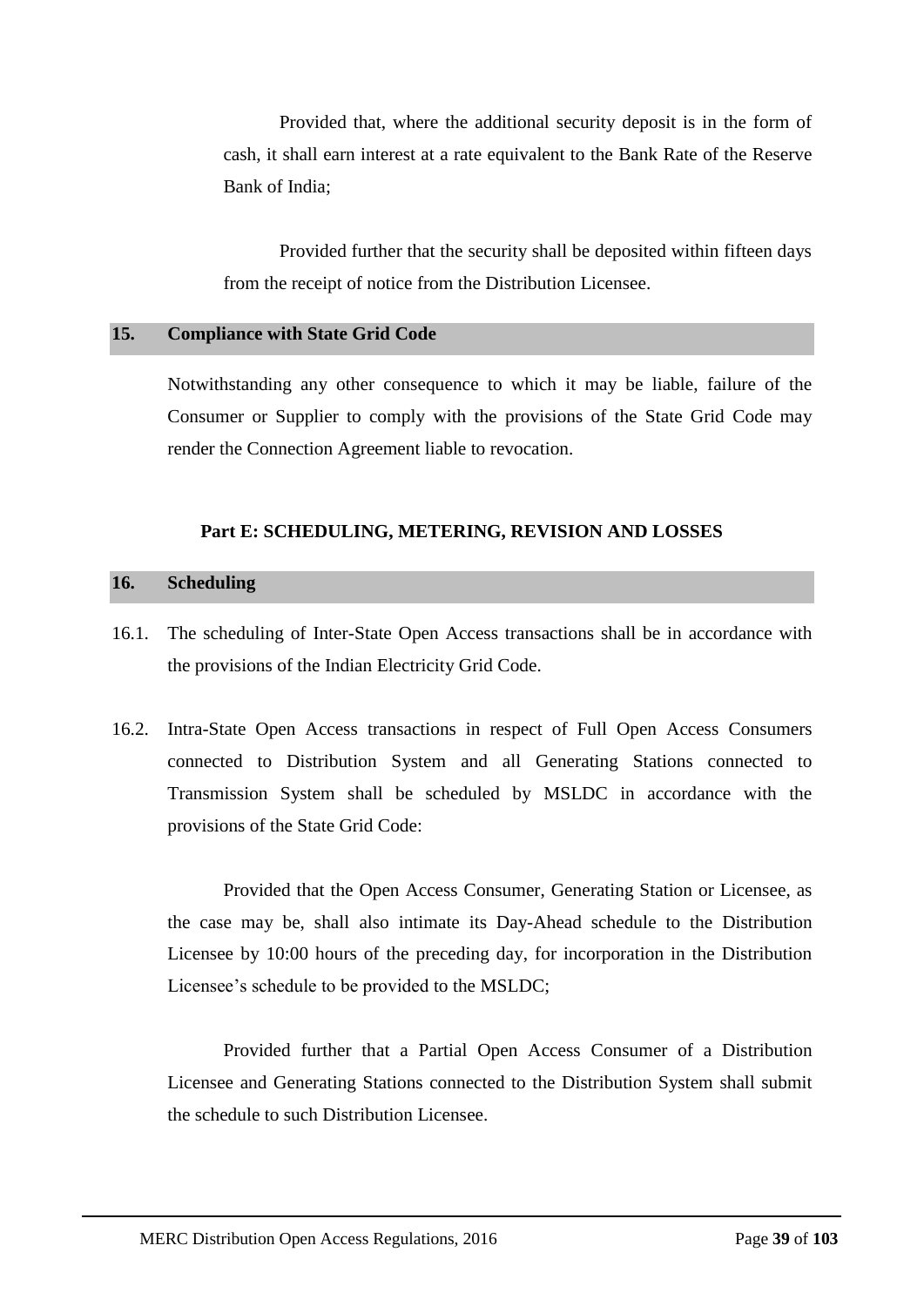Provided that, where the additional security deposit is in the form of cash, it shall earn interest at a rate equivalent to the Bank Rate of the Reserve Bank of India;

Provided further that the security shall be deposited within fifteen days from the receipt of notice from the Distribution Licensee.

## 15. Compliance with State Grid Code

Notwithstanding any other consequence to which it may be liable, failure of the Consumer or Supplier to comply with the provisions of the State Grid Code may render the Connection Agreement liable to revocation.

# Part E: SCHEDULING, METERING, REVISION AND LOSSES

## 16. Scheduling

16.1. The scheduling of Inter-State Open Access transactions shall be in accordance with the provisions of the Indian Electricity Grid Code.

16.2. Intra-State Open Access transactions in respect of Full Open Access Consumers connected to Distribution System and all Generating Stations connected to Transmission System shall be scheduled by MSLDC in accordance with the provisions of the State Grid Code:

Provided that the Open Access Consumer, Generating Station or Licensee, as the case may be, shall also intimate its Day-Ahead schedule to the Distribution Licensee by 10:00 hours of the preceding day, for incorporation in the Distribution Licensee's schedule to be provided to the MSLDC;

Provided further that a Partial Open Access Consumer of a Distribution Licensee and Generating Stations connected to the Distribution System shall submit the schedule to such Distribution Licensee.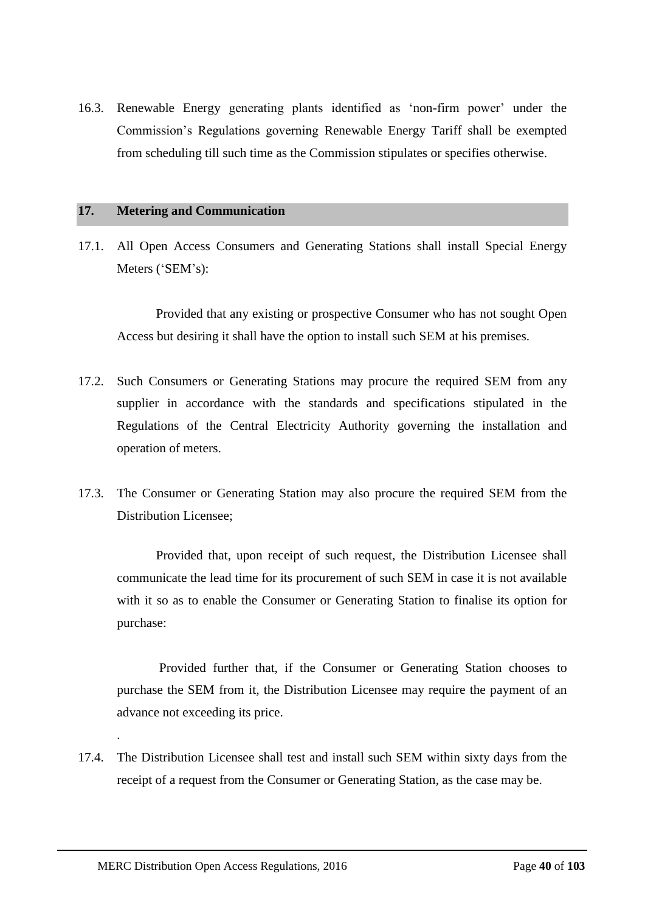16.3. Renewable Energy generating plants identified as 'non-firm power' under the Commission's Regulations governing Renewable Energy Tariff shall be exempted from scheduling till such time as the Commission stipulates or specifies otherwise.

## 17. Metering and Communication

17.1. All Open Access Consumers and Generating Stations shall install Special Energy Meters ('SEM's):

Provided that any existing or prospective Consumer who has not sought Open Access but desiring it shall have the option to install such SEM at his premises.

17.2. Such Consumers or Generating Stations may procure the required SEM from any supplier in accordance with the standards and specifications stipulated in the Regulations of the Central Electricity Authority governing the installation and operation of meters.

17.3. The Consumer or Generating Station may also procure the required SEM from the Distribution Licensee;

Provided that, upon receipt of such request, the Distribution Licensee shall communicate the lead time for its procurement of such SEM in case it is not available with it so as to enable the Consumer or Generating Station to finalise its option for purchase:

Provided further that, if the Consumer or Generating Station chooses to purchase the SEM from it, the Distribution Licensee may require the payment of an advance not exceeding its price.

.

17.4. The Distribution Licensee shall test and install such SEM within sixty days from the receipt of a request from the Consumer or Generating Station, as the case may be.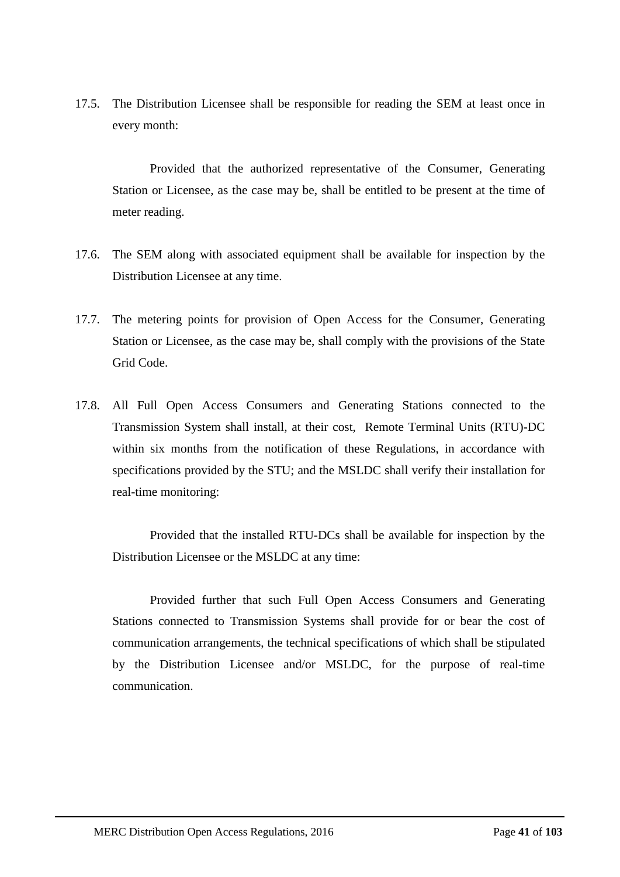17.5. The Distribution Licensee shall be responsible for reading the SEM at least once in every month:

Provided that the authorized representative of the Consumer, Generating Station or Licensee, as the case may be, shall be entitled to be present at the time of meter reading.

17.6. The SEM along with associated equipment shall be available for inspection by the Distribution Licensee at any time.

17.7. The metering points for provision of Open Access for the Consumer, Generating Station or Licensee, as the case may be, shall comply with the provisions of the State Grid Code.

17.8. All Full Open Access Consumers and Generating Stations connected to the Transmission System shall install, at their cost, Remote Terminal Units (RTU)-DC within six months from the notification of these Regulations, in accordance with specifications provided by the STU; and the MSLDC shall verify their installation for real-time monitoring:

Provided that the installed RTU-DCs shall be available for inspection by the Distribution Licensee or the MSLDC at any time:

Provided further that such Full Open Access Consumers and Generating Stations connected to Transmission Systems shall provide for or bear the cost of communication arrangements, the technical specifications of which shall be stipulated by the Distribution Licensee and/or MSLDC, for the purpose of real-time communication.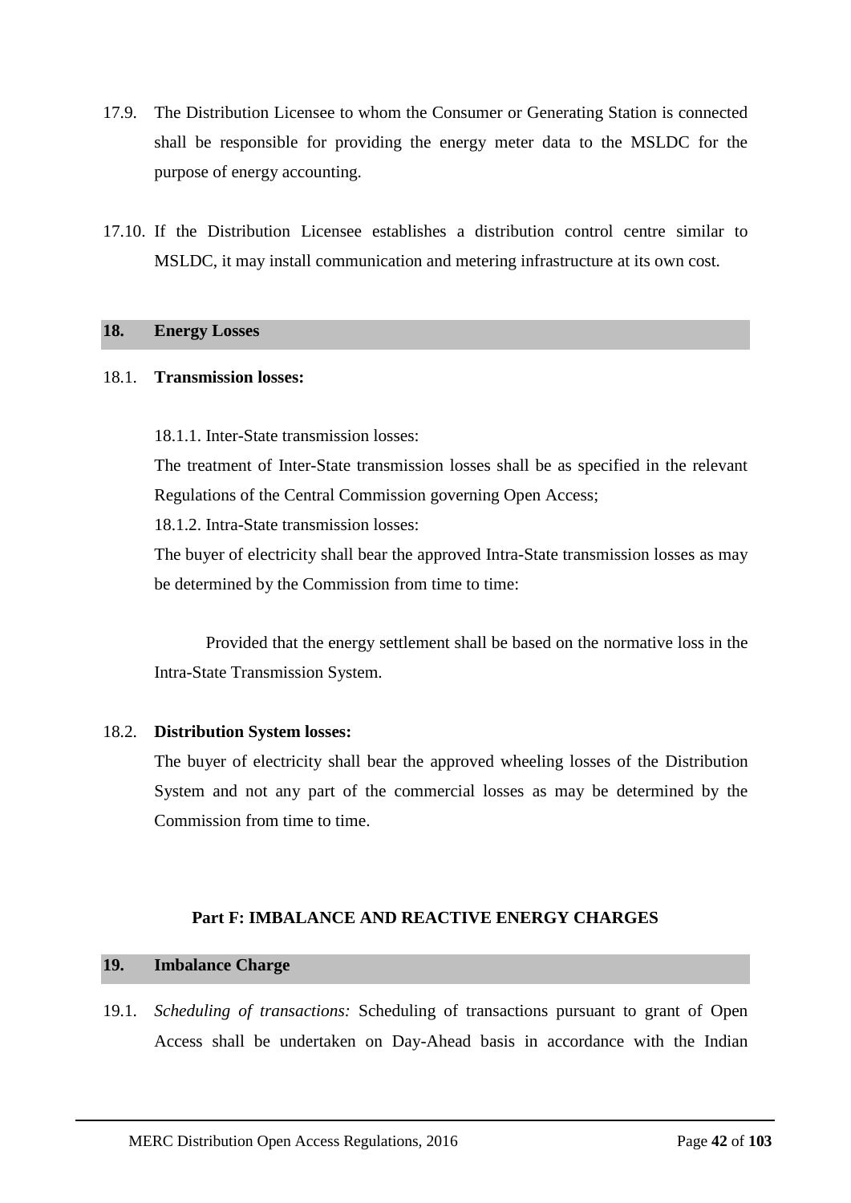17.9. The Distribution Licensee to whom the Consumer or Generating Station is connected shall be responsible for providing the energy meter data to the MSLDC for the purpose of energy accounting.

17.10. If the Distribution Licensee establishes a distribution control centre similar to MSLDC, it may install communication and metering infrastructure at its own cost.

## 18. Energy Losses

18.1. **Transmission losses:**

18.1.1. Inter-State transmission losses:

The treatment of Inter-State transmission losses shall be as specified in the relevant Regulations of the Central Commission governing Open Access;

18.1.2. Intra-State transmission losses:

The buyer of electricity shall bear the approved Intra-State transmission losses as may be determined by the Commission from time to time:

Provided that the energy settlement shall be based on the normative loss in the Intra-State Transmission System.

18.2. **Distribution System losses:**

The buyer of electricity shall bear the approved wheeling losses of the Distribution System and not any part of the commercial losses as may be determined by the Commission from time to time.

# Part F: IMBALANCE AND REACTIVE ENERGY CHARGES

## 19. Imbalance Charge

19.1. *Scheduling of transactions:* Scheduling of transactions pursuant to grant of Open Access shall be undertaken on Day-Ahead basis in accordance with the Indian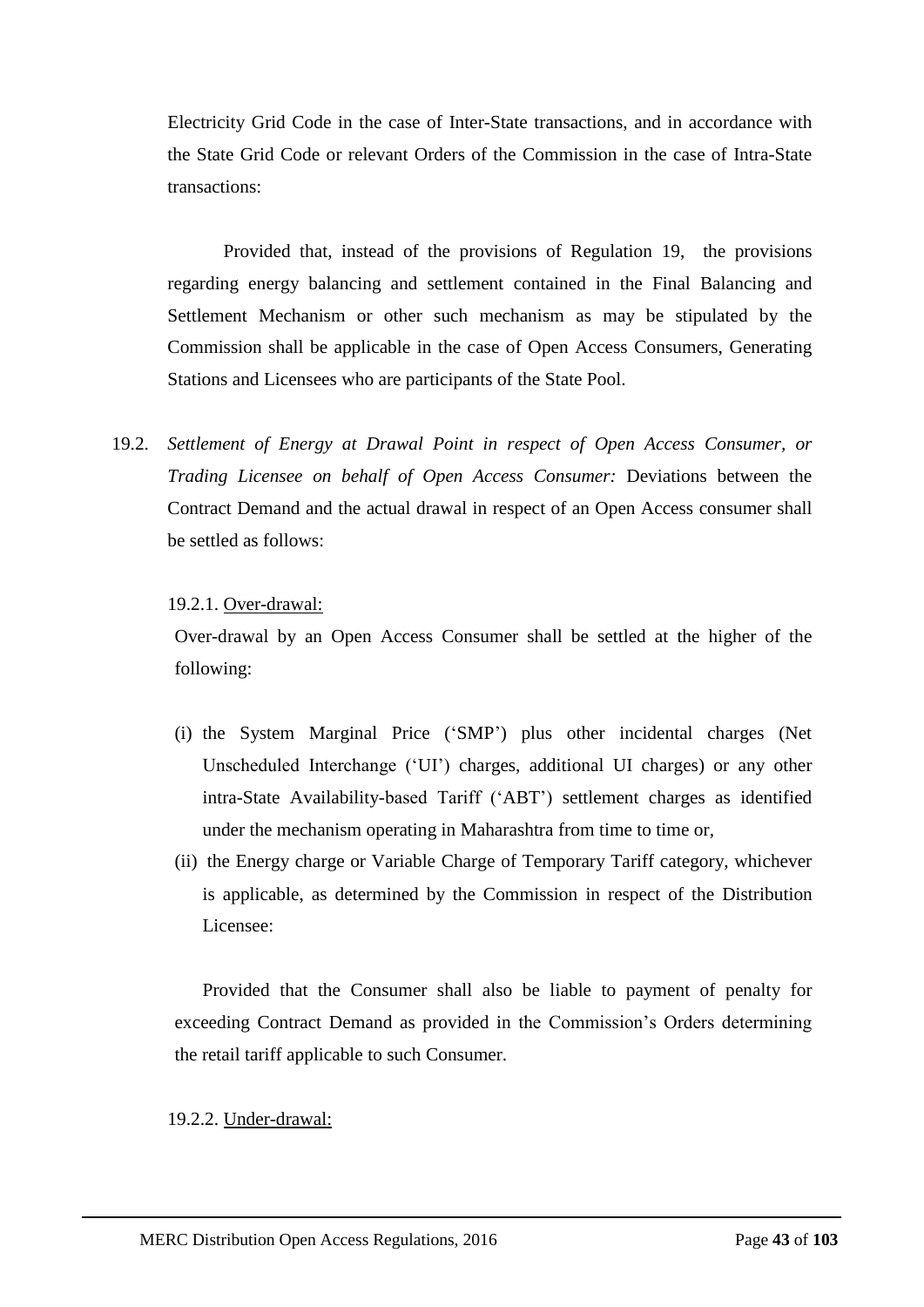Electricity Grid Code in the case of Inter-State transactions, and in accordance with the State Grid Code or relevant Orders of the Commission in the case of Intra-State transactions:

Provided that, instead of the provisions of Regulation 19, the provisions regarding energy balancing and settlement contained in the Final Balancing and Settlement Mechanism or other such mechanism as may be stipulated by the Commission shall be applicable in the case of Open Access Consumers, Generating Stations and Licensees who are participants of the State Pool.

19.2. *Settlement of Energy at Drawal Point in respect of Open Access Consumer, or Trading Licensee on behalf of Open Access Consumer:* Deviations between the Contract Demand and the actual drawal in respect of an Open Access consumer shall be settled as follows:

19.2.1. <u>Over-drawal:</u>

Over-drawal by an Open Access Consumer shall be settled at the higher of the following:

(i) the System Marginal Price ('SMP') plus other incidental charges (Net Unscheduled Interchange ('UI') charges, additional UI charges) or any other intra-State Availability-based Tariff ('ABT') settlement charges as identified under the mechanism operating in Maharashtra from time to time or,

(ii) the Energy charge or Variable Charge of Temporary Tariff category, whichever is applicable, as determined by the Commission in respect of the Distribution Licensee:

Provided that the Consumer shall also be liable to payment of penalty for exceeding Contract Demand as provided in the Commission's Orders determining the retail tariff applicable to such Consumer.

19.2.2. <u>Under-drawal:</u>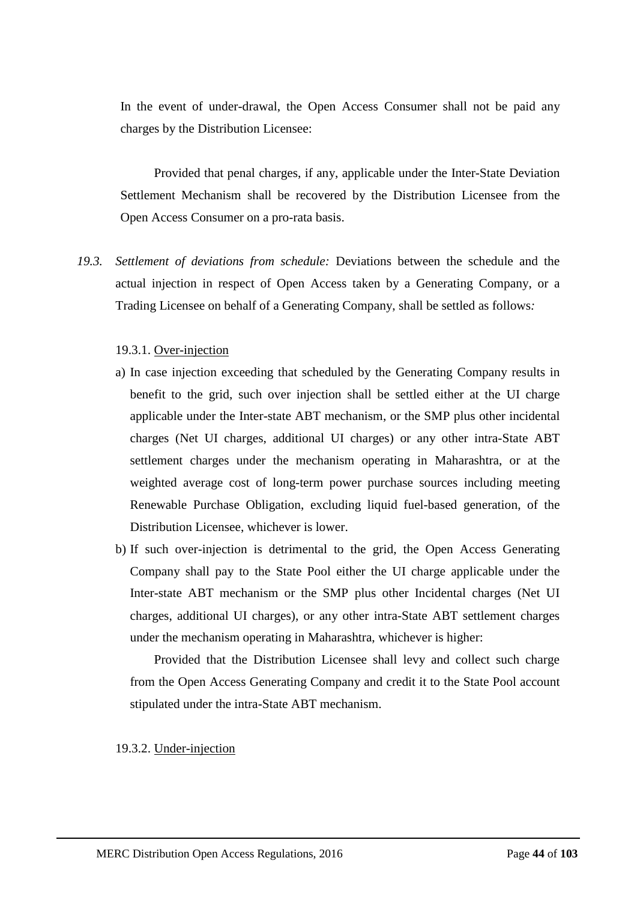In the event of under-drawal, the Open Access Consumer shall not be paid any charges by the Distribution Licensee:

Provided that penal charges, if any, applicable under the Inter-State Deviation Settlement Mechanism shall be recovered by the Distribution Licensee from the Open Access Consumer on a pro-rata basis.

*19.3. Settlement of deviations from schedule:* Deviations between the schedule and the actual injection in respect of Open Access taken by a Generating Company, or a Trading Licensee on behalf of a Generating Company, shall be settled as follows*:*

19.3.1. <u>Over-injection</u>

a) In case injection exceeding that scheduled by the Generating Company results in benefit to the grid, such over injection shall be settled either at the UI charge applicable under the Inter-state ABT mechanism, or the SMP plus other incidental charges (Net UI charges, additional UI charges) or any other intra-State ABT settlement charges under the mechanism operating in Maharashtra, or at the weighted average cost of long-term power purchase sources including meeting Renewable Purchase Obligation, excluding liquid fuel-based generation, of the Distribution Licensee, whichever is lower.

b) If such over-injection is detrimental to the grid, the Open Access Generating Company shall pay to the State Pool either the UI charge applicable under the Inter-state ABT mechanism or the SMP plus other Incidental charges (Net UI charges, additional UI charges), or any other intra-State ABT settlement charges under the mechanism operating in Maharashtra, whichever is higher:

Provided that the Distribution Licensee shall levy and collect such charge from the Open Access Generating Company and credit it to the State Pool account stipulated under the intra-State ABT mechanism.

19.3.2. <u>Under-injection</u>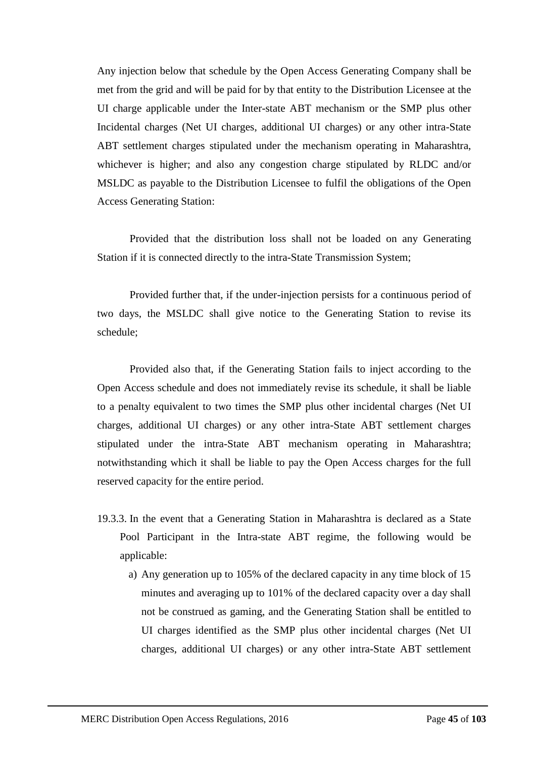Any injection below that schedule by the Open Access Generating Company shall be met from the grid and will be paid for by that entity to the Distribution Licensee at the UI charge applicable under the Inter-state ABT mechanism or the SMP plus other Incidental charges (Net UI charges, additional UI charges) or any other intra-State ABT settlement charges stipulated under the mechanism operating in Maharashtra, whichever is higher; and also any congestion charge stipulated by RLDC and/or MSLDC as payable to the Distribution Licensee to fulfil the obligations of the Open Access Generating Station:

Provided that the distribution loss shall not be loaded on any Generating Station if it is connected directly to the intra-State Transmission System;

Provided further that, if the under-injection persists for a continuous period of two days, the MSLDC shall give notice to the Generating Station to revise its schedule;

Provided also that, if the Generating Station fails to inject according to the Open Access schedule and does not immediately revise its schedule, it shall be liable to a penalty equivalent to two times the SMP plus other incidental charges (Net UI charges, additional UI charges) or any other intra-State ABT settlement charges stipulated under the intra-State ABT mechanism operating in Maharashtra; notwithstanding which it shall be liable to pay the Open Access charges for the full reserved capacity for the entire period.

19.3.3. In the event that a Generating Station in Maharashtra is declared as a State Pool Participant in the Intra-state ABT regime, the following would be applicable:

a) Any generation up to 105% of the declared capacity in any time block of 15 minutes and averaging up to 101% of the declared capacity over a day shall not be construed as gaming, and the Generating Station shall be entitled to UI charges identified as the SMP plus other incidental charges (Net UI charges, additional UI charges) or any other intra-State ABT settlement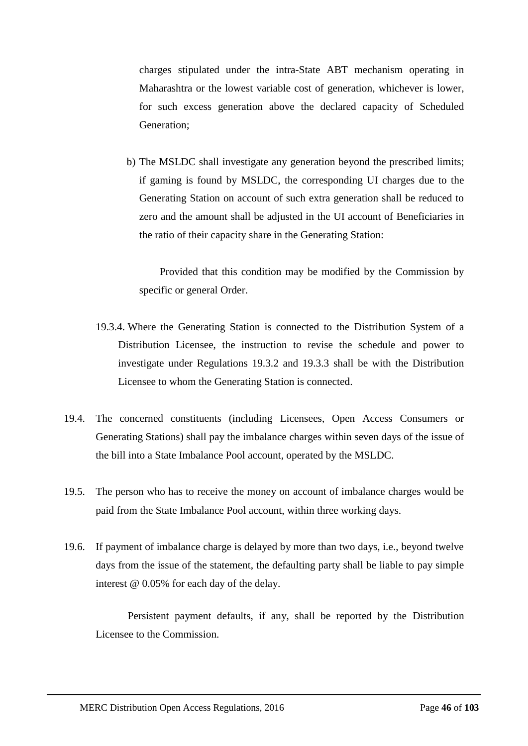charges stipulated under the intra-State ABT mechanism operating in Maharashtra or the lowest variable cost of generation, whichever is lower, for such excess generation above the declared capacity of Scheduled Generation;

b) The MSLDC shall investigate any generation beyond the prescribed limits; if gaming is found by MSLDC, the corresponding UI charges due to the Generating Station on account of such extra generation shall be reduced to zero and the amount shall be adjusted in the UI account of Beneficiaries in the ratio of their capacity share in the Generating Station:

Provided that this condition may be modified by the Commission by specific or general Order.

19.3.4. Where the Generating Station is connected to the Distribution System of a Distribution Licensee, the instruction to revise the schedule and power to investigate under Regulations 19.3.2 and 19.3.3 shall be with the Distribution Licensee to whom the Generating Station is connected.

19.4. The concerned constituents (including Licensees, Open Access Consumers or Generating Stations) shall pay the imbalance charges within seven days of the issue of the bill into a State Imbalance Pool account, operated by the MSLDC.

19.5. The person who has to receive the money on account of imbalance charges would be paid from the State Imbalance Pool account, within three working days.

19.6. If payment of imbalance charge is delayed by more than two days, i.e., beyond twelve days from the issue of the statement, the defaulting party shall be liable to pay simple interest @ 0.05% for each day of the delay.

Persistent payment defaults, if any, shall be reported by the Distribution Licensee to the Commission.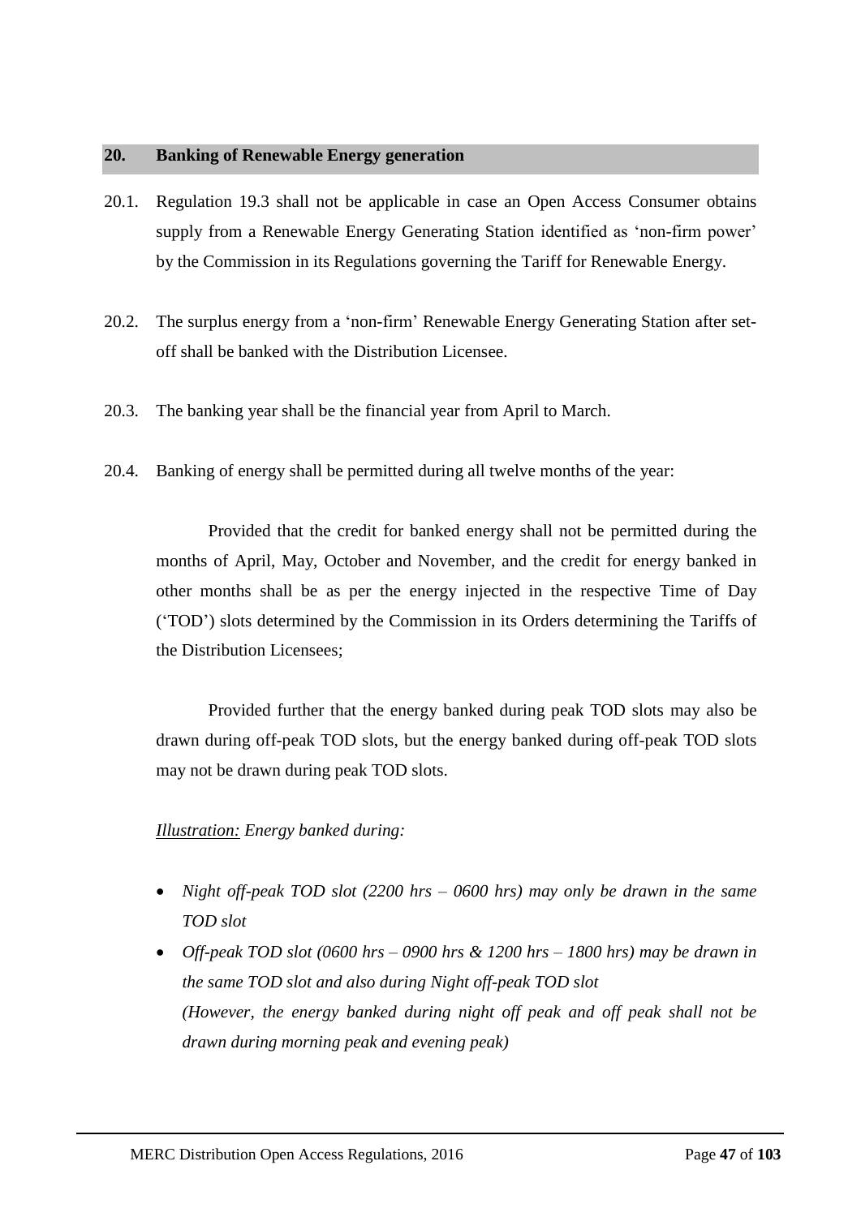## 20. Banking of Renewable Energy generation

20.1. Regulation 19.3 shall not be applicable in case an Open Access Consumer obtains supply from a Renewable Energy Generating Station identified as 'non-firm power' by the Commission in its Regulations governing the Tariff for Renewable Energy.

20.2. The surplus energy from a 'non-firm' Renewable Energy Generating Station after set-off shall be banked with the Distribution Licensee.

20.3. The banking year shall be the financial year from April to March.

20.4. Banking of energy shall be permitted during all twelve months of the year:

Provided that the credit for banked energy shall not be permitted during the months of April, May, October and November, and the credit for energy banked in other months shall be as per the energy injected in the respective Time of Day ('TOD') slots determined by the Commission in its Orders determining the Tariffs of the Distribution Licensees;

Provided further that the energy banked during peak TOD slots may also be drawn during off-peak TOD slots, but the energy banked during off-peak TOD slots may not be drawn during peak TOD slots.

*<u>Illustration:</u> Energy banked during:*

- *Night off-peak TOD slot (2200 hrs – 0600 hrs) may only be drawn in the same TOD slot*
- *Off-peak TOD slot (0600 hrs – 0900 hrs & 1200 hrs – 1800 hrs) may be drawn in the same TOD slot and also during Night off-peak TOD slot*
  *(However, the energy banked during night off peak and off peak shall not be drawn during morning peak and evening peak)*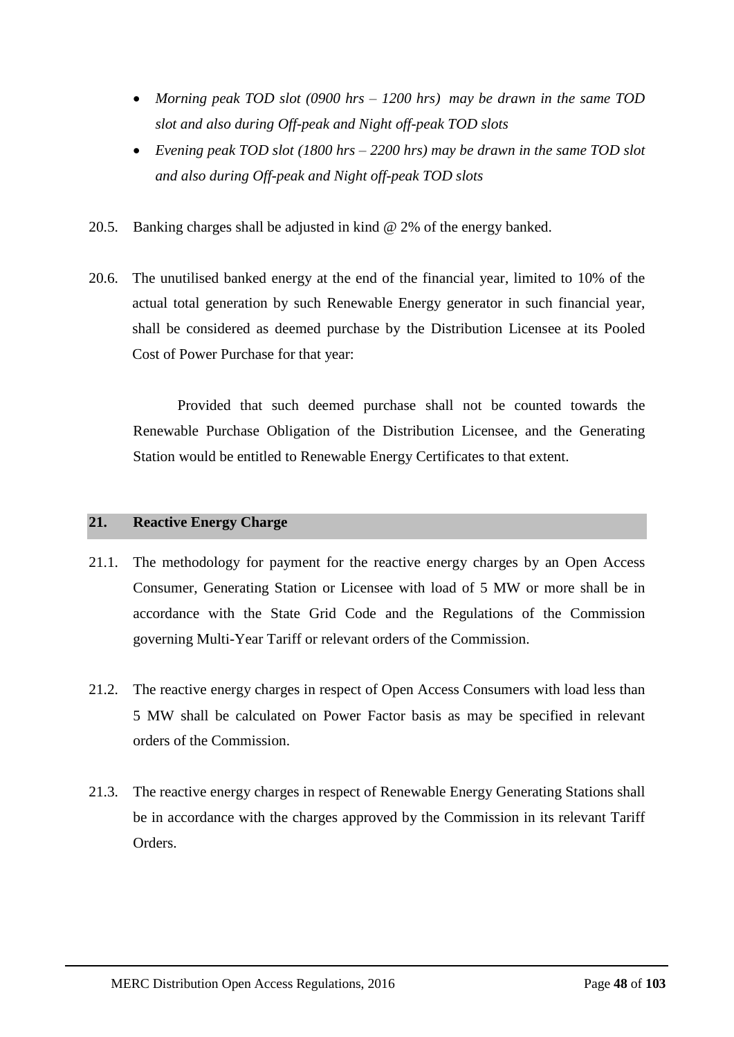- *Morning peak TOD slot (0900 hrs – 1200 hrs) may be drawn in the same TOD slot and also during Off-peak and Night off-peak TOD slots*
- *Evening peak TOD slot (1800 hrs – 2200 hrs) may be drawn in the same TOD slot and also during Off-peak and Night off-peak TOD slots*

20.5. Banking charges shall be adjusted in kind @ 2% of the energy banked.

20.6. The unutilised banked energy at the end of the financial year, limited to 10% of the actual total generation by such Renewable Energy generator in such financial year, shall be considered as deemed purchase by the Distribution Licensee at its Pooled Cost of Power Purchase for that year:

Provided that such deemed purchase shall not be counted towards the Renewable Purchase Obligation of the Distribution Licensee, and the Generating Station would be entitled to Renewable Energy Certificates to that extent.

## 21. Reactive Energy Charge

21.1. The methodology for payment for the reactive energy charges by an Open Access Consumer, Generating Station or Licensee with load of 5 MW or more shall be in accordance with the State Grid Code and the Regulations of the Commission governing Multi-Year Tariff or relevant orders of the Commission.

21.2. The reactive energy charges in respect of Open Access Consumers with load less than 5 MW shall be calculated on Power Factor basis as may be specified in relevant orders of the Commission.

21.3. The reactive energy charges in respect of Renewable Energy Generating Stations shall be in accordance with the charges approved by the Commission in its relevant Tariff Orders.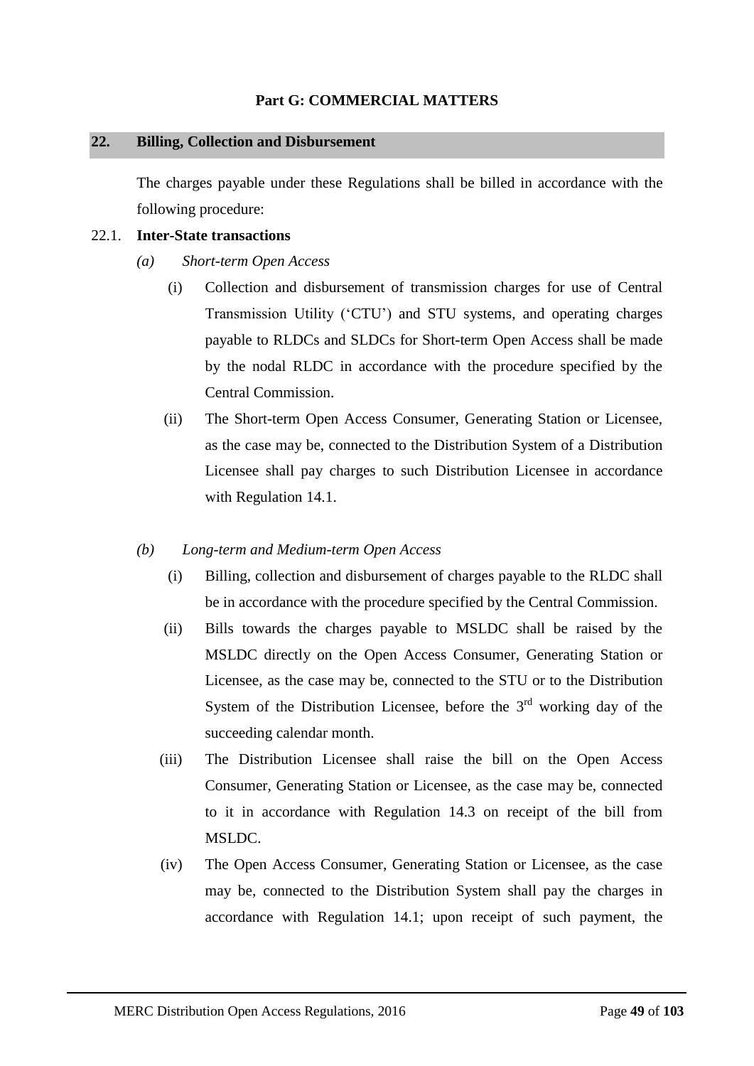## Part G: COMMERCIAL MATTERS

### 22. Billing, Collection and Disbursement

The charges payable under these Regulations shall be billed in accordance with the following procedure:

22.1. **Inter-State transactions**

*(a) Short-term Open Access*

(i) Collection and disbursement of transmission charges for use of Central Transmission Utility ('CTU') and STU systems, and operating charges payable to RLDCs and SLDCs for Short-term Open Access shall be made by the nodal RLDC in accordance with the procedure specified by the Central Commission.

(ii) The Short-term Open Access Consumer, Generating Station or Licensee, as the case may be, connected to the Distribution System of a Distribution Licensee shall pay charges to such Distribution Licensee in accordance with Regulation 14.1.

*(b) Long-term and Medium-term Open Access*

(i) Billing, collection and disbursement of charges payable to the RLDC shall be in accordance with the procedure specified by the Central Commission.

(ii) Bills towards the charges payable to MSLDC shall be raised by the MSLDC directly on the Open Access Consumer, Generating Station or Licensee, as the case may be, connected to the STU or to the Distribution System of the Distribution Licensee, before the 3rd working day of the succeeding calendar month.

(iii) The Distribution Licensee shall raise the bill on the Open Access Consumer, Generating Station or Licensee, as the case may be, connected to it in accordance with Regulation 14.3 on receipt of the bill from MSLDC.

(iv) The Open Access Consumer, Generating Station or Licensee, as the case may be, connected to the Distribution System shall pay the charges in accordance with Regulation 14.1; upon receipt of such payment, the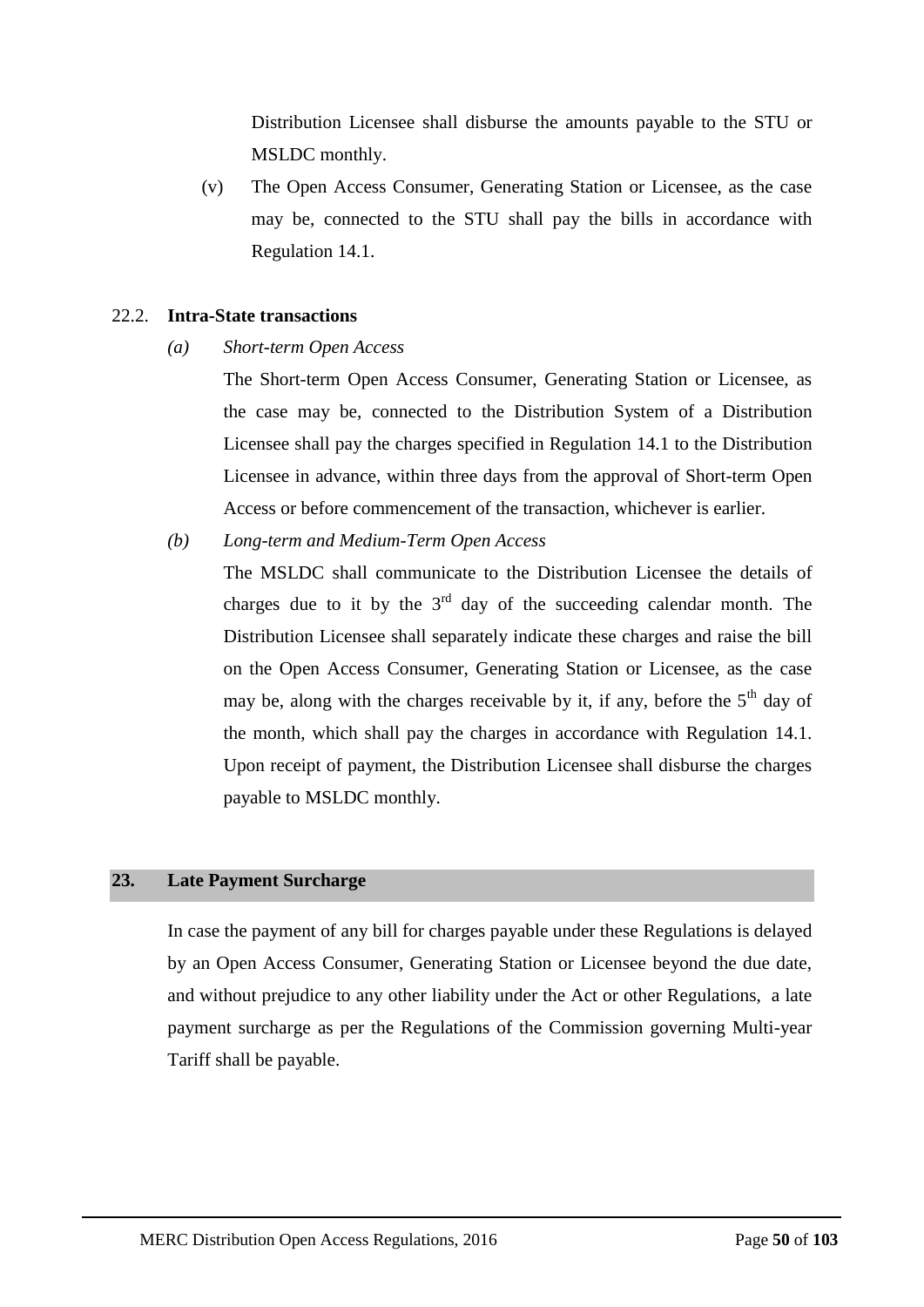Distribution Licensee shall disburse the amounts payable to the STU or MSLDC monthly.

(v) The Open Access Consumer, Generating Station or Licensee, as the case may be, connected to the STU shall pay the bills in accordance with Regulation 14.1.

22.2. **Intra-State transactions**

*(a) Short-term Open Access*

The Short-term Open Access Consumer, Generating Station or Licensee, as the case may be, connected to the Distribution System of a Distribution Licensee shall pay the charges specified in Regulation 14.1 to the Distribution Licensee in advance, within three days from the approval of Short-term Open Access or before commencement of the transaction, whichever is earlier.

*(b) Long-term and Medium-Term Open Access*

The MSLDC shall communicate to the Distribution Licensee the details of charges due to it by the 3rd day of the succeeding calendar month. The Distribution Licensee shall separately indicate these charges and raise the bill on the Open Access Consumer, Generating Station or Licensee, as the case may be, along with the charges receivable by it, if any, before the 5th day of the month, which shall pay the charges in accordance with Regulation 14.1. Upon receipt of payment, the Distribution Licensee shall disburse the charges payable to MSLDC monthly.

## 23. Late Payment Surcharge

In case the payment of any bill for charges payable under these Regulations is delayed by an Open Access Consumer, Generating Station or Licensee beyond the due date, and without prejudice to any other liability under the Act or other Regulations, a late payment surcharge as per the Regulations of the Commission governing Multi-year Tariff shall be payable.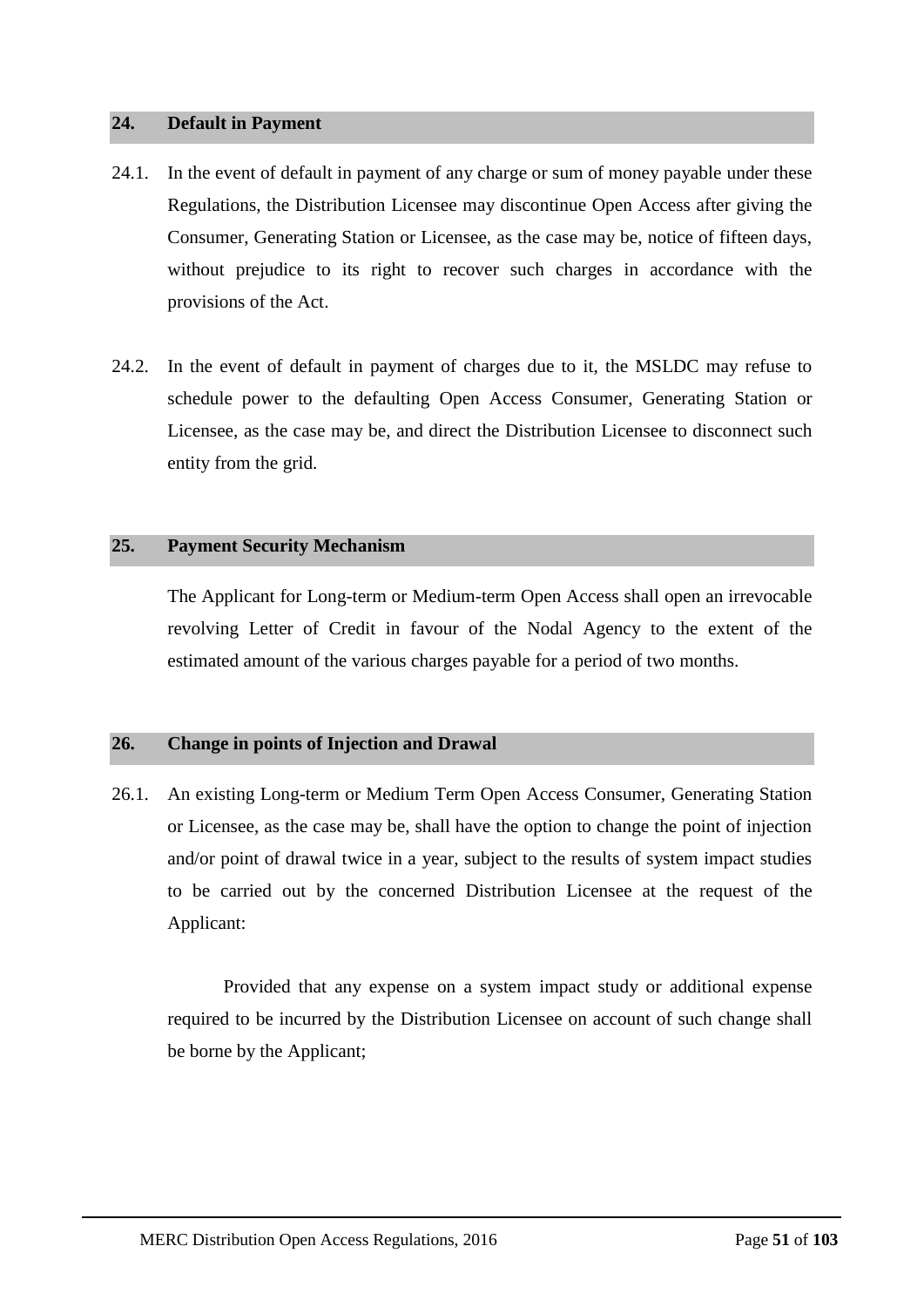## 24. Default in Payment

24.1. In the event of default in payment of any charge or sum of money payable under these Regulations, the Distribution Licensee may discontinue Open Access after giving the Consumer, Generating Station or Licensee, as the case may be, notice of fifteen days, without prejudice to its right to recover such charges in accordance with the provisions of the Act.

24.2. In the event of default in payment of charges due to it, the MSLDC may refuse to schedule power to the defaulting Open Access Consumer, Generating Station or Licensee, as the case may be, and direct the Distribution Licensee to disconnect such entity from the grid.

## 25. Payment Security Mechanism

The Applicant for Long-term or Medium-term Open Access shall open an irrevocable revolving Letter of Credit in favour of the Nodal Agency to the extent of the estimated amount of the various charges payable for a period of two months.

## 26. Change in points of Injection and Drawal

26.1. An existing Long-term or Medium Term Open Access Consumer, Generating Station or Licensee, as the case may be, shall have the option to change the point of injection and/or point of drawal twice in a year, subject to the results of system impact studies to be carried out by the concerned Distribution Licensee at the request of the Applicant:

Provided that any expense on a system impact study or additional expense required to be incurred by the Distribution Licensee on account of such change shall be borne by the Applicant;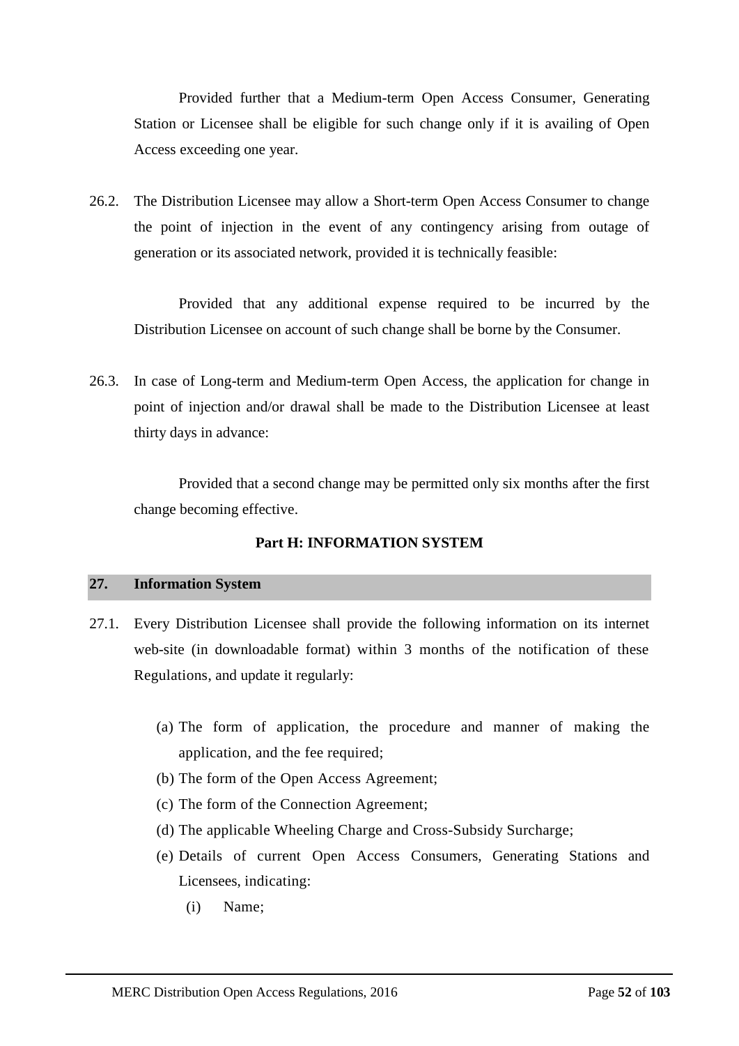Provided further that a Medium-term Open Access Consumer, Generating Station or Licensee shall be eligible for such change only if it is availing of Open Access exceeding one year.

26.2. The Distribution Licensee may allow a Short-term Open Access Consumer to change the point of injection in the event of any contingency arising from outage of generation or its associated network, provided it is technically feasible:

Provided that any additional expense required to be incurred by the Distribution Licensee on account of such change shall be borne by the Consumer.

26.3. In case of Long-term and Medium-term Open Access, the application for change in point of injection and/or drawal shall be made to the Distribution Licensee at least thirty days in advance:

Provided that a second change may be permitted only six months after the first change becoming effective.

## Part H: INFORMATION SYSTEM

### 27. Information System

27.1. Every Distribution Licensee shall provide the following information on its internet web-site (in downloadable format) within 3 months of the notification of these Regulations, and update it regularly:

(a) The form of application, the procedure and manner of making the application, and the fee required;

(b) The form of the Open Access Agreement;

(c) The form of the Connection Agreement;

(d) The applicable Wheeling Charge and Cross-Subsidy Surcharge;

(e) Details of current Open Access Consumers, Generating Stations and Licensees, indicating:

(i) Name;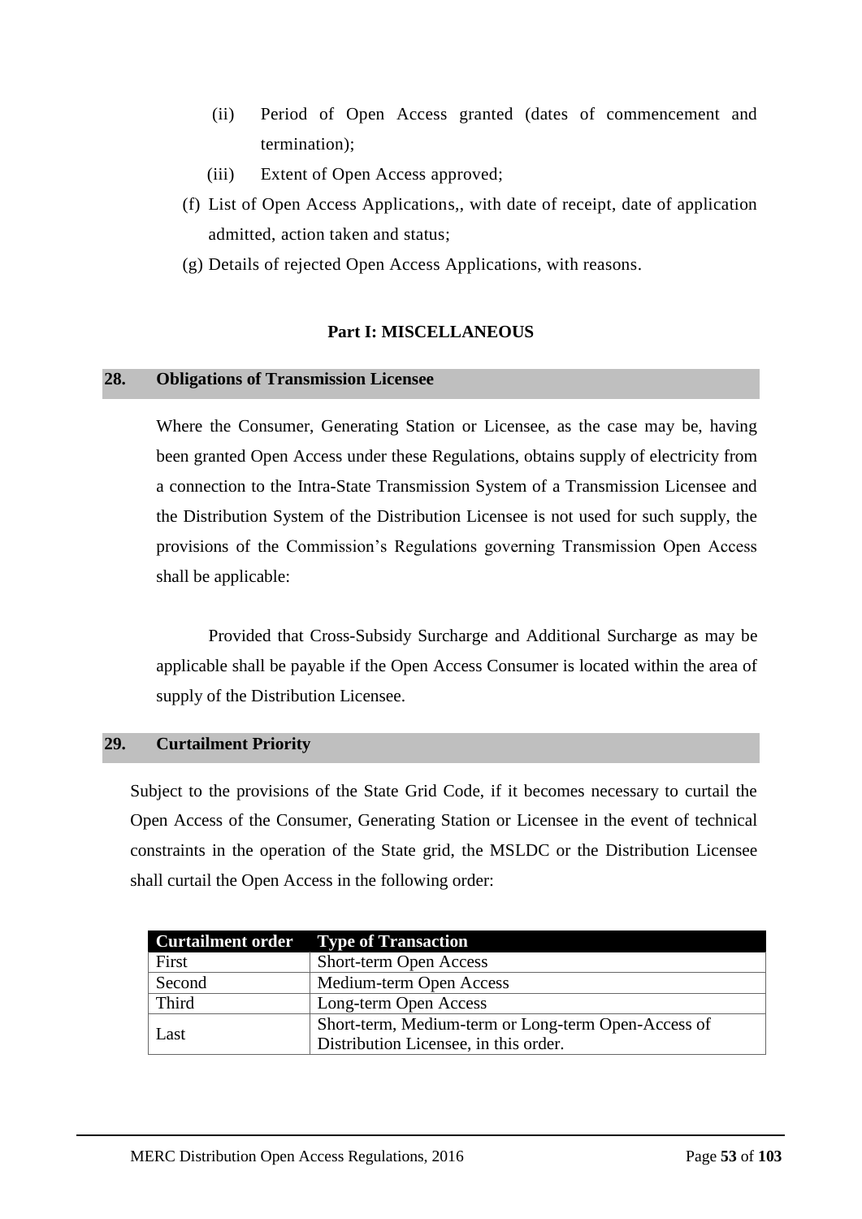(ii) Period of Open Access granted (dates of commencement and termination);

(iii) Extent of Open Access approved;

(f) List of Open Access Applications,, with date of receipt, date of application admitted, action taken and status;

(g) Details of rejected Open Access Applications, with reasons.

## Part I: MISCELLANEOUS

### 28. Obligations of Transmission Licensee

Where the Consumer, Generating Station or Licensee, as the case may be, having been granted Open Access under these Regulations, obtains supply of electricity from a connection to the Intra-State Transmission System of a Transmission Licensee and the Distribution System of the Distribution Licensee is not used for such supply, the provisions of the Commission's Regulations governing Transmission Open Access shall be applicable:

Provided that Cross-Subsidy Surcharge and Additional Surcharge as may be applicable shall be payable if the Open Access Consumer is located within the area of supply of the Distribution Licensee.

### 29. Curtailment Priority

Subject to the provisions of the State Grid Code, if it becomes necessary to curtail the Open Access of the Consumer, Generating Station or Licensee in the event of technical constraints in the operation of the State grid, the MSLDC or the Distribution Licensee shall curtail the Open Access in the following order:

| Curtailment order | Type of Transaction |
|---|---|
| First | Short-term Open Access |
| Second | Medium-term Open Access |
| Third | Long-term Open Access |
| Last | Short-term, Medium-term or Long-term Open-Access of Distribution Licensee, in this order. |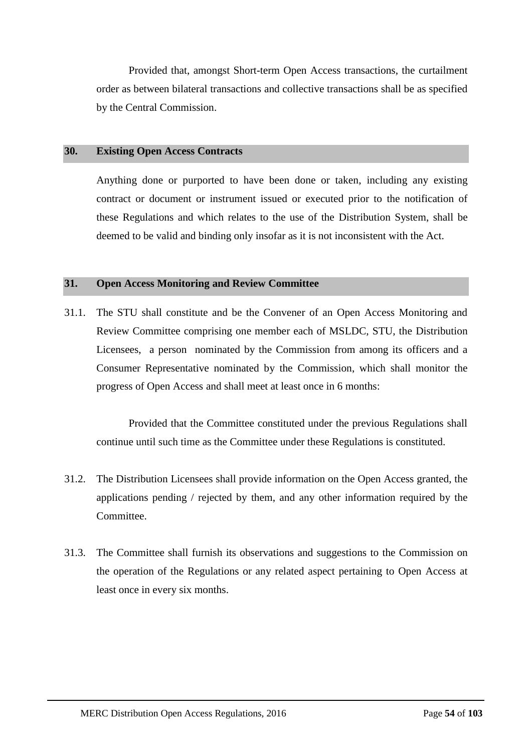Provided that, amongst Short-term Open Access transactions, the curtailment order as between bilateral transactions and collective transactions shall be as specified by the Central Commission.

## 30. Existing Open Access Contracts

Anything done or purported to have been done or taken, including any existing contract or document or instrument issued or executed prior to the notification of these Regulations and which relates to the use of the Distribution System, shall be deemed to be valid and binding only insofar as it is not inconsistent with the Act.

## 31. Open Access Monitoring and Review Committee

31.1. The STU shall constitute and be the Convener of an Open Access Monitoring and Review Committee comprising one member each of MSLDC, STU, the Distribution Licensees, a person nominated by the Commission from among its officers and a Consumer Representative nominated by the Commission, which shall monitor the progress of Open Access and shall meet at least once in 6 months:

Provided that the Committee constituted under the previous Regulations shall continue until such time as the Committee under these Regulations is constituted.

31.2. The Distribution Licensees shall provide information on the Open Access granted, the applications pending / rejected by them, and any other information required by the Committee.

31.3. The Committee shall furnish its observations and suggestions to the Commission on the operation of the Regulations or any related aspect pertaining to Open Access at least once in every six months.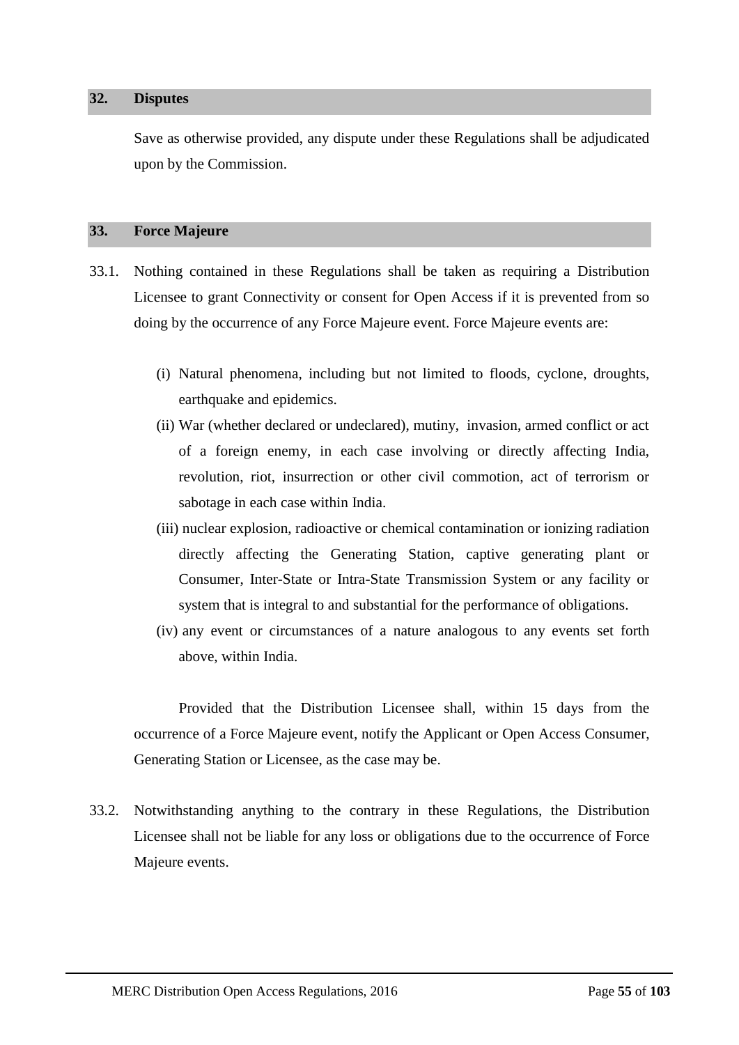## 32. Disputes

Save as otherwise provided, any dispute under these Regulations shall be adjudicated upon by the Commission.

## 33. Force Majeure

33.1. Nothing contained in these Regulations shall be taken as requiring a Distribution Licensee to grant Connectivity or consent for Open Access if it is prevented from so doing by the occurrence of any Force Majeure event. Force Majeure events are:

(i) Natural phenomena, including but not limited to floods, cyclone, droughts, earthquake and epidemics.

(ii) War (whether declared or undeclared), mutiny, invasion, armed conflict or act of a foreign enemy, in each case involving or directly affecting India, revolution, riot, insurrection or other civil commotion, act of terrorism or sabotage in each case within India.

(iii) nuclear explosion, radioactive or chemical contamination or ionizing radiation directly affecting the Generating Station, captive generating plant or Consumer, Inter-State or Intra-State Transmission System or any facility or system that is integral to and substantial for the performance of obligations.

(iv) any event or circumstances of a nature analogous to any events set forth above, within India.

Provided that the Distribution Licensee shall, within 15 days from the occurrence of a Force Majeure event, notify the Applicant or Open Access Consumer, Generating Station or Licensee, as the case may be.

33.2. Notwithstanding anything to the contrary in these Regulations, the Distribution Licensee shall not be liable for any loss or obligations due to the occurrence of Force Majeure events.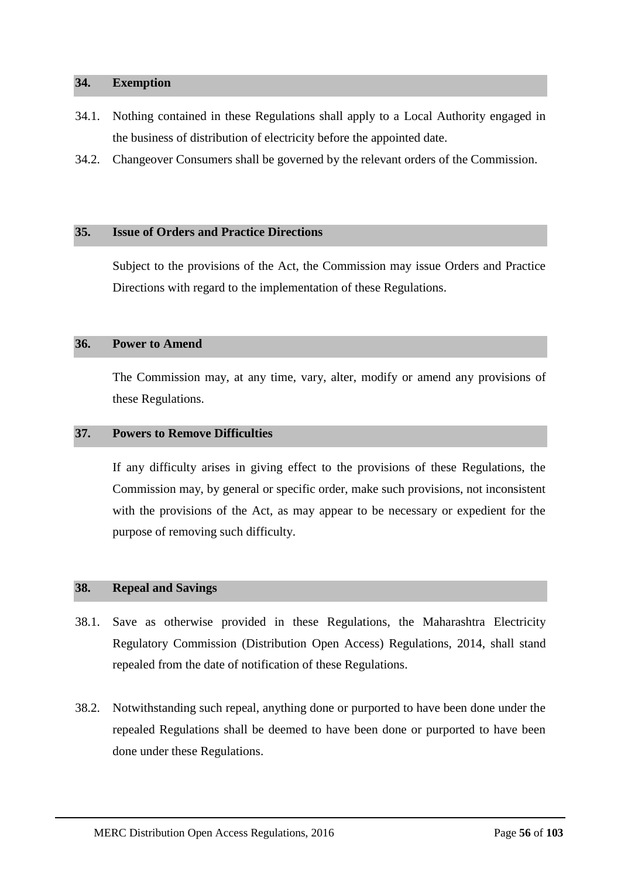## 34. Exemption

34.1. Nothing contained in these Regulations shall apply to a Local Authority engaged in the business of distribution of electricity before the appointed date.

34.2. Changeover Consumers shall be governed by the relevant orders of the Commission.

## 35. Issue of Orders and Practice Directions

Subject to the provisions of the Act, the Commission may issue Orders and Practice Directions with regard to the implementation of these Regulations.

## 36. Power to Amend

The Commission may, at any time, vary, alter, modify or amend any provisions of these Regulations.

## 37. Powers to Remove Difficulties

If any difficulty arises in giving effect to the provisions of these Regulations, the Commission may, by general or specific order, make such provisions, not inconsistent with the provisions of the Act, as may appear to be necessary or expedient for the purpose of removing such difficulty.

## 38. Repeal and Savings

38.1. Save as otherwise provided in these Regulations, the Maharashtra Electricity Regulatory Commission (Distribution Open Access) Regulations, 2014, shall stand repealed from the date of notification of these Regulations.

38.2. Notwithstanding such repeal, anything done or purported to have been done under the repealed Regulations shall be deemed to have been done or purported to have been done under these Regulations.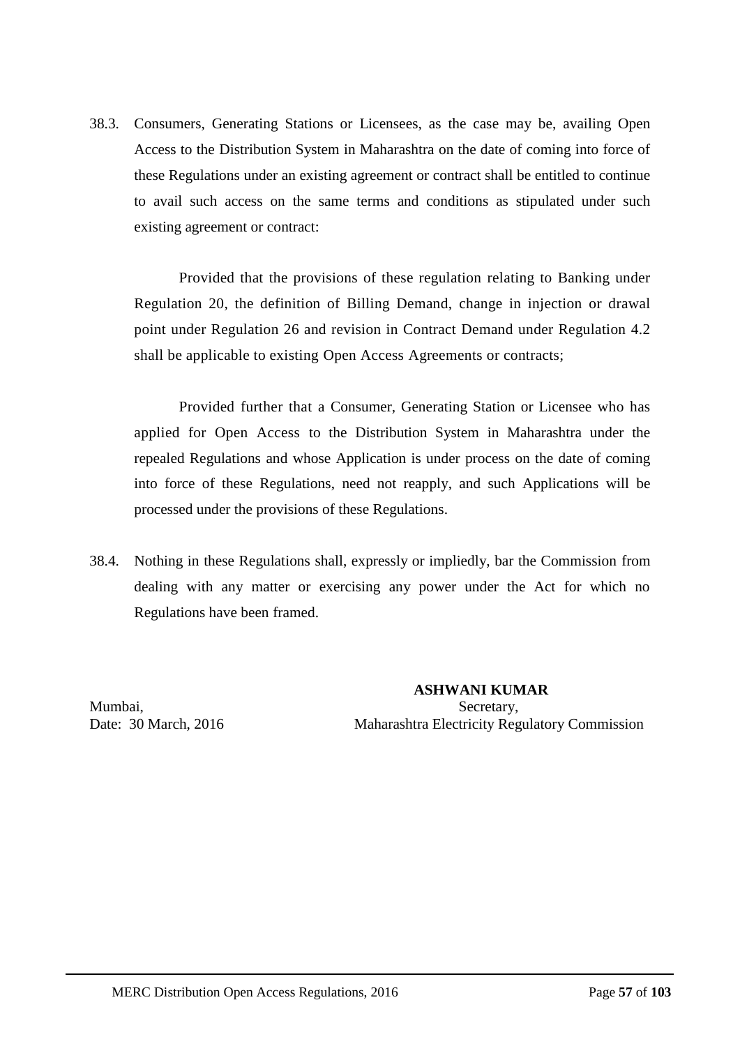38.3. Consumers, Generating Stations or Licensees, as the case may be, availing Open Access to the Distribution System in Maharashtra on the date of coming into force of these Regulations under an existing agreement or contract shall be entitled to continue to avail such access on the same terms and conditions as stipulated under such existing agreement or contract:

Provided that the provisions of these regulation relating to Banking under Regulation 20, the definition of Billing Demand, change in injection or drawal point under Regulation 26 and revision in Contract Demand under Regulation 4.2 shall be applicable to existing Open Access Agreements or contracts;

Provided further that a Consumer, Generating Station or Licensee who has applied for Open Access to the Distribution System in Maharashtra under the repealed Regulations and whose Application is under process on the date of coming into force of these Regulations, need not reapply, and such Applications will be processed under the provisions of these Regulations.

38.4. Nothing in these Regulations shall, expressly or impliedly, bar the Commission from dealing with any matter or exercising any power under the Act for which no Regulations have been framed.

**ASHWANI KUMAR**
Secretary,
Maharashtra Electricity Regulatory Commission

Mumbai,
Date: 30 March, 2016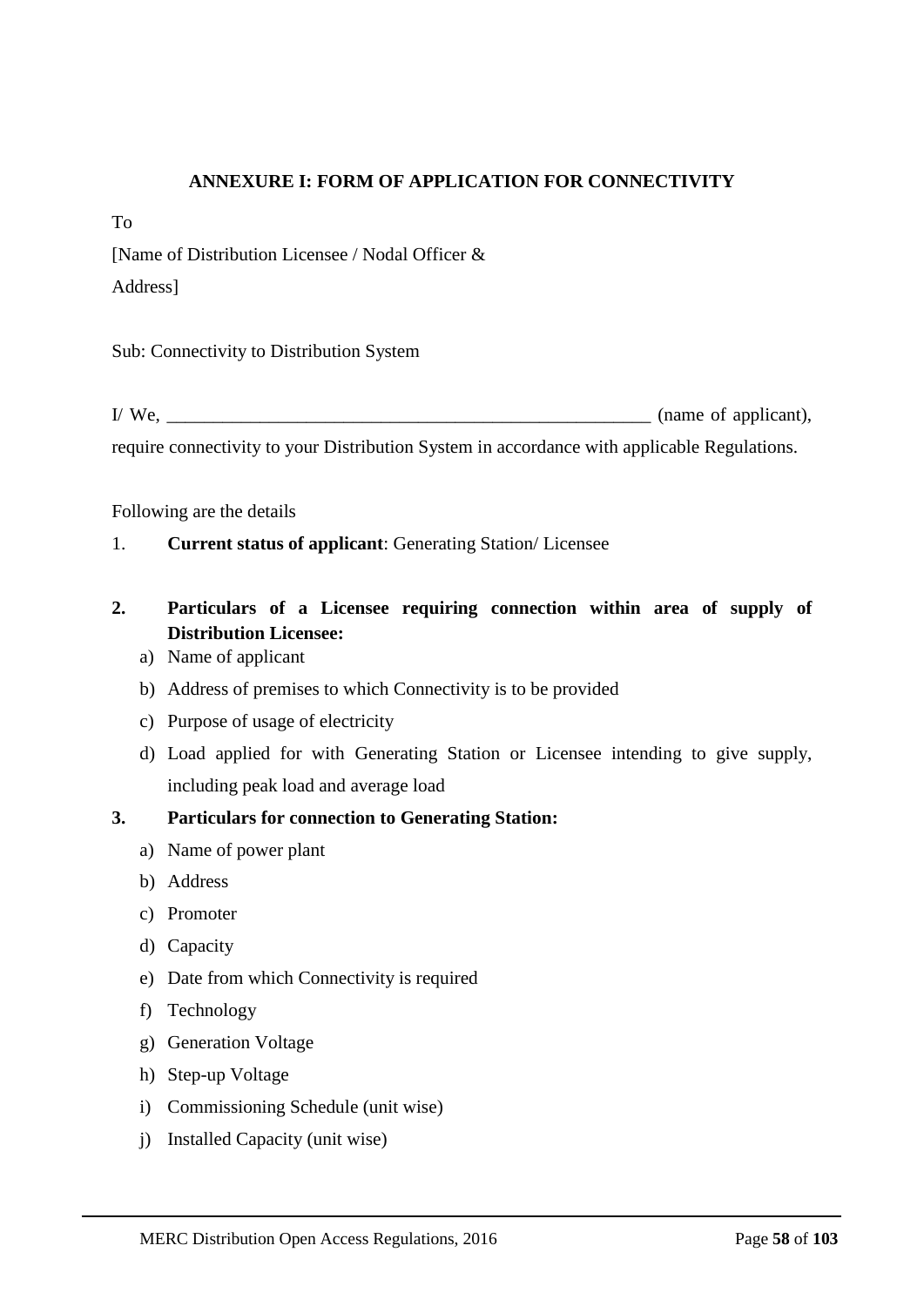**ANNEXURE I: FORM OF APPLICATION FOR CONNECTIVITY**

To

[Name of Distribution Licensee / Nodal Officer &
Address]

Sub: Connectivity to Distribution System

I/ We, _____________________________________________________ (name of applicant), require connectivity to your Distribution System in accordance with applicable Regulations.

Following are the details

1. **Current status of applicant**: Generating Station/ Licensee

2. **Particulars of a Licensee requiring connection within area of supply of Distribution Licensee:**
   a) Name of applicant
   b) Address of premises to which Connectivity is to be provided
   c) Purpose of usage of electricity
   d) Load applied for with Generating Station or Licensee intending to give supply, including peak load and average load

3. **Particulars for connection to Generating Station:**
   a) Name of power plant
   b) Address
   c) Promoter
   d) Capacity
   e) Date from which Connectivity is required
   f) Technology
   g) Generation Voltage
   h) Step-up Voltage
   i) Commissioning Schedule (unit wise)
   j) Installed Capacity (unit wise)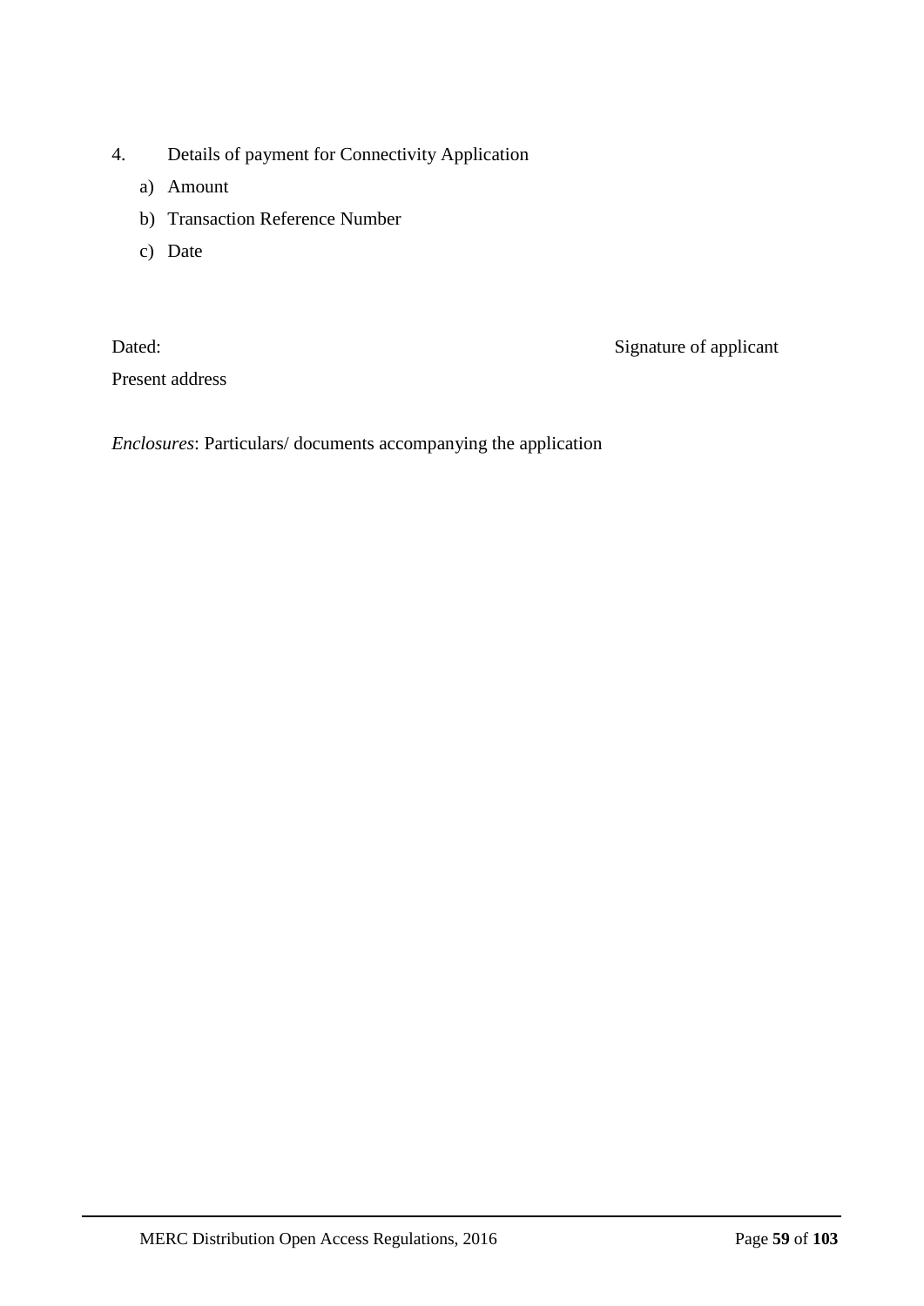4. Details of payment for Connectivity Application

   a) Amount

   b) Transaction Reference Number

   c) Date

Dated: Signature of applicant

Present address

*Enclosures*: Particulars/ documents accompanying the application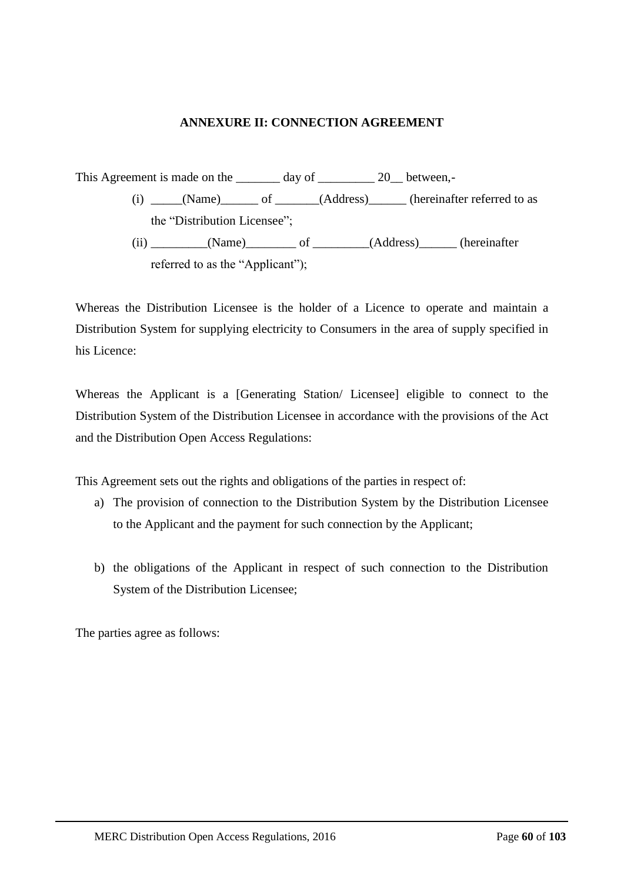# ANNEXURE II: CONNECTION AGREEMENT

This Agreement is made on the _______ day of _________ 20__ between,-

(i) _____(Name)______ of _______(Address)______ (hereinafter referred to as the “Distribution Licensee”;

(ii) _________(Name)________ of _________(Address)______ (hereinafter referred to as the “Applicant”);

Whereas the Distribution Licensee is the holder of a Licence to operate and maintain a Distribution System for supplying electricity to Consumers in the area of supply specified in his Licence:

Whereas the Applicant is a [Generating Station/ Licensee] eligible to connect to the Distribution System of the Distribution Licensee in accordance with the provisions of the Act and the Distribution Open Access Regulations:

This Agreement sets out the rights and obligations of the parties in respect of:

a) The provision of connection to the Distribution System by the Distribution Licensee to the Applicant and the payment for such connection by the Applicant;

b) the obligations of the Applicant in respect of such connection to the Distribution System of the Distribution Licensee;

The parties agree as follows: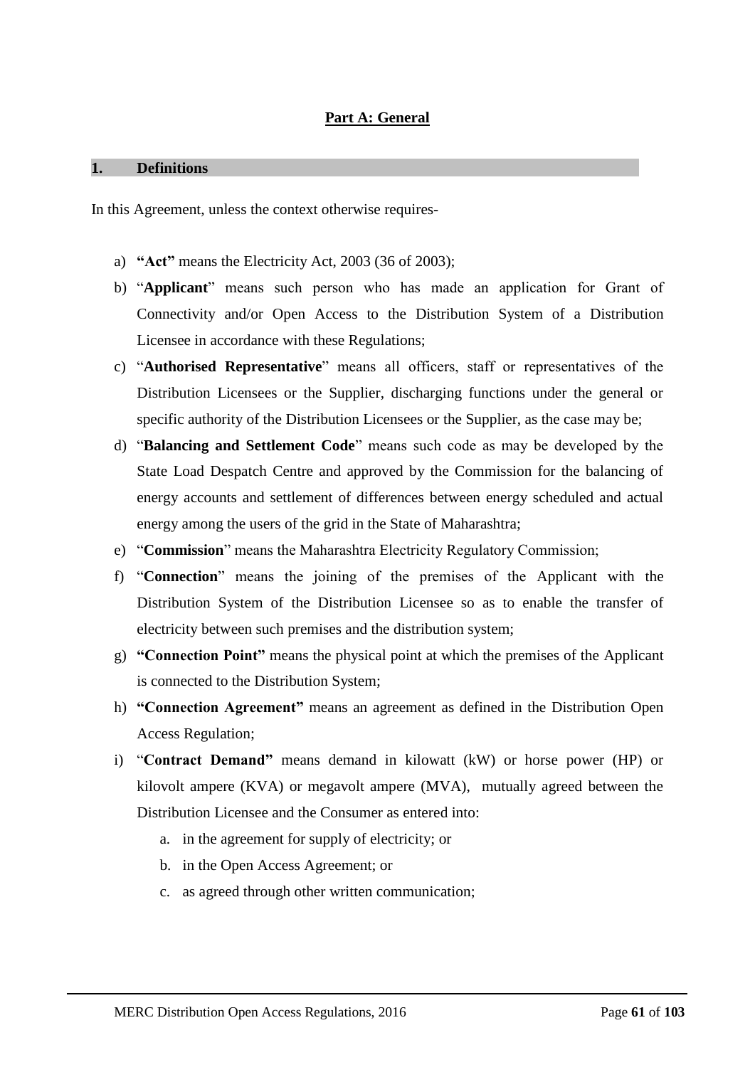## Part A: General

### 1. Definitions

In this Agreement, unless the context otherwise requires-

a) **"Act"** means the Electricity Act, 2003 (36 of 2003);

b) "**Applicant**" means such person who has made an application for Grant of Connectivity and/or Open Access to the Distribution System of a Distribution Licensee in accordance with these Regulations;

c) "**Authorised Representative**" means all officers, staff or representatives of the Distribution Licensees or the Supplier, discharging functions under the general or specific authority of the Distribution Licensees or the Supplier, as the case may be;

d) "**Balancing and Settlement Code**" means such code as may be developed by the State Load Despatch Centre and approved by the Commission for the balancing of energy accounts and settlement of differences between energy scheduled and actual energy among the users of the grid in the State of Maharashtra;

e) "**Commission**" means the Maharashtra Electricity Regulatory Commission;

f) "**Connection**" means the joining of the premises of the Applicant with the Distribution System of the Distribution Licensee so as to enable the transfer of electricity between such premises and the distribution system;

g) **"Connection Point"** means the physical point at which the premises of the Applicant is connected to the Distribution System;

h) **"Connection Agreement"** means an agreement as defined in the Distribution Open Access Regulation;

i) "**Contract Demand"** means demand in kilowatt (kW) or horse power (HP) or kilovolt ampere (KVA) or megavolt ampere (MVA), mutually agreed between the Distribution Licensee and the Consumer as entered into:

   a. in the agreement for supply of electricity; or

   b. in the Open Access Agreement; or

   c. as agreed through other written communication;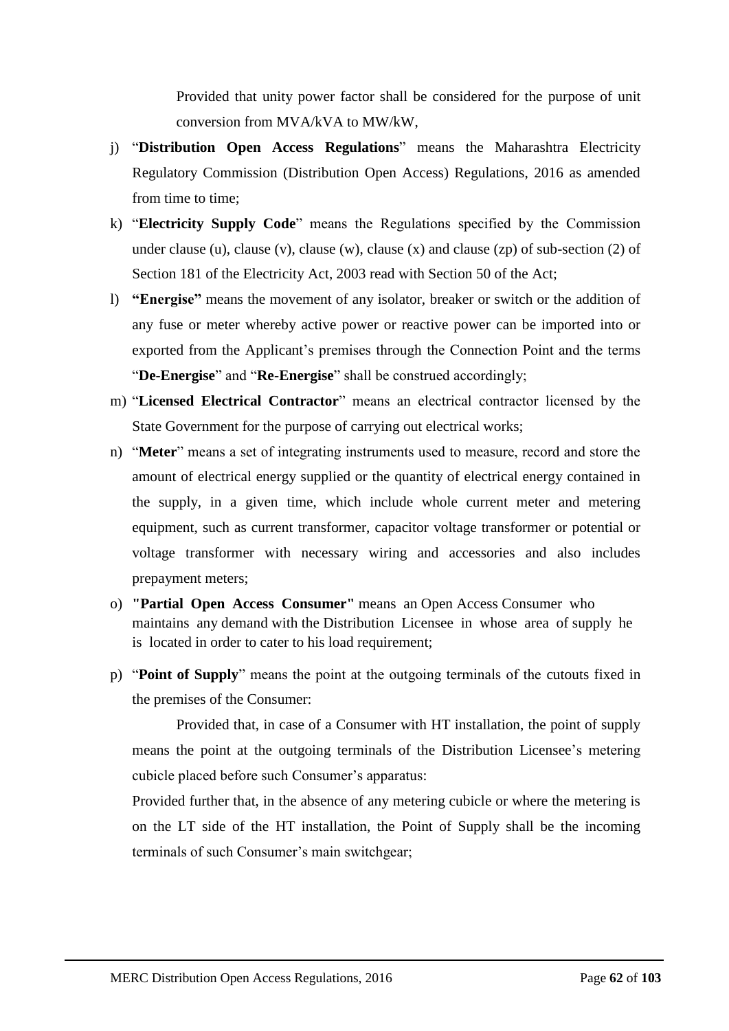Provided that unity power factor shall be considered for the purpose of unit conversion from MVA/kVA to MW/kW,

j) "**Distribution Open Access Regulations**" means the Maharashtra Electricity Regulatory Commission (Distribution Open Access) Regulations, 2016 as amended from time to time;

k) "**Electricity Supply Code**" means the Regulations specified by the Commission under clause (u), clause (v), clause (w), clause (x) and clause (zp) of sub-section (2) of Section 181 of the Electricity Act, 2003 read with Section 50 of the Act;

l) **"Energise"** means the movement of any isolator, breaker or switch or the addition of any fuse or meter whereby active power or reactive power can be imported into or exported from the Applicant's premises through the Connection Point and the terms "**De-Energise**" and "**Re-Energise**" shall be construed accordingly;

m) "**Licensed Electrical Contractor**" means an electrical contractor licensed by the State Government for the purpose of carrying out electrical works;

n) "**Meter**" means a set of integrating instruments used to measure, record and store the amount of electrical energy supplied or the quantity of electrical energy contained in the supply, in a given time, which include whole current meter and metering equipment, such as current transformer, capacitor voltage transformer or potential or voltage transformer with necessary wiring and accessories and also includes prepayment meters;

o) **"Partial Open Access Consumer"** means an Open Access Consumer who maintains any demand with the Distribution Licensee in whose area of supply he is located in order to cater to his load requirement;

p) "**Point of Supply**" means the point at the outgoing terminals of the cutouts fixed in the premises of the Consumer:

Provided that, in case of a Consumer with HT installation, the point of supply means the point at the outgoing terminals of the Distribution Licensee's metering cubicle placed before such Consumer's apparatus:

Provided further that, in the absence of any metering cubicle or where the metering is on the LT side of the HT installation, the Point of Supply shall be the incoming terminals of such Consumer's main switchgear;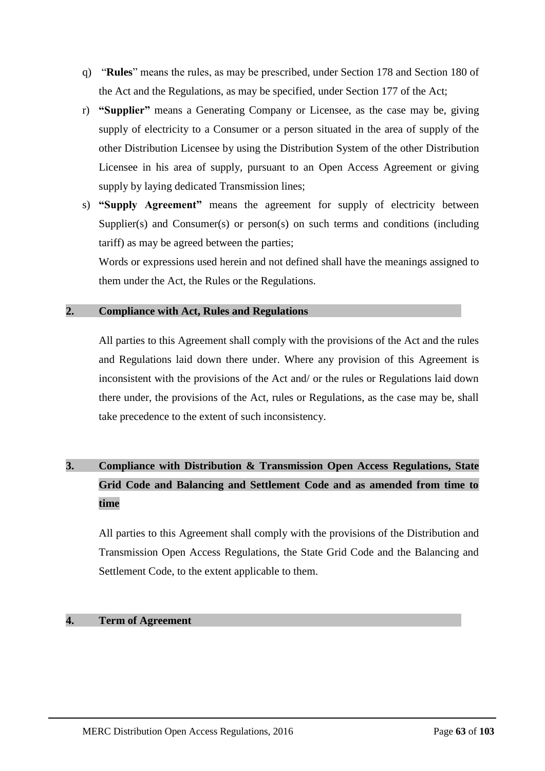q) "**Rules**" means the rules, as may be prescribed, under Section 178 and Section 180 of the Act and the Regulations, as may be specified, under Section 177 of the Act;

r) **"Supplier"** means a Generating Company or Licensee, as the case may be, giving supply of electricity to a Consumer or a person situated in the area of supply of the other Distribution Licensee by using the Distribution System of the other Distribution Licensee in his area of supply, pursuant to an Open Access Agreement or giving supply by laying dedicated Transmission lines;

s) **"Supply Agreement"** means the agreement for supply of electricity between Supplier(s) and Consumer(s) or person(s) on such terms and conditions (including tariff) as may be agreed between the parties;

Words or expressions used herein and not defined shall have the meanings assigned to them under the Act, the Rules or the Regulations.

## 2. Compliance with Act, Rules and Regulations

All parties to this Agreement shall comply with the provisions of the Act and the rules and Regulations laid down there under. Where any provision of this Agreement is inconsistent with the provisions of the Act and/ or the rules or Regulations laid down there under, the provisions of the Act, rules or Regulations, as the case may be, shall take precedence to the extent of such inconsistency.

## 3. Compliance with Distribution & Transmission Open Access Regulations, State Grid Code and Balancing and Settlement Code and as amended from time to time

All parties to this Agreement shall comply with the provisions of the Distribution and Transmission Open Access Regulations, the State Grid Code and the Balancing and Settlement Code, to the extent applicable to them.

## 4. Term of Agreement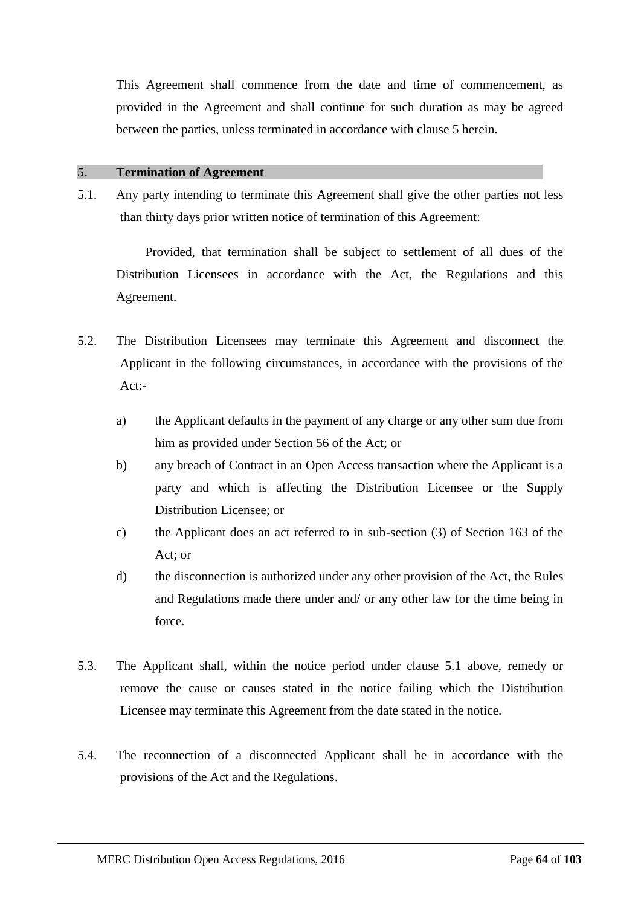This Agreement shall commence from the date and time of commencement, as provided in the Agreement and shall continue for such duration as may be agreed between the parties, unless terminated in accordance with clause 5 herein.

## 5. Termination of Agreement

5.1. Any party intending to terminate this Agreement shall give the other parties not less than thirty days prior written notice of termination of this Agreement:

Provided, that termination shall be subject to settlement of all dues of the Distribution Licensees in accordance with the Act, the Regulations and this Agreement.

5.2. The Distribution Licensees may terminate this Agreement and disconnect the Applicant in the following circumstances, in accordance with the provisions of the Act:-

a) the Applicant defaults in the payment of any charge or any other sum due from him as provided under Section 56 of the Act; or

b) any breach of Contract in an Open Access transaction where the Applicant is a party and which is affecting the Distribution Licensee or the Supply Distribution Licensee; or

c) the Applicant does an act referred to in sub-section (3) of Section 163 of the Act; or

d) the disconnection is authorized under any other provision of the Act, the Rules and Regulations made there under and/ or any other law for the time being in force.

5.3. The Applicant shall, within the notice period under clause 5.1 above, remedy or remove the cause or causes stated in the notice failing which the Distribution Licensee may terminate this Agreement from the date stated in the notice.

5.4. The reconnection of a disconnected Applicant shall be in accordance with the provisions of the Act and the Regulations.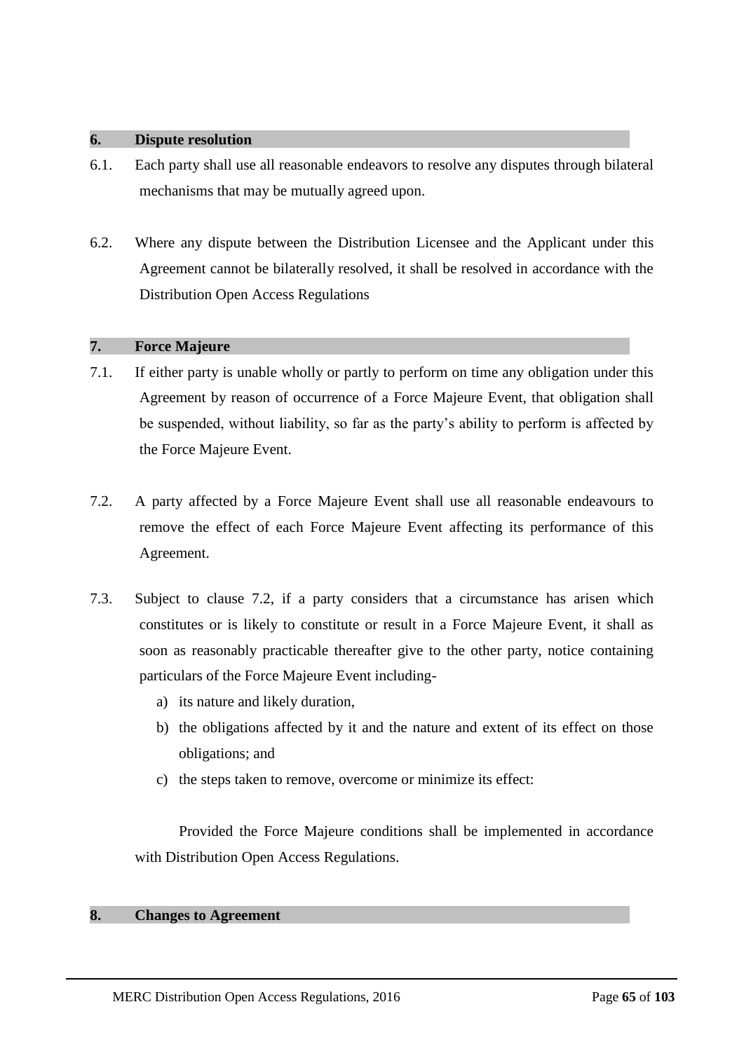**6. Dispute resolution**

6.1. Each party shall use all reasonable endeavors to resolve any disputes through bilateral mechanisms that may be mutually agreed upon.

6.2. Where any dispute between the Distribution Licensee and the Applicant under this Agreement cannot be bilaterally resolved, it shall be resolved in accordance with the Distribution Open Access Regulations

**7. Force Majeure**

7.1. If either party is unable wholly or partly to perform on time any obligation under this Agreement by reason of occurrence of a Force Majeure Event, that obligation shall be suspended, without liability, so far as the party's ability to perform is affected by the Force Majeure Event.

7.2. A party affected by a Force Majeure Event shall use all reasonable endeavours to remove the effect of each Force Majeure Event affecting its performance of this Agreement.

7.3. Subject to clause 7.2, if a party considers that a circumstance has arisen which constitutes or is likely to constitute or result in a Force Majeure Event, it shall as soon as reasonably practicable thereafter give to the other party, notice containing particulars of the Force Majeure Event including-

a) its nature and likely duration,
b) the obligations affected by it and the nature and extent of its effect on those obligations; and
c) the steps taken to remove, overcome or minimize its effect:

Provided the Force Majeure conditions shall be implemented in accordance with Distribution Open Access Regulations.

**8. Changes to Agreement**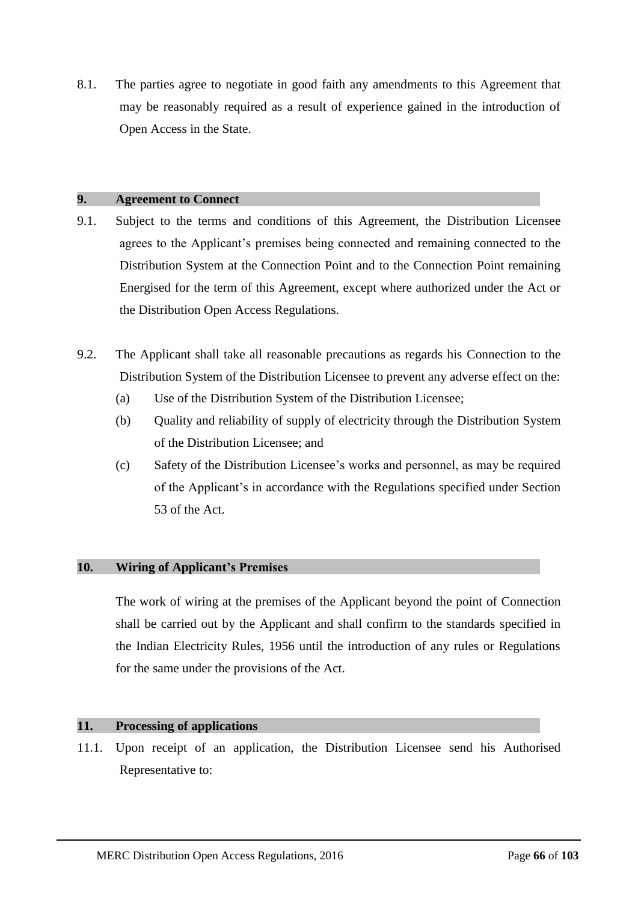8.1. The parties agree to negotiate in good faith any amendments to this Agreement that may be reasonably required as a result of experience gained in the introduction of Open Access in the State.

## 9. Agreement to Connect

9.1. Subject to the terms and conditions of this Agreement, the Distribution Licensee agrees to the Applicant's premises being connected and remaining connected to the Distribution System at the Connection Point and to the Connection Point remaining Energised for the term of this Agreement, except where authorized under the Act or the Distribution Open Access Regulations.

9.2. The Applicant shall take all reasonable precautions as regards his Connection to the Distribution System of the Distribution Licensee to prevent any adverse effect on the:

(a) Use of the Distribution System of the Distribution Licensee;

(b) Quality and reliability of supply of electricity through the Distribution System of the Distribution Licensee; and

(c) Safety of the Distribution Licensee's works and personnel, as may be required of the Applicant's in accordance with the Regulations specified under Section 53 of the Act.

## 10. Wiring of Applicant's Premises

The work of wiring at the premises of the Applicant beyond the point of Connection shall be carried out by the Applicant and shall confirm to the standards specified in the Indian Electricity Rules, 1956 until the introduction of any rules or Regulations for the same under the provisions of the Act.

## 11. Processing of applications

11.1. Upon receipt of an application, the Distribution Licensee send his Authorised Representative to: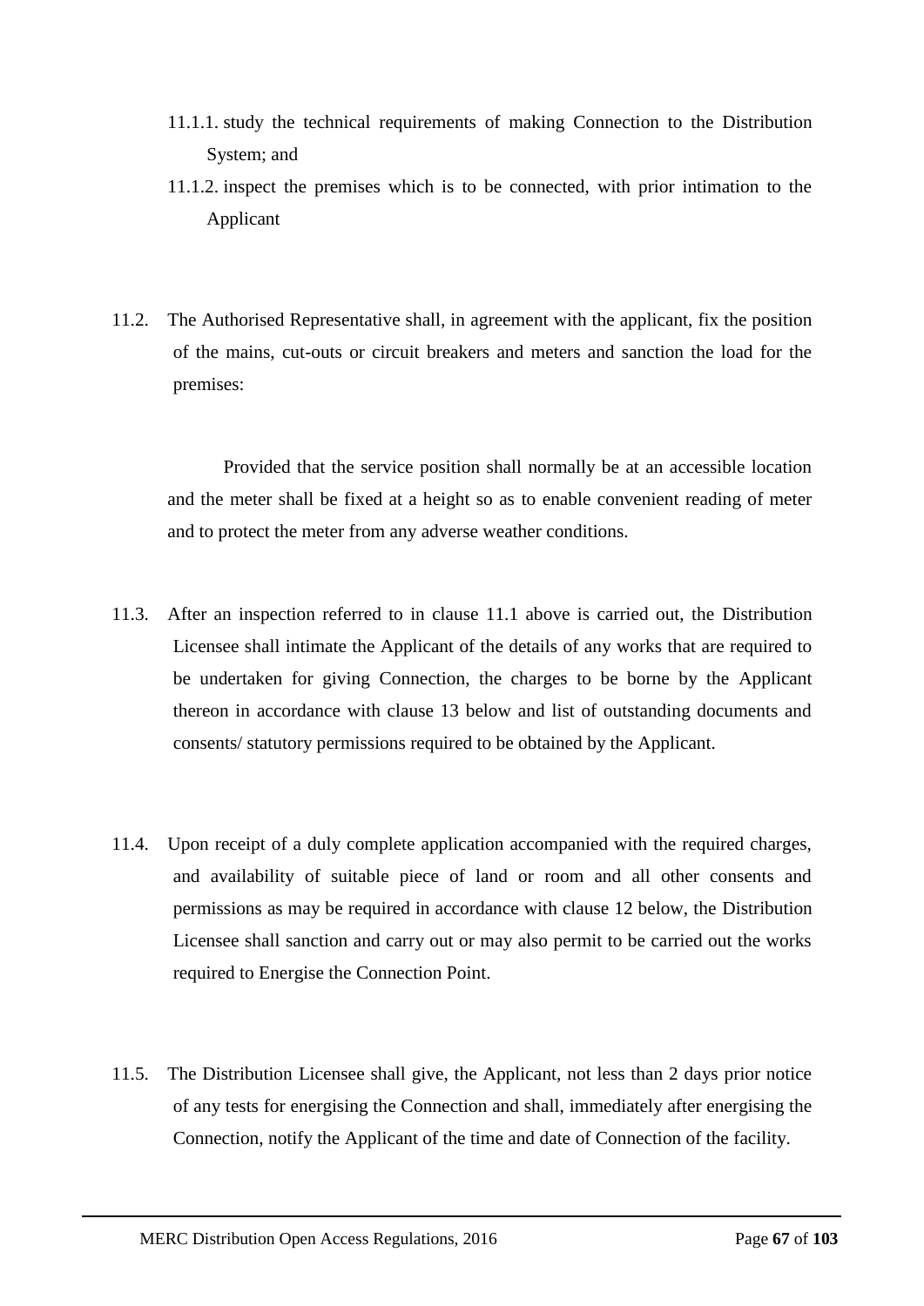11.1.1. study the technical requirements of making Connection to the Distribution System; and

11.1.2. inspect the premises which is to be connected, with prior intimation to the Applicant

11.2. The Authorised Representative shall, in agreement with the applicant, fix the position of the mains, cut-outs or circuit breakers and meters and sanction the load for the premises:

Provided that the service position shall normally be at an accessible location and the meter shall be fixed at a height so as to enable convenient reading of meter and to protect the meter from any adverse weather conditions.

11.3. After an inspection referred to in clause 11.1 above is carried out, the Distribution Licensee shall intimate the Applicant of the details of any works that are required to be undertaken for giving Connection, the charges to be borne by the Applicant thereon in accordance with clause 13 below and list of outstanding documents and consents/ statutory permissions required to be obtained by the Applicant.

11.4. Upon receipt of a duly complete application accompanied with the required charges, and availability of suitable piece of land or room and all other consents and permissions as may be required in accordance with clause 12 below, the Distribution Licensee shall sanction and carry out or may also permit to be carried out the works required to Energise the Connection Point.

11.5. The Distribution Licensee shall give, the Applicant, not less than 2 days prior notice of any tests for energising the Connection and shall, immediately after energising the Connection, notify the Applicant of the time and date of Connection of the facility.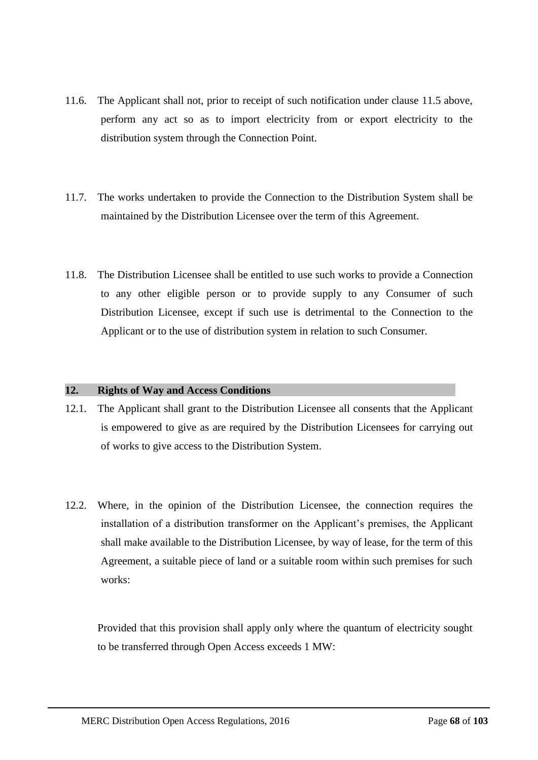11.6. The Applicant shall not, prior to receipt of such notification under clause 11.5 above, perform any act so as to import electricity from or export electricity to the distribution system through the Connection Point.

11.7. The works undertaken to provide the Connection to the Distribution System shall be maintained by the Distribution Licensee over the term of this Agreement.

11.8. The Distribution Licensee shall be entitled to use such works to provide a Connection to any other eligible person or to provide supply to any Consumer of such Distribution Licensee, except if such use is detrimental to the Connection to the Applicant or to the use of distribution system in relation to such Consumer.

## 12. Rights of Way and Access Conditions

12.1. The Applicant shall grant to the Distribution Licensee all consents that the Applicant is empowered to give as are required by the Distribution Licensees for carrying out of works to give access to the Distribution System.

12.2. Where, in the opinion of the Distribution Licensee, the connection requires the installation of a distribution transformer on the Applicant's premises, the Applicant shall make available to the Distribution Licensee, by way of lease, for the term of this Agreement, a suitable piece of land or a suitable room within such premises for such works:

Provided that this provision shall apply only where the quantum of electricity sought to be transferred through Open Access exceeds 1 MW: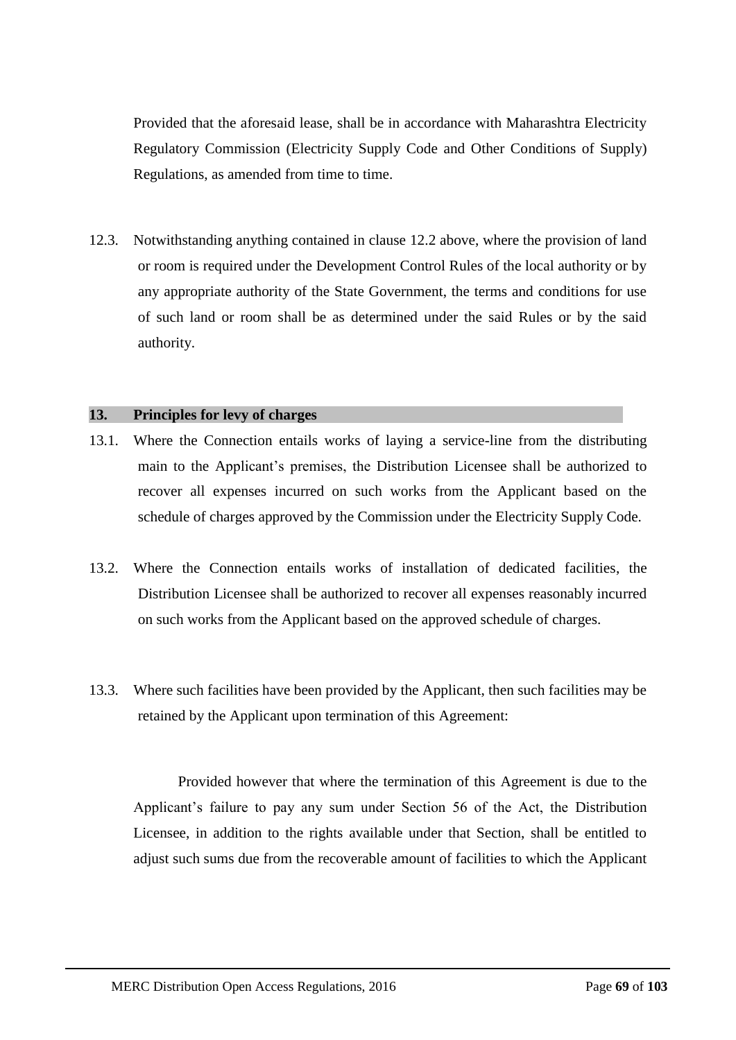Provided that the aforesaid lease, shall be in accordance with Maharashtra Electricity Regulatory Commission (Electricity Supply Code and Other Conditions of Supply) Regulations, as amended from time to time.

12.3. Notwithstanding anything contained in clause 12.2 above, where the provision of land or room is required under the Development Control Rules of the local authority or by any appropriate authority of the State Government, the terms and conditions for use of such land or room shall be as determined under the said Rules or by the said authority.

## 13. Principles for levy of charges

13.1. Where the Connection entails works of laying a service-line from the distributing main to the Applicant's premises, the Distribution Licensee shall be authorized to recover all expenses incurred on such works from the Applicant based on the schedule of charges approved by the Commission under the Electricity Supply Code.

13.2. Where the Connection entails works of installation of dedicated facilities, the Distribution Licensee shall be authorized to recover all expenses reasonably incurred on such works from the Applicant based on the approved schedule of charges.

13.3. Where such facilities have been provided by the Applicant, then such facilities may be retained by the Applicant upon termination of this Agreement:

Provided however that where the termination of this Agreement is due to the Applicant's failure to pay any sum under Section 56 of the Act, the Distribution Licensee, in addition to the rights available under that Section, shall be entitled to adjust such sums due from the recoverable amount of facilities to which the Applicant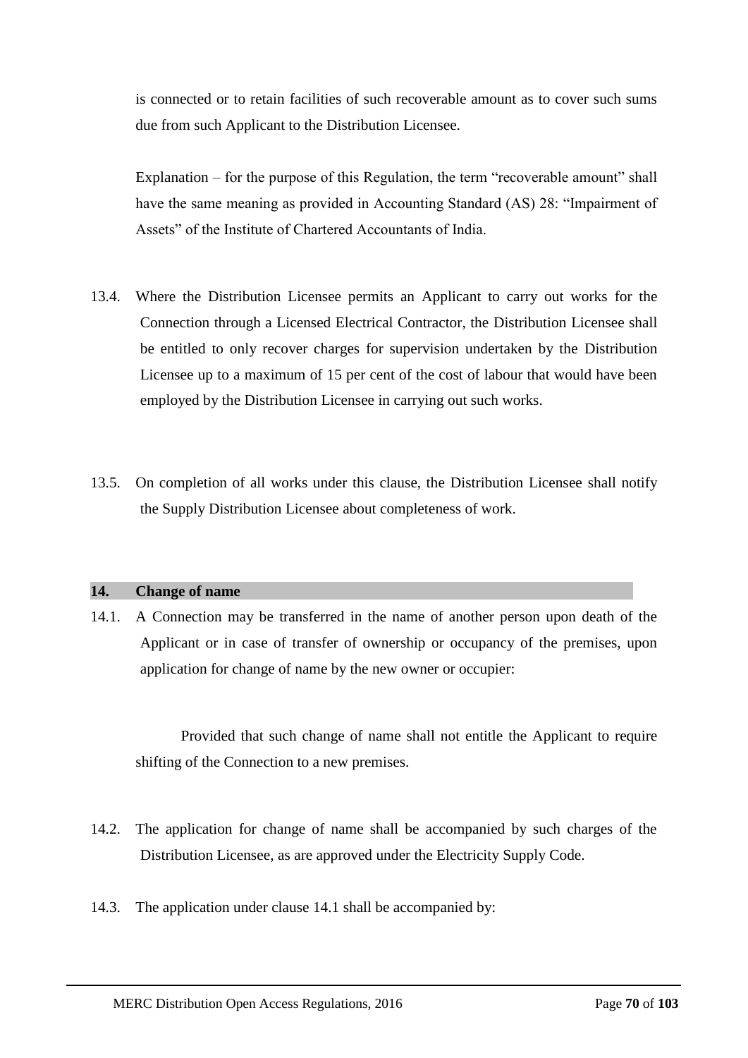is connected or to retain facilities of such recoverable amount as to cover such sums due from such Applicant to the Distribution Licensee.

Explanation – for the purpose of this Regulation, the term "recoverable amount" shall have the same meaning as provided in Accounting Standard (AS) 28: "Impairment of Assets" of the Institute of Chartered Accountants of India.

13.4. Where the Distribution Licensee permits an Applicant to carry out works for the Connection through a Licensed Electrical Contractor, the Distribution Licensee shall be entitled to only recover charges for supervision undertaken by the Distribution Licensee up to a maximum of 15 per cent of the cost of labour that would have been employed by the Distribution Licensee in carrying out such works.

13.5. On completion of all works under this clause, the Distribution Licensee shall notify the Supply Distribution Licensee about completeness of work.

## 14. Change of name

14.1. A Connection may be transferred in the name of another person upon death of the Applicant or in case of transfer of ownership or occupancy of the premises, upon application for change of name by the new owner or occupier:

Provided that such change of name shall not entitle the Applicant to require shifting of the Connection to a new premises.

14.2. The application for change of name shall be accompanied by such charges of the Distribution Licensee, as are approved under the Electricity Supply Code.

14.3. The application under clause 14.1 shall be accompanied by: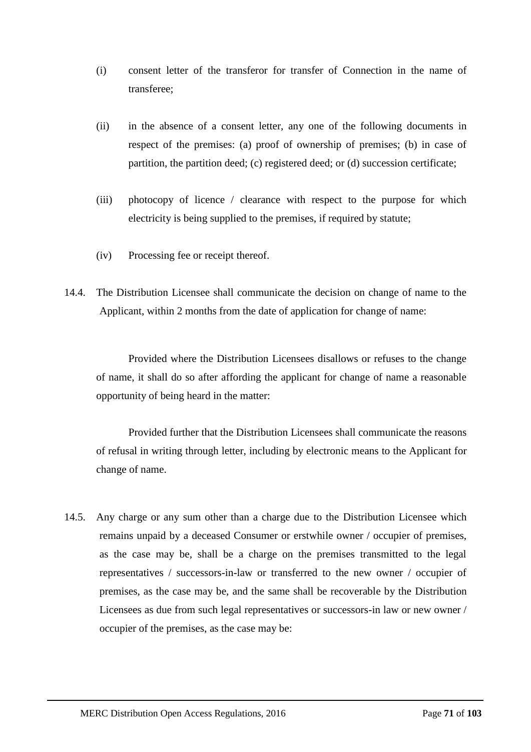(i) consent letter of the transferor for transfer of Connection in the name of transferee;

(ii) in the absence of a consent letter, any one of the following documents in respect of the premises: (a) proof of ownership of premises; (b) in case of partition, the partition deed; (c) registered deed; or (d) succession certificate;

(iii) photocopy of licence / clearance with respect to the purpose for which electricity is being supplied to the premises, if required by statute;

(iv) Processing fee or receipt thereof.

14.4. The Distribution Licensee shall communicate the decision on change of name to the Applicant, within 2 months from the date of application for change of name:

Provided where the Distribution Licensees disallows or refuses to the change of name, it shall do so after affording the applicant for change of name a reasonable opportunity of being heard in the matter:

Provided further that the Distribution Licensees shall communicate the reasons of refusal in writing through letter, including by electronic means to the Applicant for change of name.

14.5. Any charge or any sum other than a charge due to the Distribution Licensee which remains unpaid by a deceased Consumer or erstwhile owner / occupier of premises, as the case may be, shall be a charge on the premises transmitted to the legal representatives / successors-in-law or transferred to the new owner / occupier of premises, as the case may be, and the same shall be recoverable by the Distribution Licensees as due from such legal representatives or successors-in law or new owner / occupier of the premises, as the case may be: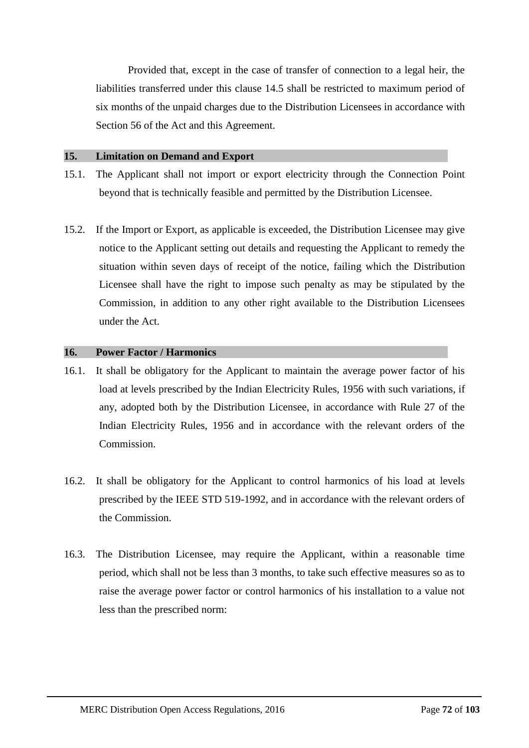Provided that, except in the case of transfer of connection to a legal heir, the liabilities transferred under this clause 14.5 shall be restricted to maximum period of six months of the unpaid charges due to the Distribution Licensees in accordance with Section 56 of the Act and this Agreement.

## 15. Limitation on Demand and Export

15.1. The Applicant shall not import or export electricity through the Connection Point beyond that is technically feasible and permitted by the Distribution Licensee.

15.2. If the Import or Export, as applicable is exceeded, the Distribution Licensee may give notice to the Applicant setting out details and requesting the Applicant to remedy the situation within seven days of receipt of the notice, failing which the Distribution Licensee shall have the right to impose such penalty as may be stipulated by the Commission, in addition to any other right available to the Distribution Licensees under the Act.

## 16. Power Factor / Harmonics

16.1. It shall be obligatory for the Applicant to maintain the average power factor of his load at levels prescribed by the Indian Electricity Rules, 1956 with such variations, if any, adopted both by the Distribution Licensee, in accordance with Rule 27 of the Indian Electricity Rules, 1956 and in accordance with the relevant orders of the Commission.

16.2. It shall be obligatory for the Applicant to control harmonics of his load at levels prescribed by the IEEE STD 519-1992, and in accordance with the relevant orders of the Commission.

16.3. The Distribution Licensee, may require the Applicant, within a reasonable time period, which shall not be less than 3 months, to take such effective measures so as to raise the average power factor or control harmonics of his installation to a value not less than the prescribed norm: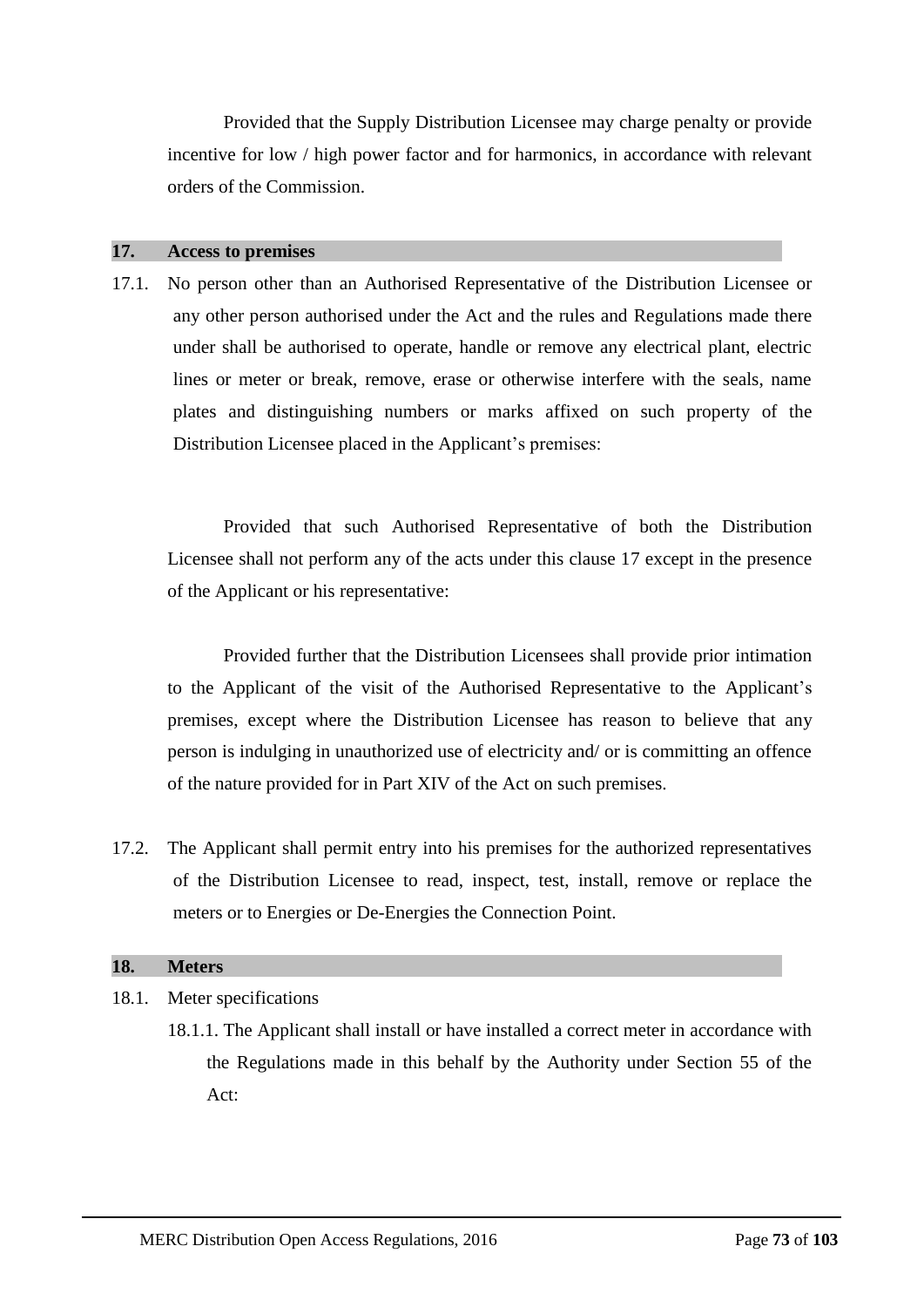Provided that the Supply Distribution Licensee may charge penalty or provide incentive for low / high power factor and for harmonics, in accordance with relevant orders of the Commission.

## 17. Access to premises

17.1. No person other than an Authorised Representative of the Distribution Licensee or any other person authorised under the Act and the rules and Regulations made there under shall be authorised to operate, handle or remove any electrical plant, electric lines or meter or break, remove, erase or otherwise interfere with the seals, name plates and distinguishing numbers or marks affixed on such property of the Distribution Licensee placed in the Applicant's premises:

Provided that such Authorised Representative of both the Distribution Licensee shall not perform any of the acts under this clause 17 except in the presence of the Applicant or his representative:

Provided further that the Distribution Licensees shall provide prior intimation to the Applicant of the visit of the Authorised Representative to the Applicant's premises, except where the Distribution Licensee has reason to believe that any person is indulging in unauthorized use of electricity and/ or is committing an offence of the nature provided for in Part XIV of the Act on such premises.

17.2. The Applicant shall permit entry into his premises for the authorized representatives of the Distribution Licensee to read, inspect, test, install, remove or replace the meters or to Energies or De-Energies the Connection Point.

## 18. Meters

18.1. Meter specifications

18.1.1. The Applicant shall install or have installed a correct meter in accordance with the Regulations made in this behalf by the Authority under Section 55 of the Act: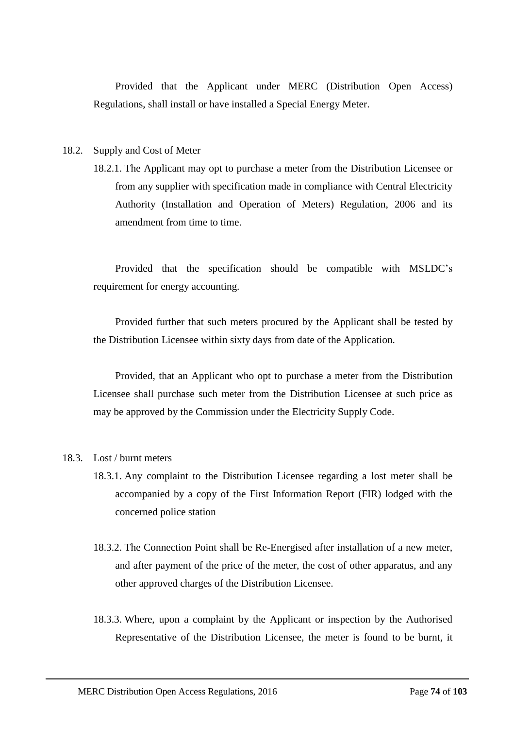Provided that the Applicant under MERC (Distribution Open Access) Regulations, shall install or have installed a Special Energy Meter.

18.2. Supply and Cost of Meter

18.2.1. The Applicant may opt to purchase a meter from the Distribution Licensee or from any supplier with specification made in compliance with Central Electricity Authority (Installation and Operation of Meters) Regulation, 2006 and its amendment from time to time.

Provided that the specification should be compatible with MSLDC's requirement for energy accounting.

Provided further that such meters procured by the Applicant shall be tested by the Distribution Licensee within sixty days from date of the Application.

Provided, that an Applicant who opt to purchase a meter from the Distribution Licensee shall purchase such meter from the Distribution Licensee at such price as may be approved by the Commission under the Electricity Supply Code.

18.3. Lost / burnt meters

18.3.1. Any complaint to the Distribution Licensee regarding a lost meter shall be accompanied by a copy of the First Information Report (FIR) lodged with the concerned police station

18.3.2. The Connection Point shall be Re-Energised after installation of a new meter, and after payment of the price of the meter, the cost of other apparatus, and any other approved charges of the Distribution Licensee.

18.3.3. Where, upon a complaint by the Applicant or inspection by the Authorised Representative of the Distribution Licensee, the meter is found to be burnt, it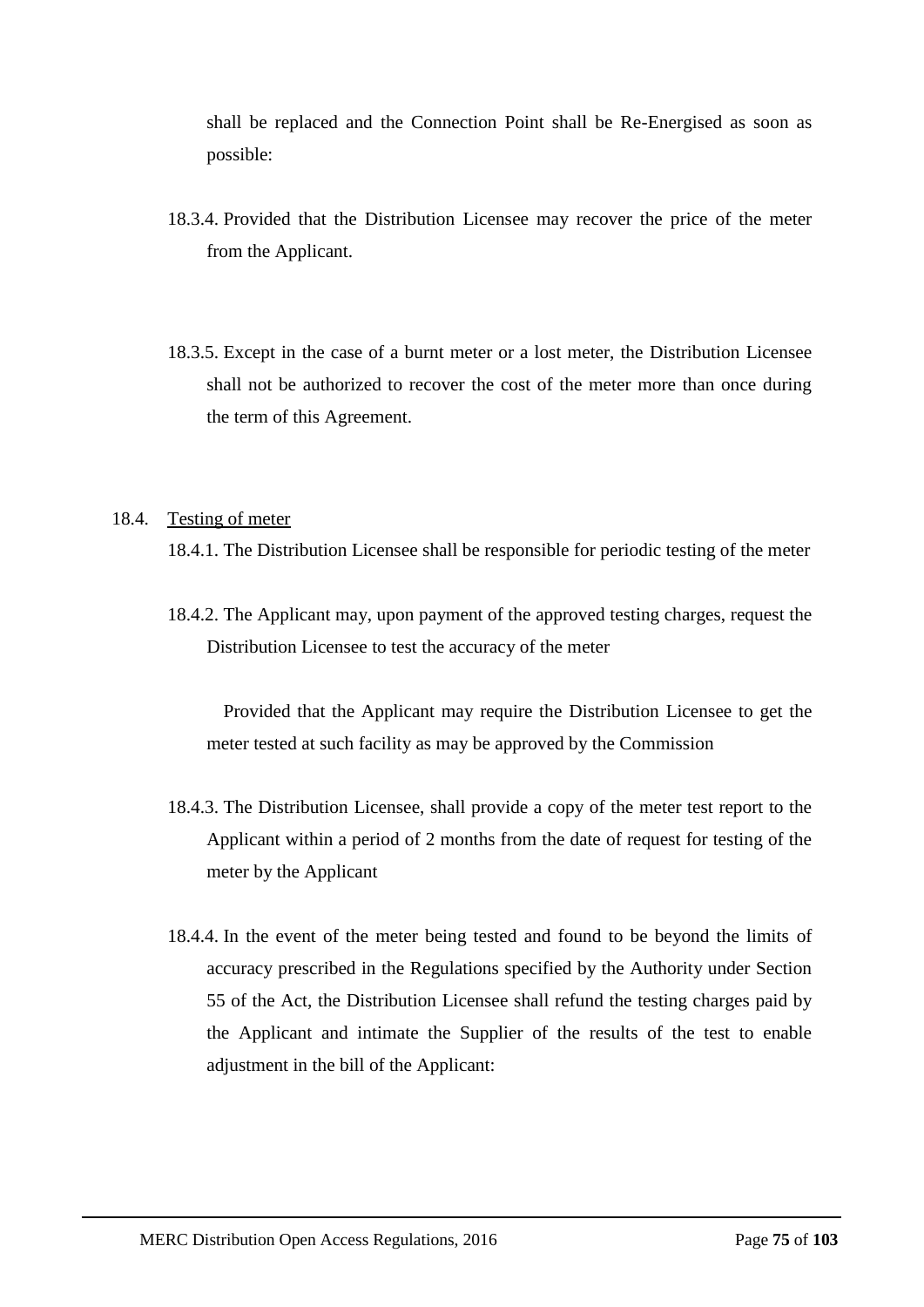shall be replaced and the Connection Point shall be Re-Energised as soon as possible:

18.3.4. Provided that the Distribution Licensee may recover the price of the meter from the Applicant.

18.3.5. Except in the case of a burnt meter or a lost meter, the Distribution Licensee shall not be authorized to recover the cost of the meter more than once during the term of this Agreement.

18.4. Testing of meter

18.4.1. The Distribution Licensee shall be responsible for periodic testing of the meter

18.4.2. The Applicant may, upon payment of the approved testing charges, request the Distribution Licensee to test the accuracy of the meter

Provided that the Applicant may require the Distribution Licensee to get the meter tested at such facility as may be approved by the Commission

18.4.3. The Distribution Licensee, shall provide a copy of the meter test report to the Applicant within a period of 2 months from the date of request for testing of the meter by the Applicant

18.4.4. In the event of the meter being tested and found to be beyond the limits of accuracy prescribed in the Regulations specified by the Authority under Section 55 of the Act, the Distribution Licensee shall refund the testing charges paid by the Applicant and intimate the Supplier of the results of the test to enable adjustment in the bill of the Applicant: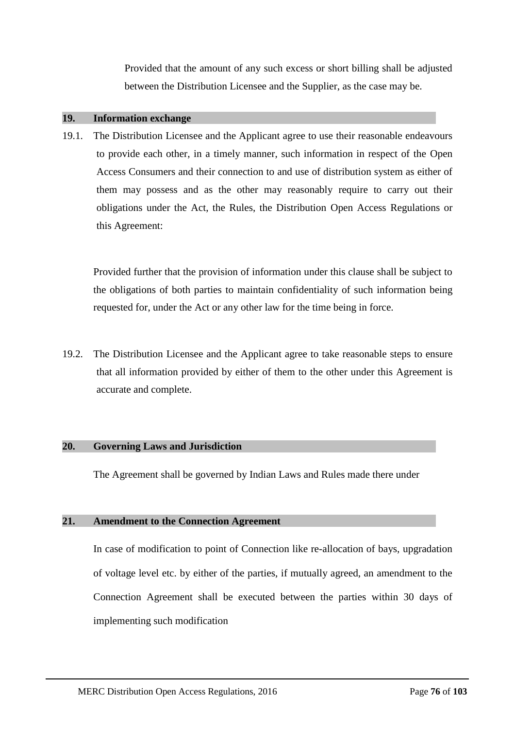Provided that the amount of any such excess or short billing shall be adjusted between the Distribution Licensee and the Supplier, as the case may be.

## 19. Information exchange

19.1. The Distribution Licensee and the Applicant agree to use their reasonable endeavours to provide each other, in a timely manner, such information in respect of the Open Access Consumers and their connection to and use of distribution system as either of them may possess and as the other may reasonably require to carry out their obligations under the Act, the Rules, the Distribution Open Access Regulations or this Agreement:

Provided further that the provision of information under this clause shall be subject to the obligations of both parties to maintain confidentiality of such information being requested for, under the Act or any other law for the time being in force.

19.2. The Distribution Licensee and the Applicant agree to take reasonable steps to ensure that all information provided by either of them to the other under this Agreement is accurate and complete.

## 20. Governing Laws and Jurisdiction

The Agreement shall be governed by Indian Laws and Rules made there under

## 21. Amendment to the Connection Agreement

In case of modification to point of Connection like re-allocation of bays, upgradation of voltage level etc. by either of the parties, if mutually agreed, an amendment to the Connection Agreement shall be executed between the parties within 30 days of implementing such modification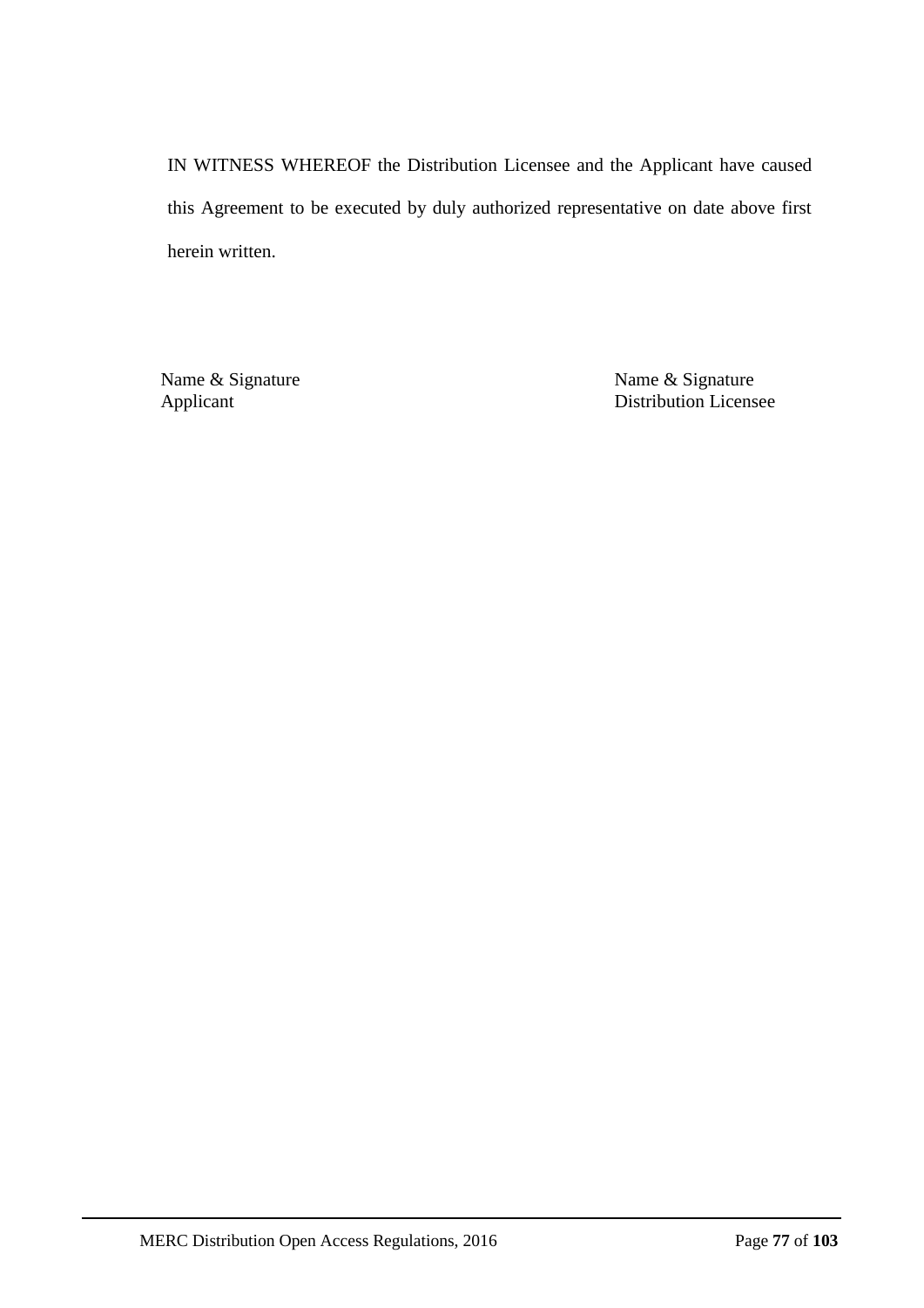IN WITNESS WHEREOF the Distribution Licensee and the Applicant have caused this Agreement to be executed by duly authorized representative on date above first herein written.

| Name & Signature | Name & Signature |
| --- | --- |
| Applicant | Distribution Licensee |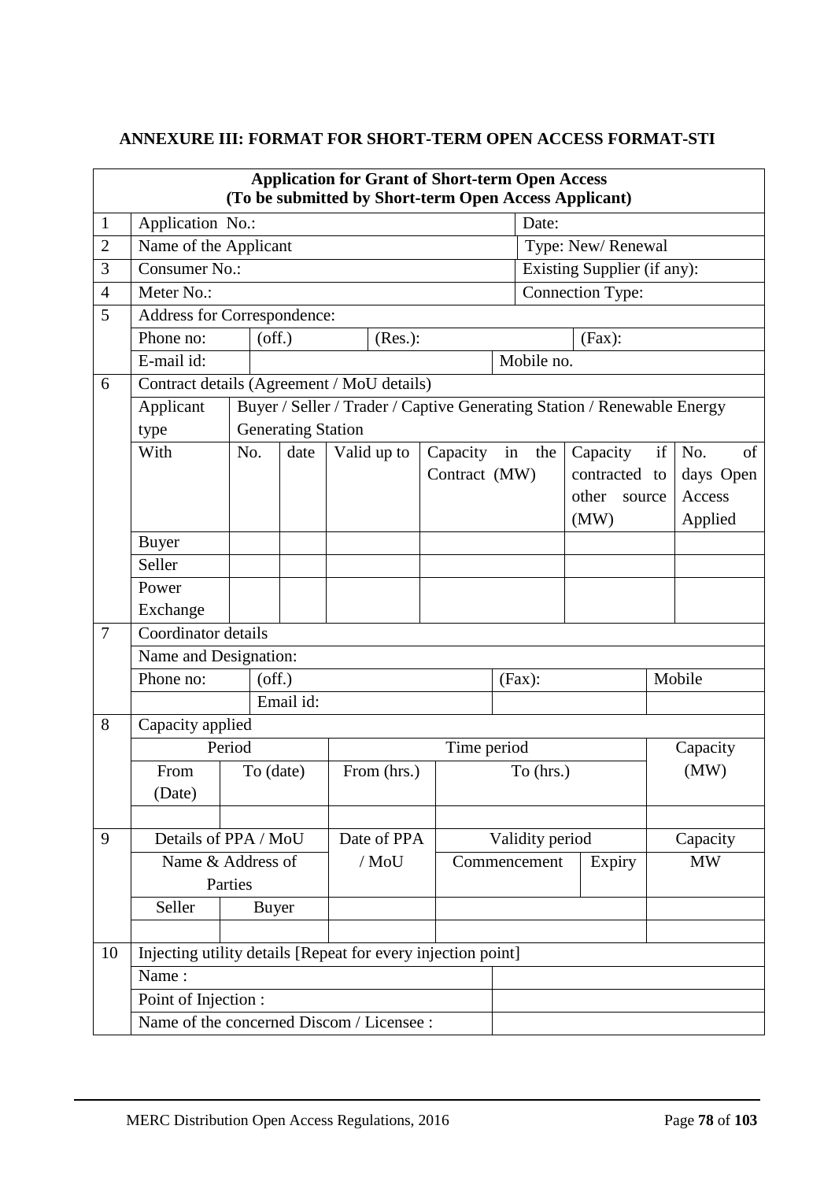**ANNEXURE III: FORMAT FOR SHORT-TERM OPEN ACCESS FORMAT-STI**

| **Application for Grant of Short-term Open Access (To be submitted by Short-term Open Access Applicant)** | | | | | | | | |
|---|---|---|---|---|---|---|---|---|
| 1 | Application No.: | | | | | Date: | | |
| 2 | Name of the Applicant | | | | | Type: New/ Renewal | | |
| 3 | Consumer No.: | | | | | Existing Supplier (if any): | | |
| 4 | Meter No.: | | | | | Connection Type: | | |
| 5 | Address for Correspondence: | | | | | | | |
| | Phone no: | (off.) | | (Res.): | | | (Fax): | |
| | E-mail id: | | | | | Mobile no. | | |
| 6 | Contract details (Agreement / MoU details) | | | | | | | |
| | Applicant type | Buyer / Seller / Trader / Captive Generating Station / Renewable Energy Generating Station | | | | | | |
| | With | No. | date | Valid up to | Capacity in the Contract (MW) | | Capacity if contracted to other source (MW) | No. of days Open Access Applied |
| | Buyer | | | | | | | |
| | Seller | | | | | | | |
| | Power Exchange | | | | | | | |
| 7 | Coordinator details | | | | | | | |
| | Name and Designation: | | | | | | | |
| | Phone no: | (off.) | | | | (Fax): | | Mobile |
| | | Email id: | | | | | | |
| 8 | Capacity applied | | | | | | | |
| | Period | | Time period | | | | | Capacity (MW) |
| | From (Date) | To (date) | From (hrs.) | To (hrs.) | | | | |
| | | | | | | | | |
| 9 | Details of PPA / MoU Name & Address of Parties | | Date of PPA / MoU | Validity period | | | | Capacity MW |
| | | | | Commencement | | Expiry | | |
| | Seller | Buyer | | | | | | |
| | | | | | | | | |
| 10 | Injecting utility details [Repeat for every injection point] | | | | | | | |
| | Name : | | | | | | | |
| | Point of Injection : | | | | | | | |
| | Name of the concerned Discom / Licensee : | | | | | | | |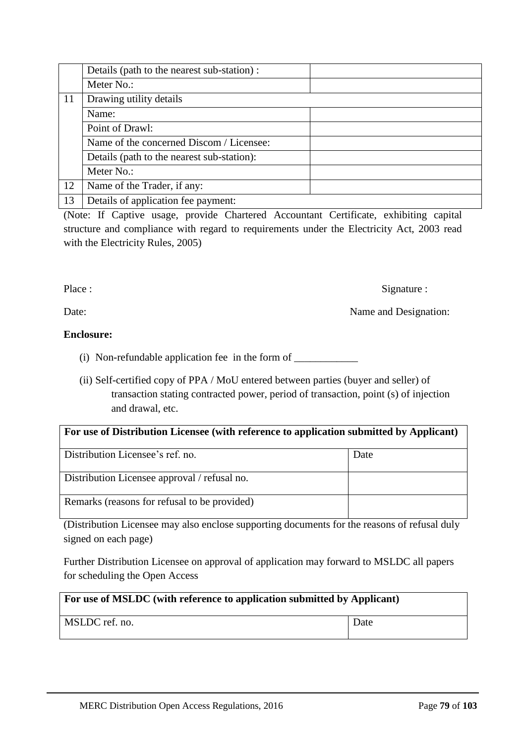|  |  |  |
|---|---|---|
|  | Details (path to the nearest sub-station) : |  |
|  | Meter No.: |  |
| 11 | Drawing utility details |  |
|  | Name: |  |
|  | Point of Drawl: |  |
|  | Name of the concerned Discom / Licensee: |  |
|  | Details (path to the nearest sub-station): |  |
|  | Meter No.: |  |
| 12 | Name of the Trader, if any: |  |
| 13 | Details of application fee payment: |  |

(Note: If Captive usage, provide Chartered Accountant Certificate, exhibiting capital structure and compliance with regard to requirements under the Electricity Act, 2003 read with the Electricity Rules, 2005)

Place : Signature :

Date: Name and Designation:

**Enclosure:**

(i) Non-refundable application fee in the form of ____________

(ii) Self-certified copy of PPA / MoU entered between parties (buyer and seller) of transaction stating contracted power, period of transaction, point (s) of injection and drawal, etc.

| For use of Distribution Licensee (with reference to application submitted by Applicant) | |
|---|---|
| Distribution Licensee's ref. no. | Date |
| Distribution Licensee approval / refusal no. | |
| Remarks (reasons for refusal to be provided) | |

(Distribution Licensee may also enclose supporting documents for the reasons of refusal duly signed on each page)

Further Distribution Licensee on approval of application may forward to MSLDC all papers for scheduling the Open Access

| For use of MSLDC (with reference to application submitted by Applicant) | |
|---|---|
| MSLDC ref. no. | Date |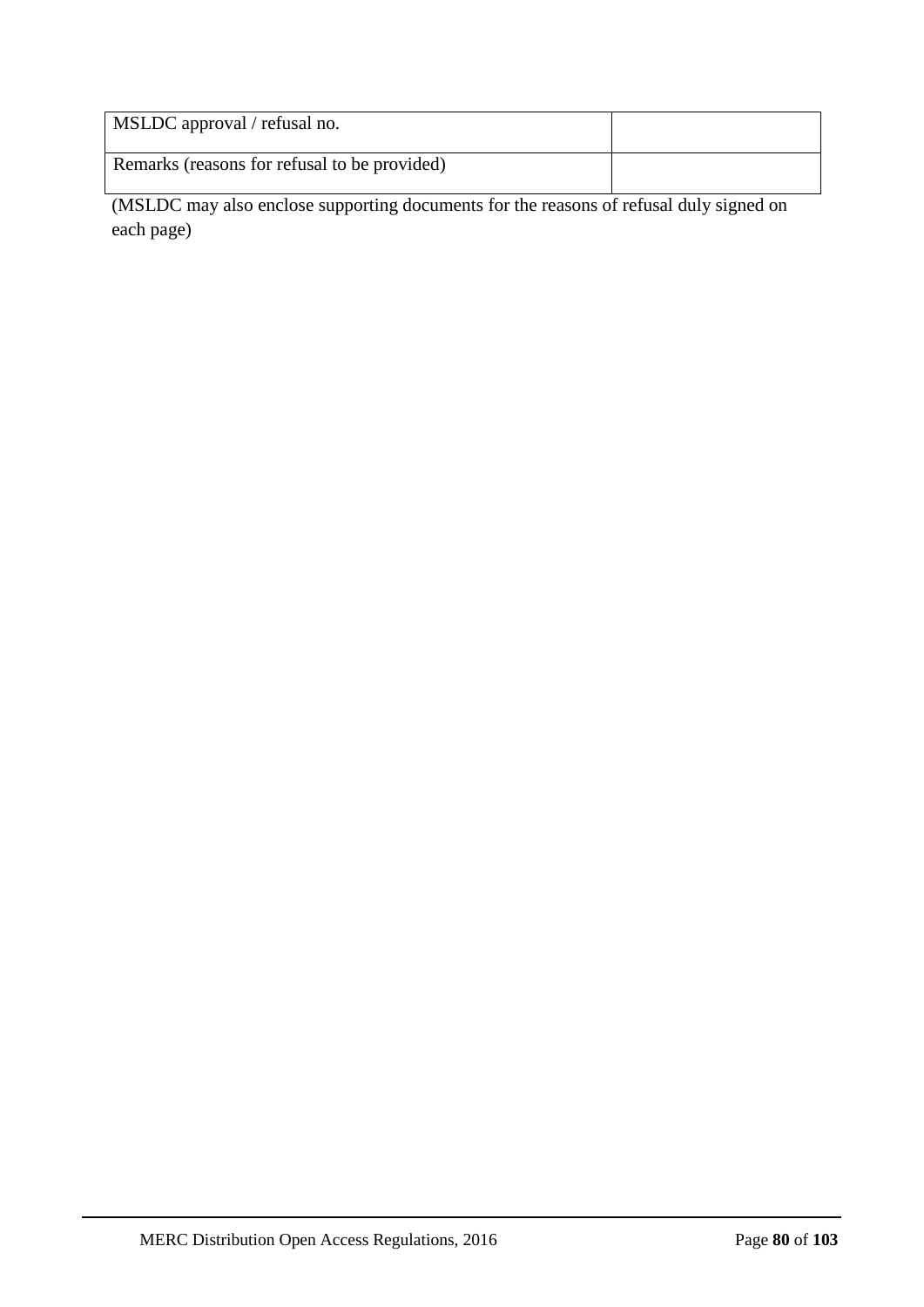| MSLDC approval / refusal no. | |
|---|---|
| Remarks (reasons for refusal to be provided) | |

(MSLDC may also enclose supporting documents for the reasons of refusal duly signed on each page)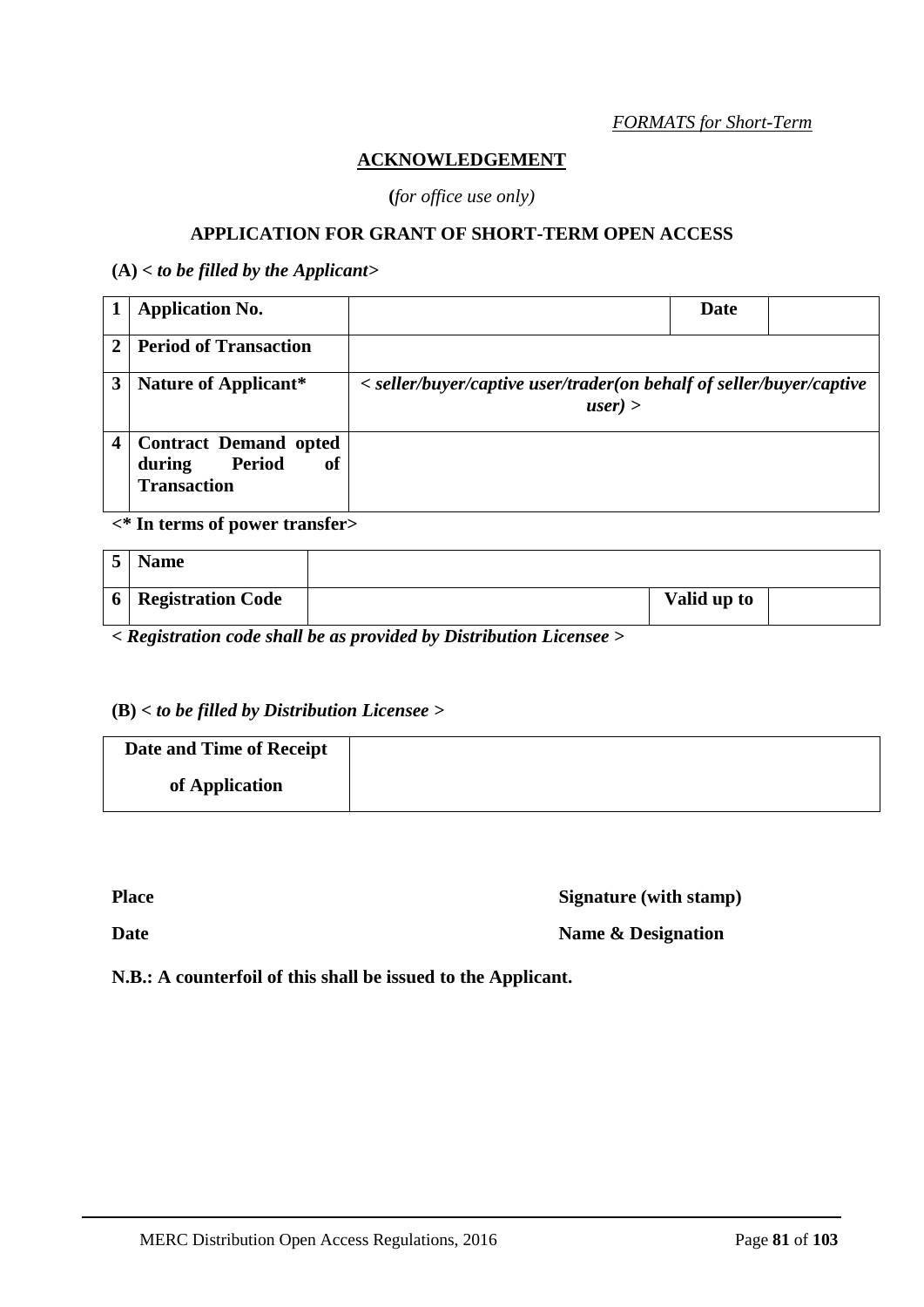*FORMATS for Short-Term*

## ACKNOWLEDGEMENT

**(***for office use only)*

### APPLICATION FOR GRANT OF SHORT-TERM OPEN ACCESS

**(A)** ***< to be filled by the Applicant>***

| | | | | |
|---|---|---|---|---|
| **1** | **Application No.** | | **Date** | |
| **2** | **Period of Transaction** | | | |
| **3** | **Nature of Applicant*** | ***< seller/buyer/captive user/trader(on behalf of seller/buyer/captive user) >*** | | |
| **4** | **Contract Demand opted during Period of Transaction** | | | |

**<* In terms of power transfer>**

| | | | | |
|---|---|---|---|---|
| **5** | **Name** | | | |
| **6** | **Registration Code** | | **Valid up to** | |

***< Registration code shall be as provided by Distribution Licensee >***

**(B)** ***< to be filled by Distribution Licensee >***

| | |
|---|---|
| **Date and Time of Receipt of Application** | |

**Place** **Signature (with stamp)**

**Date** **Name & Designation**

**N.B.: A counterfoil of this shall be issued to the Applicant.**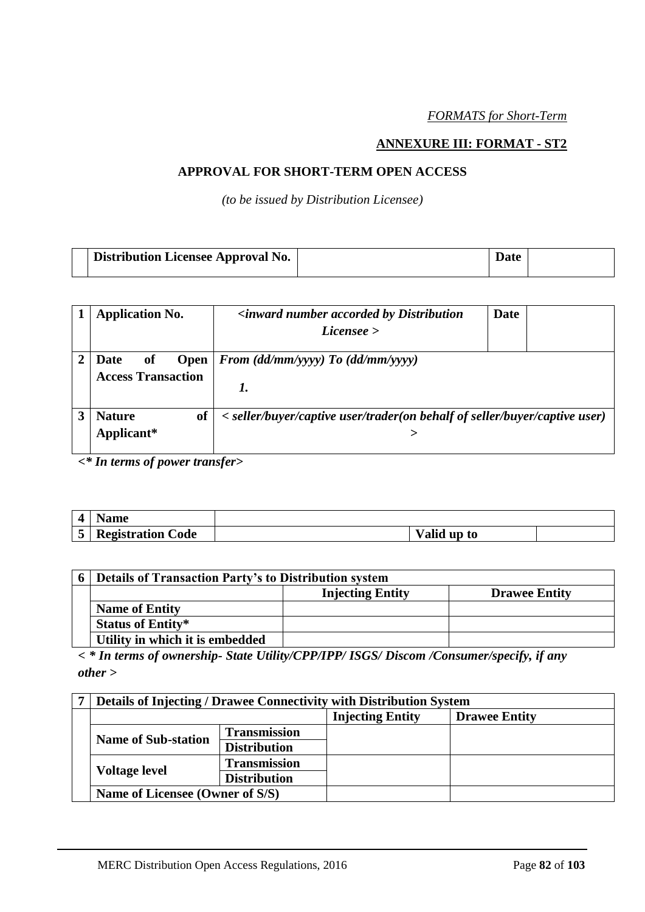*FORMATS for Short-Term*

**ANNEXURE III: FORMAT - ST2**

**APPROVAL FOR SHORT-TERM OPEN ACCESS**

*(to be issued by Distribution Licensee)*

| | **Distribution Licensee Approval No.** | | **Date** | |
|---|---|---|---|---|

| | | | | |
|---|---|---|---|---|
| **1** | **Application No.** | ***<inward number accorded by Distribution Licensee >*** | **Date** | |
| **2** | **Date of Open Access Transaction** | ***From (dd/mm/yyyy) To (dd/mm/yyyy)*** <br> ***1.*** | | |
| **3** | **Nature of Applicant*** | ***< seller/buyer/captive user/trader(on behalf of seller/buyer/captive user) >*** | | |

***<* In terms of power transfer>***

| | | | | |
|---|---|---|---|---|
| **4** | **Name** | | | |
| **5** | **Registration Code** | | **Valid up to** | |

| **6** | **Details of Transaction Party's to Distribution system** | | |
|---|---|---|---|
| | | **Injecting Entity** | **Drawee Entity** |
| | **Name of Entity** | | |
| | **Status of Entity*** | | |
| | **Utility in which it is embedded** | | |

***< * In terms of ownership- State Utility/CPP/IPP/ ISGS/ Discom /Consumer/specify, if any other >***

| **7** | **Details of Injecting / Drawee Connectivity with Distribution System** | | | |
|---|---|---|---|---|
| | | | **Injecting Entity** | **Drawee Entity** |
| | **Name of Sub-station** | **Transmission** | | |
| | | **Distribution** | | |
| | **Voltage level** | **Transmission** | | |
| | | **Distribution** | | |
| | **Name of Licensee (Owner of S/S)** | | | |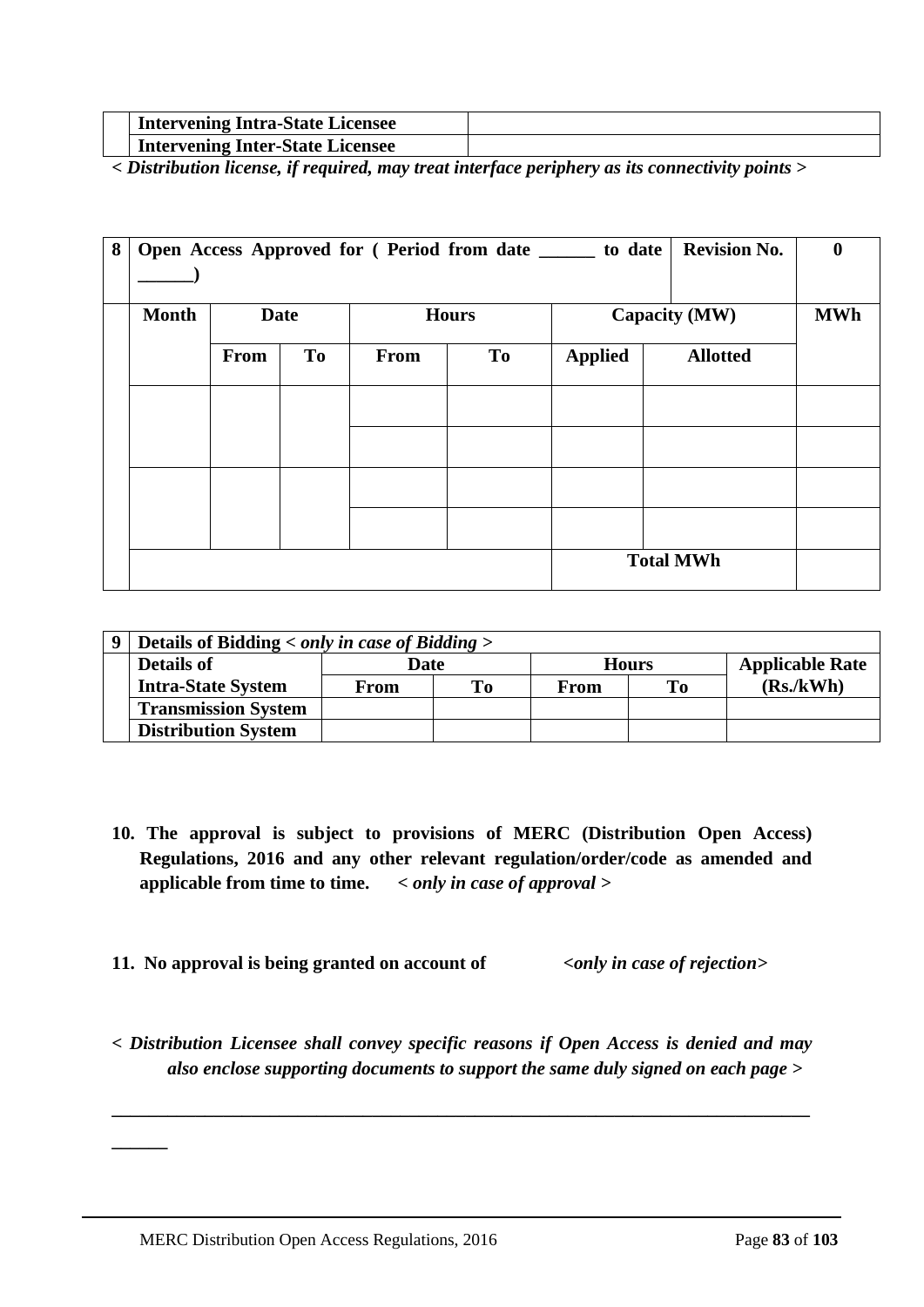| | | |
|---|---|---|
| | **Intervening Intra-State Licensee** | |
| | **Intervening Inter-State Licensee** | |

***< Distribution license, if required, may treat interface periphery as its connectivity points >***

| 8 | **Open Access Approved for ( Period from date ______ to date ______)** | | | | | | **Revision No.** | **0** |
|---|---|---|---|---|---|---|---|---|
| | **Month** | **Date** | | **Hours** | | **Capacity (MW)** | | **MWh** |
| | | **From** | **To** | **From** | **To** | **Applied** | **Allotted** | |
| | | | | | | | | |
| | | | | | | | | |
| | | | | | | | | |
| | | | | | | | | |
| | | | | | | **Total MWh** | | |

| 9 | **Details of Bidding** ***< only in case of Bidding >*** | | | | | |
|---|---|---|---|---|---|---|
| | **Details of Intra-State System** | **Date** | | **Hours** | | **Applicable Rate (Rs./kWh)** |
| | | **From** | **To** | **From** | **To** | |
| | **Transmission System** | | | | | |
| | **Distribution System** | | | | | |

**10. The approval is subject to provisions of MERC (Distribution Open Access) Regulations, 2016 and any other relevant regulation/order/code as amended and applicable from time to time.** ***< only in case of approval >***

**11. No approval is being granted on account of** ***<only in case of rejection>***

***< Distribution Licensee shall convey specific reasons if Open Access is denied and may also enclose supporting documents to support the same duly signed on each page >***

______________________________________________________________________________________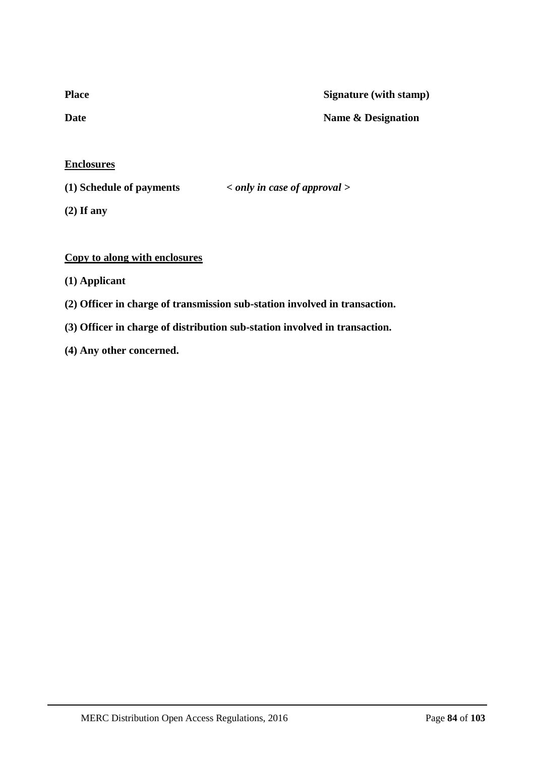**Place** **Signature (with stamp)**

**Date** **Name & Designation**

**Enclosures**

**(1) Schedule of payments** ***< only in case of approval >***

**(2) If any**

**Copy to along with enclosures**

**(1) Applicant**

**(2) Officer in charge of transmission sub-station involved in transaction.**

**(3) Officer in charge of distribution sub-station involved in transaction.**

**(4) Any other concerned.**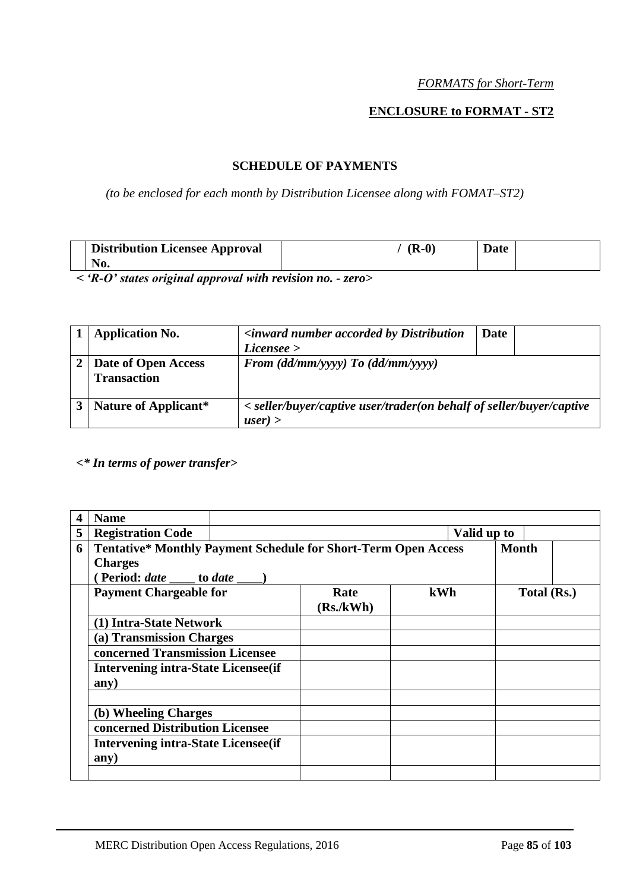*FORMATS for Short-Term*

**ENCLOSURE to FORMAT - ST2**

## SCHEDULE OF PAYMENTS

*(to be enclosed for each month by Distribution Licensee along with FOMAT–ST2)*

| | **Distribution Licensee Approval No.** | / (R-0) | **Date** | |
|---|---|---|---|---|

***< 'R-O' states original approval with revision no. - zero>***

| | | | | |
|---|---|---|---|---|
| **1** | **Application No.** | ***<inward number accorded by Distribution Licensee >*** | **Date** | |
| **2** | **Date of Open Access Transaction** | ***From (dd/mm/yyyy) To (dd/mm/yyyy)*** | | |
| **3** | **Nature of Applicant*** | ***< seller/buyer/captive user/trader(on behalf of seller/buyer/captive user) >*** | | |

***<* In terms of power transfer>***

| | | | | | |
|---|---|---|---|---|---|
| **4** | **Name** | | | | |
| **5** | **Registration Code** | | | **Valid up to** | |
| **6** | **Tentative* Monthly Payment Schedule for Short-Term Open Access Charges ( Period: *date* ____ to *date* ____)** | | | **Month** | |
| | **Payment Chargeable for** | **Rate (Rs./kWh)** | **kWh** | **Total (Rs.)** | |
| | **(1) Intra-State Network** | | | | |
| | **(a) Transmission Charges** | | | | |
| | **concerned Transmission Licensee** | | | | |
| | **Intervening intra-State Licensee(if any)** | | | | |
| | | | | | |
| | **(b) Wheeling Charges** | | | | |
| | **concerned Distribution Licensee** | | | | |
| | **Intervening intra-State Licensee(if any)** | | | | |
| | | | | | |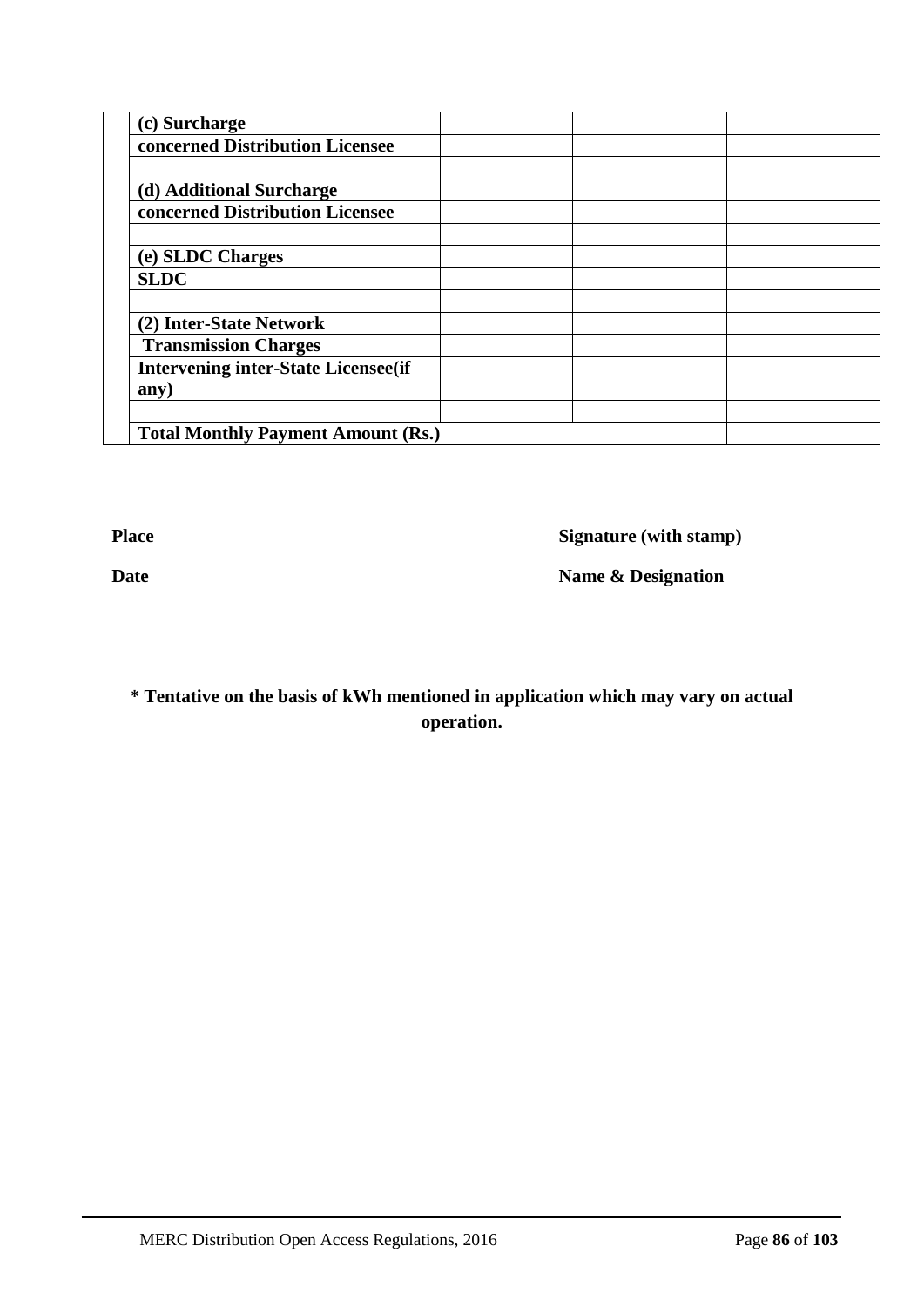| | (c) Surcharge | | | |
|---|---|---|---|---|
| | concerned Distribution Licensee | | | |
| | | | | |
| | (d) Additional Surcharge | | | |
| | concerned Distribution Licensee | | | |
| | | | | |
| | (e) SLDC Charges | | | |
| | SLDC | | | |
| | | | | |
| | (2) Inter-State Network | | | |
| | Transmission Charges | | | |
| | Intervening inter-State Licensee(if any) | | | |
| | | | | |
| | Total Monthly Payment Amount (Rs.) | | | |

**Place** **Signature (with stamp)**

**Date** **Name & Designation**

**\* Tentative on the basis of kWh mentioned in application which may vary on actual operation.**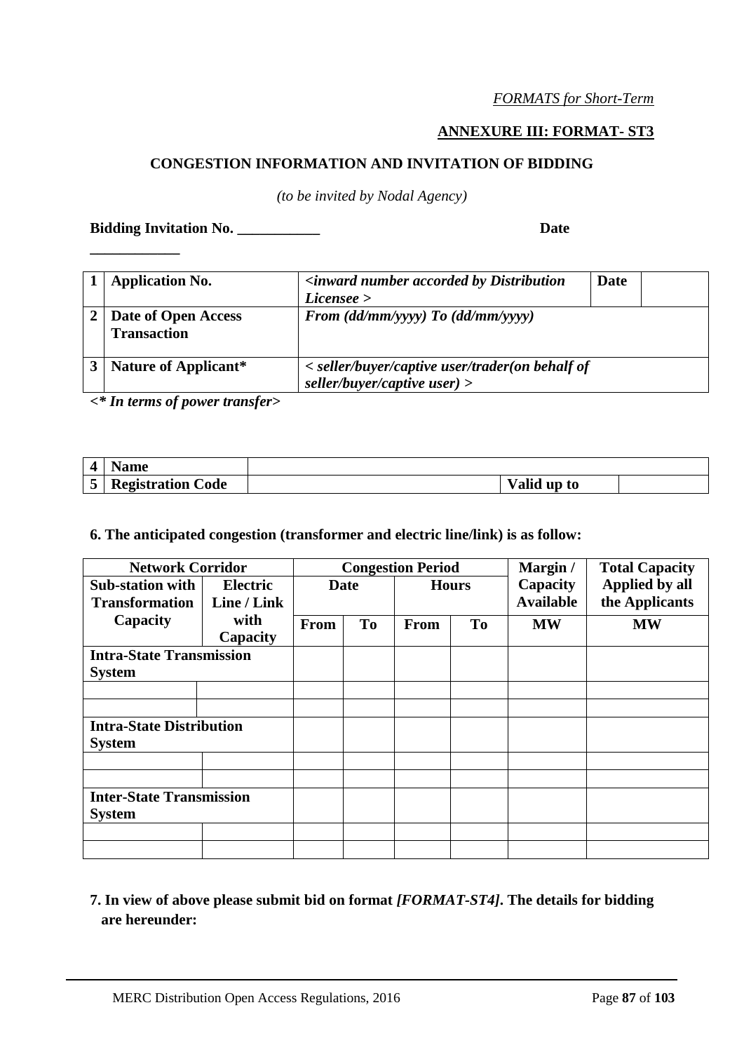*FORMATS for Short-Term*

**ANNEXURE III: FORMAT- ST3**

**CONGESTION INFORMATION AND INVITATION OF BIDDING**

*(to be invited by Nodal Agency)*

**Bidding Invitation No. \_\_\_\_\_\_\_\_\_\_\_ Date \_\_\_\_\_\_\_\_\_\_\_\_**

| 1 | **Application No.** | *<inward number accorded by Distribution Licensee >* | **Date** | |
|---|---|---|---|---|
| 2 | **Date of Open Access Transaction** | *From (dd/mm/yyyy) To (dd/mm/yyyy)* | | |
| 3 | **Nature of Applicant\*** | *< seller/buyer/captive user/trader(on behalf of seller/buyer/captive user) >* | | |

***<\* In terms of power transfer>***

| 4 | **Name** | | | |
|---|---|---|---|---|
| 5 | **Registration Code** | | **Valid up to** | |

**6. The anticipated congestion (transformer and electric line/link) is as follow:**

| **Network Corridor** | | **Congestion Period** | | | | **Margin / Capacity Available** | **Total Capacity Applied by all the Applicants** |
|---|---|---|---|---|---|---|---|
| **Sub-station with Transformation Capacity** | **Electric Line / Link with Capacity** | **Date** | | **Hours** | | | |
| | | **From** | **To** | **From** | **To** | **MW** | **MW** |
| **Intra-State Transmission System** | | | | | | | |
| | | | | | | | |
| | | | | | | | |
| **Intra-State Distribution System** | | | | | | | |
| | | | | | | | |
| | | | | | | | |
| **Inter-State Transmission System** | | | | | | | |
| | | | | | | | |
| | | | | | | | |

**7. In view of above please submit bid on format *[FORMAT-ST4]*. The details for bidding are hereunder:**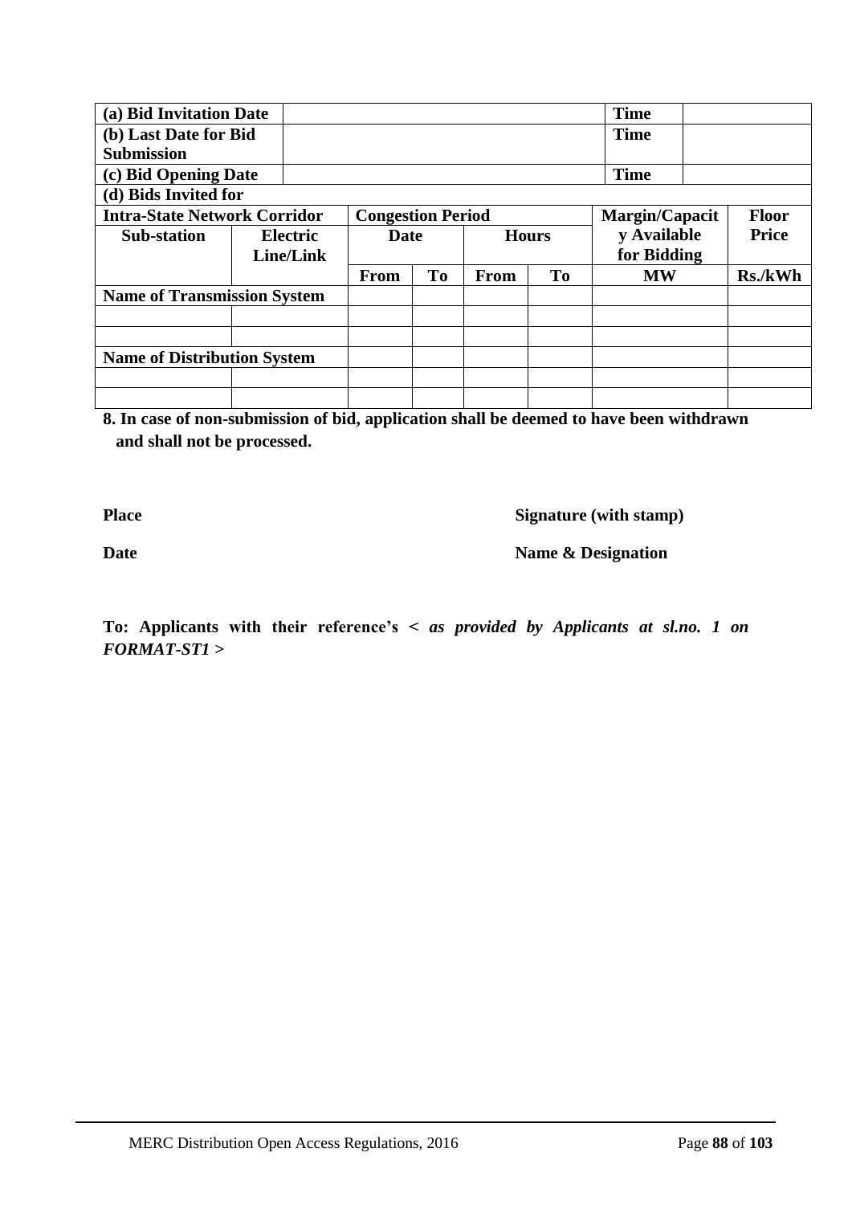| (a) Bid Invitation Date | | | | | | Time | | |
|---|---|---|---|---|---|---|---|---|
| (b) Last Date for Bid Submission | | | | | | Time | | |
| (c) Bid Opening Date | | | | | | Time | | |
| (d) Bids Invited for | | | | | | | | |
| Intra-State Network Corridor | | Congestion Period | | | | Margin/Capacity Available for Bidding | | Floor Price |
| Sub-station | Electric Line/Link | Date | | Hours | | | | |
| | | From | To | From | To | MW | | Rs./kWh |
| Name of Transmission System | | | | | | | | |
| | | | | | | | | |
| | | | | | | | | |
| Name of Distribution System | | | | | | | | |
| | | | | | | | | |
| | | | | | | | | |

**8. In case of non-submission of bid, application shall be deemed to have been withdrawn and shall not be processed.**

**Place** **Signature (with stamp)**

**Date** **Name & Designation**

**To: Applicants with their reference's <** ***as provided by Applicants at sl.no. 1 on FORMAT-ST1*** **>**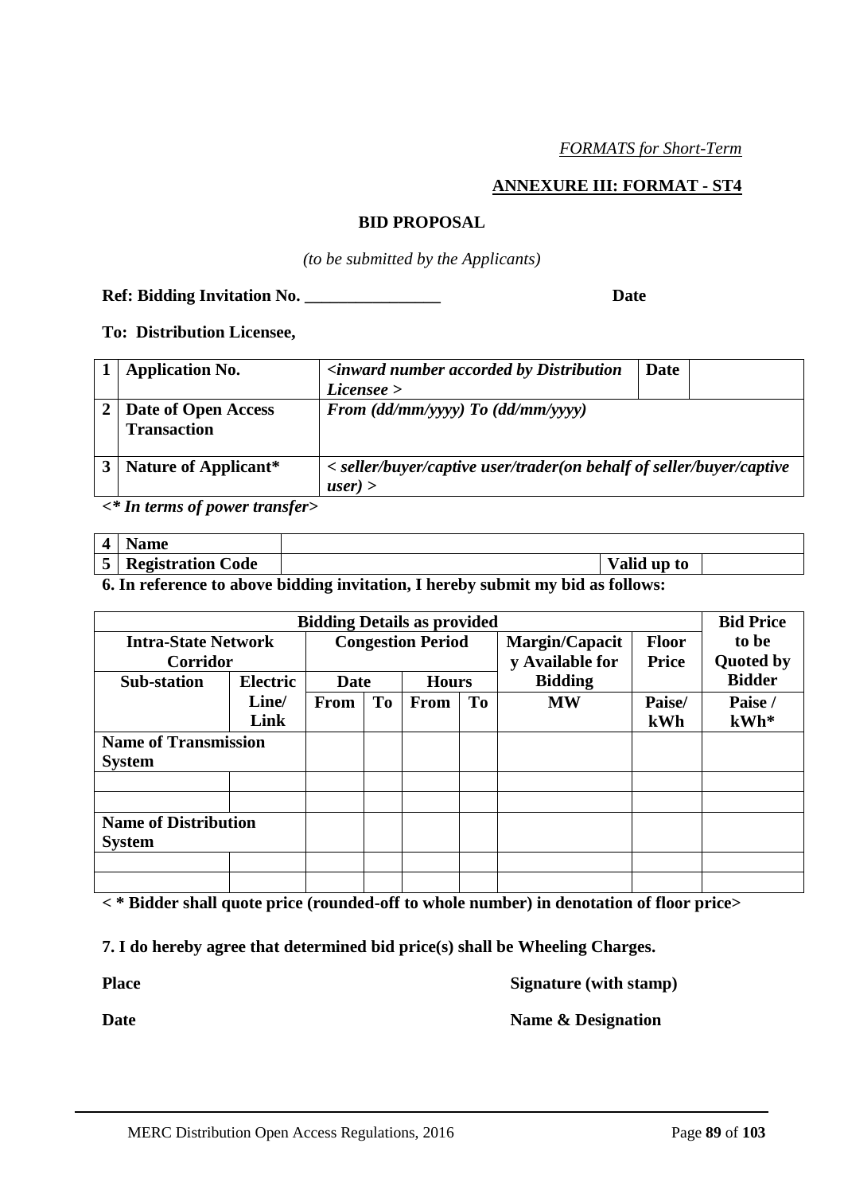*FORMATS for Short-Term*

## ANNEXURE III: FORMAT - ST4

### BID PROPOSAL

*(to be submitted by the Applicants)*

**Ref: Bidding Invitation No. \_\_\_\_\_\_\_\_\_\_\_\_\_\_\_\_ Date**

**To: Distribution Licensee,**

| | | | | |
|---|---|---|---|---|
| **1** | **Application No.** | *<inward number accorded by Distribution Licensee >* | **Date** | |
| **2** | **Date of Open Access Transaction** | *From (dd/mm/yyyy) To (dd/mm/yyyy)* | | |
| **3** | **Nature of Applicant*** | *< seller/buyer/captive user/trader(on behalf of seller/buyer/captive user) >* | | |

***<* In terms of power transfer>***

| | | | | |
|---|---|---|---|---|
| **4** | **Name** | | | |
| **5** | **Registration Code** | | **Valid up to** | |

**6. In reference to above bidding invitation, I hereby submit my bid as follows:**

| **Bidding Details as provided** | | | | | | | | **Bid Price to be Quoted by Bidder** |
|---|---|---|---|---|---|---|---|---|
| **Intra-State Network Corridor** | | **Congestion Period** | | | | **Margin/Capacity Available for Bidding** | **Floor Price** | |
| **Sub-station** | **Electric Line/ Link** | **Date** | | **Hours** | | | | |
| | | **From** | **To** | **From** | **To** | **MW** | **Paise/ kWh** | **Paise / kWh*** |
| **Name of Transmission System** | | | | | | | | |
| | | | | | | | | |
| | | | | | | | | |
| **Name of Distribution System** | | | | | | | | |
| | | | | | | | | |
| | | | | | | | | |

**< * Bidder shall quote price (rounded-off to whole number) in denotation of floor price>**

**7. I do hereby agree that determined bid price(s) shall be Wheeling Charges.**

**Place** **Signature (with stamp)**

**Date** **Name & Designation**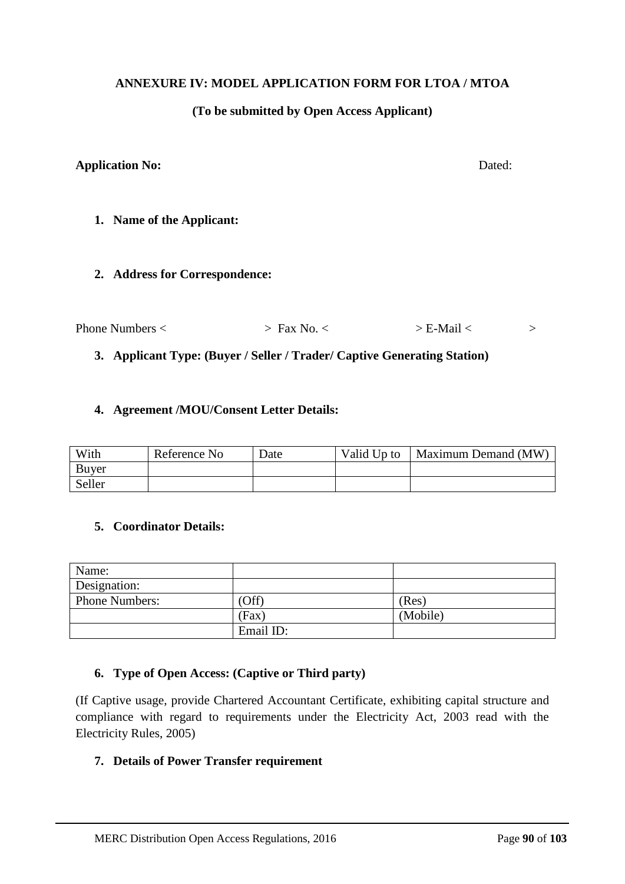**ANNEXURE IV: MODEL APPLICATION FORM FOR LTOA / MTOA**

**(To be submitted by Open Access Applicant)**

**Application No:** Dated:

1. **Name of the Applicant:**

2. **Address for Correspondence:**

Phone Numbers < > Fax No. < > E-Mail < >

3. **Applicant Type: (Buyer / Seller / Trader/ Captive Generating Station)**

4. **Agreement /MOU/Consent Letter Details:**

| With | Reference No | Date | Valid Up to | Maximum Demand (MW) |
|---|---|---|---|---|
| Buyer | | | | |
| Seller | | | | |

5. **Coordinator Details:**

| Name: | | |
|---|---|---|
| Designation: | | |
| Phone Numbers: | (Off) | (Res) |
| | (Fax) | (Mobile) |
| | Email ID: | |

6. **Type of Open Access: (Captive or Third party)**

(If Captive usage, provide Chartered Accountant Certificate, exhibiting capital structure and compliance with regard to requirements under the Electricity Act, 2003 read with the Electricity Rules, 2005)

7. **Details of Power Transfer requirement**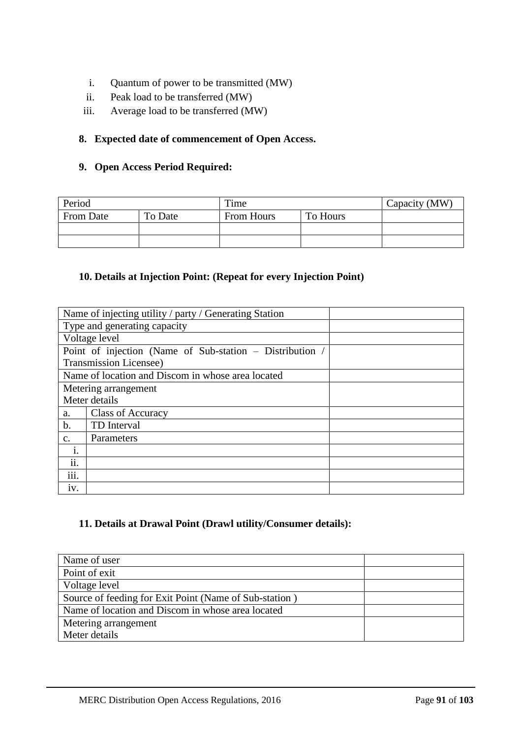i. Quantum of power to be transmitted (MW)
ii. Peak load to be transferred (MW)
iii. Average load to be transferred (MW)

**8. Expected date of commencement of Open Access.**

**9. Open Access Period Required:**

| Period | | Time | | Capacity (MW) |
|---|---|---|---|---|
| From Date | To Date | From Hours | To Hours | |
| | | | | |
| | | | | |

**10. Details at Injection Point: (Repeat for every Injection Point)**

| Name of injecting utility / party / Generating Station | | |
|---|---|---|
| Type and generating capacity | | |
| Voltage level | | |
| Point of injection (Name of Sub-station – Distribution / Transmission Licensee) | | |
| Name of location and Discom in whose area located | | |
| Metering arrangement<br>Meter details | | |
| a. | Class of Accuracy | |
| b. | TD Interval | |
| c. | Parameters | |
| i. | | |
| ii. | | |
| iii. | | |
| iv. | | |

**11. Details at Drawal Point (Drawl utility/Consumer details):**

| Name of user | |
|---|---|
| Point of exit | |
| Voltage level | |
| Source of feeding for Exit Point (Name of Sub-station ) | |
| Name of location and Discom in whose area located | |
| Metering arrangement<br>Meter details | |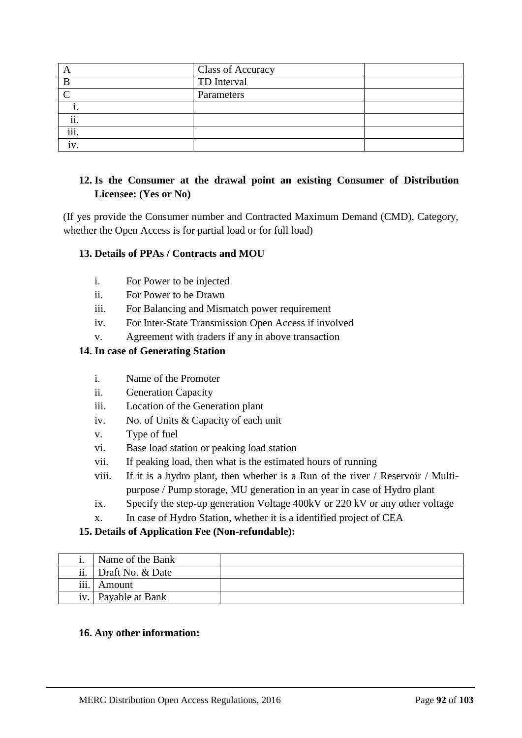| A | Class of Accuracy | |
|---|---|---|
| B | TD Interval | |
| C | Parameters | |
| i. | | |
| ii. | | |
| iii. | | |
| iv. | | |

**12. Is the Consumer at the drawal point an existing Consumer of Distribution Licensee: (Yes or No)**

(If yes provide the Consumer number and Contracted Maximum Demand (CMD), Category, whether the Open Access is for partial load or for full load)

**13. Details of PPAs / Contracts and MOU**

i. For Power to be injected
ii. For Power to be Drawn
iii. For Balancing and Mismatch power requirement
iv. For Inter-State Transmission Open Access if involved
v. Agreement with traders if any in above transaction

**14. In case of Generating Station**

i. Name of the Promoter
ii. Generation Capacity
iii. Location of the Generation plant
iv. No. of Units & Capacity of each unit
v. Type of fuel
vi. Base load station or peaking load station
vii. If peaking load, then what is the estimated hours of running
viii. If it is a hydro plant, then whether is a Run of the river / Reservoir / Multi-purpose / Pump storage, MU generation in an year in case of Hydro plant
ix. Specify the step-up generation Voltage 400kV or 220 kV or any other voltage
x. In case of Hydro Station, whether it is a identified project of CEA

**15. Details of Application Fee (Non-refundable):**

| i. | Name of the Bank | |
|---|---|---|
| ii. | Draft No. & Date | |
| iii. | Amount | |
| iv. | Payable at Bank | |

**16. Any other information:**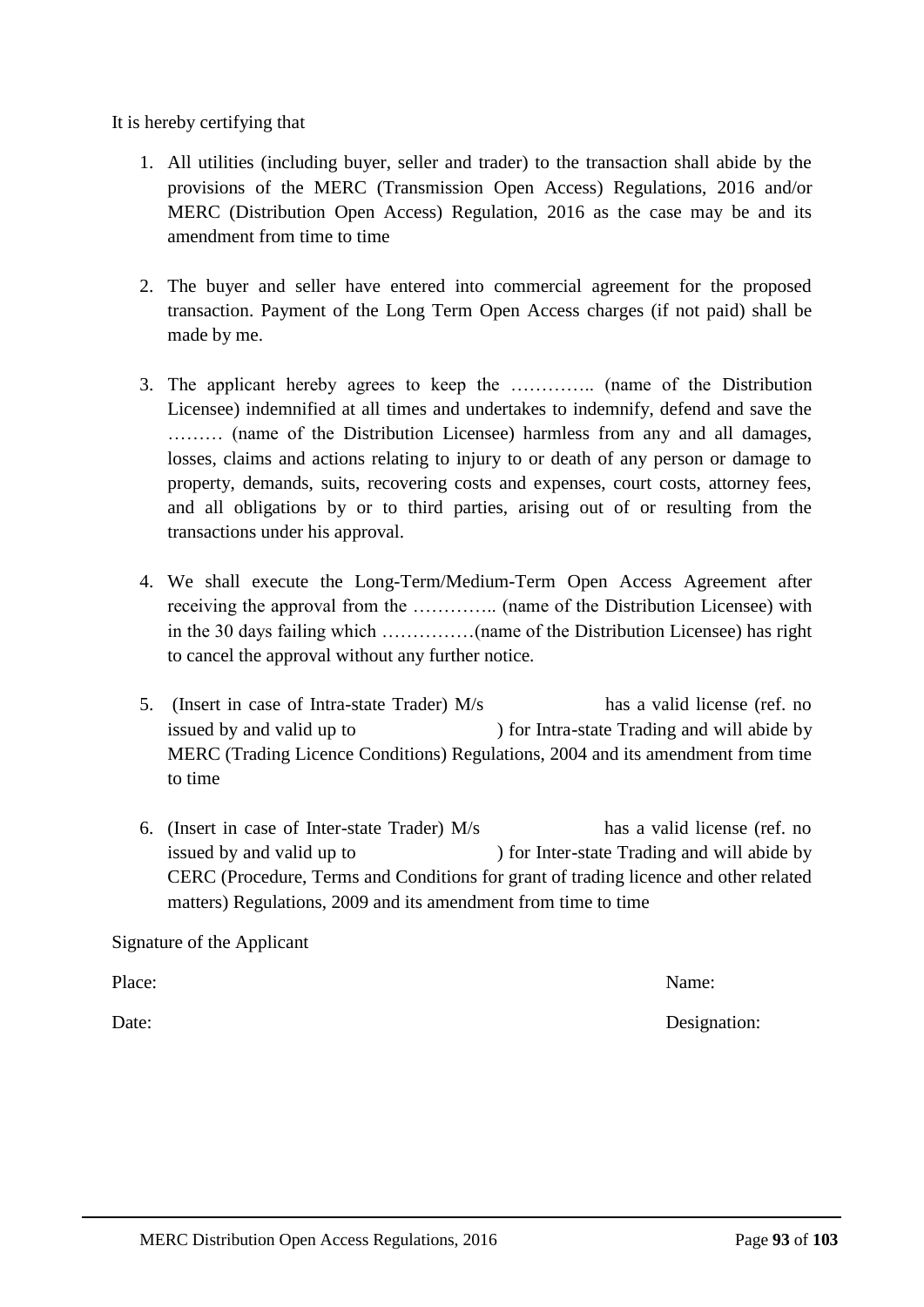It is hereby certifying that

1. All utilities (including buyer, seller and trader) to the transaction shall abide by the provisions of the MERC (Transmission Open Access) Regulations, 2016 and/or MERC (Distribution Open Access) Regulation, 2016 as the case may be and its amendment from time to time

2. The buyer and seller have entered into commercial agreement for the proposed transaction. Payment of the Long Term Open Access charges (if not paid) shall be made by me.

3. The applicant hereby agrees to keep the ………….. (name of the Distribution Licensee) indemnified at all times and undertakes to indemnify, defend and save the ……… (name of the Distribution Licensee) harmless from any and all damages, losses, claims and actions relating to injury to or death of any person or damage to property, demands, suits, recovering costs and expenses, court costs, attorney fees, and all obligations by or to third parties, arising out of or resulting from the transactions under his approval.

4. We shall execute the Long-Term/Medium-Term Open Access Agreement after receiving the approval from the ………….. (name of the Distribution Licensee) with in the 30 days failing which ……………(name of the Distribution Licensee) has right to cancel the approval without any further notice.

5. (Insert in case of Intra-state Trader) M/s has a valid license (ref. no issued by and valid up to ) for Intra-state Trading and will abide by MERC (Trading Licence Conditions) Regulations, 2004 and its amendment from time to time

6. (Insert in case of Inter-state Trader) M/s has a valid license (ref. no issued by and valid up to ) for Inter-state Trading and will abide by CERC (Procedure, Terms and Conditions for grant of trading licence and other related matters) Regulations, 2009 and its amendment from time to time

Signature of the Applicant

Place: Name:

Date: Designation: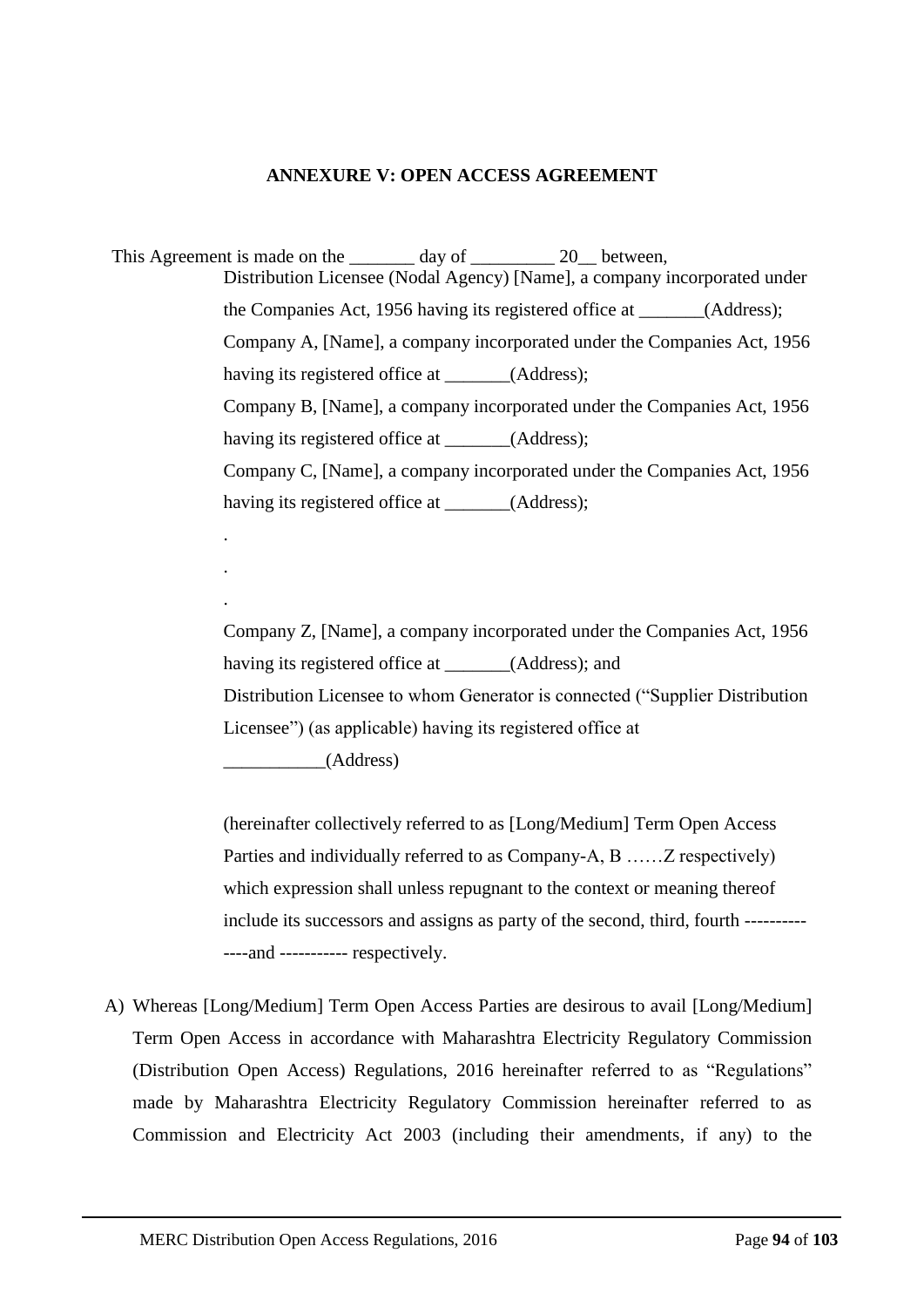### ANNEXURE V: OPEN ACCESS AGREEMENT

This Agreement is made on the _______ day of _________ 20__ between,

Distribution Licensee (Nodal Agency) [Name], a company incorporated under the Companies Act, 1956 having its registered office at _______(Address);

Company A, [Name], a company incorporated under the Companies Act, 1956 having its registered office at _______(Address);

Company B, [Name], a company incorporated under the Companies Act, 1956 having its registered office at _______(Address);

Company C, [Name], a company incorporated under the Companies Act, 1956 having its registered office at _______(Address);

.

.

.

Company Z, [Name], a company incorporated under the Companies Act, 1956 having its registered office at _______(Address); and

Distribution Licensee to whom Generator is connected ("Supplier Distribution Licensee") (as applicable) having its registered office at ___________(Address)

(hereinafter collectively referred to as [Long/Medium] Term Open Access Parties and individually referred to as Company-A, B ……Z respectively) which expression shall unless repugnant to the context or meaning thereof include its successors and assigns as party of the second, third, fourth --------------and ----------- respectively.

A) Whereas [Long/Medium] Term Open Access Parties are desirous to avail [Long/Medium] Term Open Access in accordance with Maharashtra Electricity Regulatory Commission (Distribution Open Access) Regulations, 2016 hereinafter referred to as "Regulations" made by Maharashtra Electricity Regulatory Commission hereinafter referred to as Commission and Electricity Act 2003 (including their amendments, if any) to the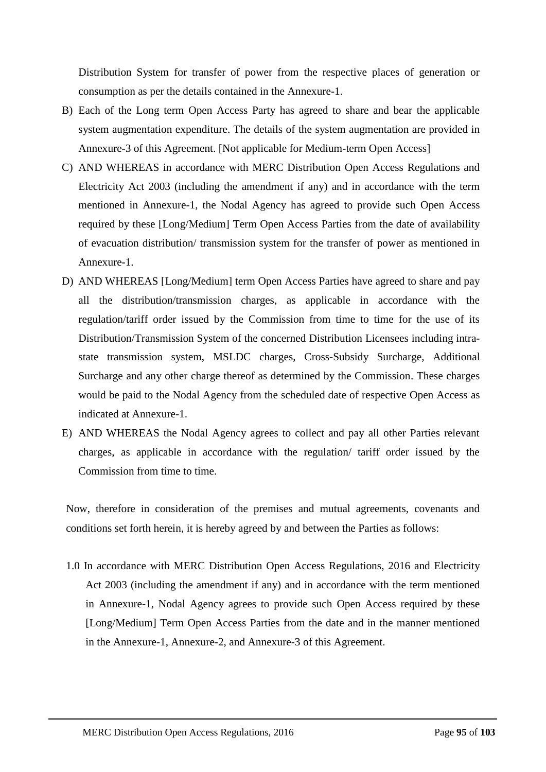Distribution System for transfer of power from the respective places of generation or consumption as per the details contained in the Annexure-1.

B) Each of the Long term Open Access Party has agreed to share and bear the applicable system augmentation expenditure. The details of the system augmentation are provided in Annexure-3 of this Agreement. [Not applicable for Medium-term Open Access]

C) AND WHEREAS in accordance with MERC Distribution Open Access Regulations and Electricity Act 2003 (including the amendment if any) and in accordance with the term mentioned in Annexure-1, the Nodal Agency has agreed to provide such Open Access required by these [Long/Medium] Term Open Access Parties from the date of availability of evacuation distribution/ transmission system for the transfer of power as mentioned in Annexure-1.

D) AND WHEREAS [Long/Medium] term Open Access Parties have agreed to share and pay all the distribution/transmission charges, as applicable in accordance with the regulation/tariff order issued by the Commission from time to time for the use of its Distribution/Transmission System of the concerned Distribution Licensees including intra-state transmission system, MSLDC charges, Cross-Subsidy Surcharge, Additional Surcharge and any other charge thereof as determined by the Commission. These charges would be paid to the Nodal Agency from the scheduled date of respective Open Access as indicated at Annexure-1.

E) AND WHEREAS the Nodal Agency agrees to collect and pay all other Parties relevant charges, as applicable in accordance with the regulation/ tariff order issued by the Commission from time to time.

Now, therefore in consideration of the premises and mutual agreements, covenants and conditions set forth herein, it is hereby agreed by and between the Parties as follows:

1.0 In accordance with MERC Distribution Open Access Regulations, 2016 and Electricity Act 2003 (including the amendment if any) and in accordance with the term mentioned in Annexure-1, Nodal Agency agrees to provide such Open Access required by these [Long/Medium] Term Open Access Parties from the date and in the manner mentioned in the Annexure-1, Annexure-2, and Annexure-3 of this Agreement.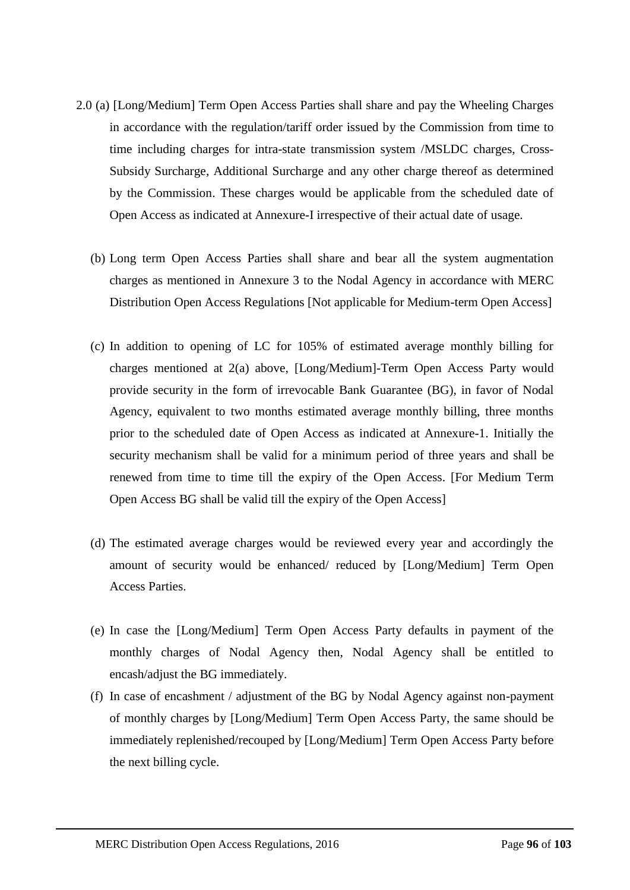2.0 (a) [Long/Medium] Term Open Access Parties shall share and pay the Wheeling Charges in accordance with the regulation/tariff order issued by the Commission from time to time including charges for intra-state transmission system /MSLDC charges, Cross-Subsidy Surcharge, Additional Surcharge and any other charge thereof as determined by the Commission. These charges would be applicable from the scheduled date of Open Access as indicated at Annexure-I irrespective of their actual date of usage.

(b) Long term Open Access Parties shall share and bear all the system augmentation charges as mentioned in Annexure 3 to the Nodal Agency in accordance with MERC Distribution Open Access Regulations [Not applicable for Medium-term Open Access]

(c) In addition to opening of LC for 105% of estimated average monthly billing for charges mentioned at 2(a) above, [Long/Medium]-Term Open Access Party would provide security in the form of irrevocable Bank Guarantee (BG), in favor of Nodal Agency, equivalent to two months estimated average monthly billing, three months prior to the scheduled date of Open Access as indicated at Annexure-1. Initially the security mechanism shall be valid for a minimum period of three years and shall be renewed from time to time till the expiry of the Open Access. [For Medium Term Open Access BG shall be valid till the expiry of the Open Access]

(d) The estimated average charges would be reviewed every year and accordingly the amount of security would be enhanced/ reduced by [Long/Medium] Term Open Access Parties.

(e) In case the [Long/Medium] Term Open Access Party defaults in payment of the monthly charges of Nodal Agency then, Nodal Agency shall be entitled to encash/adjust the BG immediately.

(f) In case of encashment / adjustment of the BG by Nodal Agency against non-payment of monthly charges by [Long/Medium] Term Open Access Party, the same should be immediately replenished/recouped by [Long/Medium] Term Open Access Party before the next billing cycle.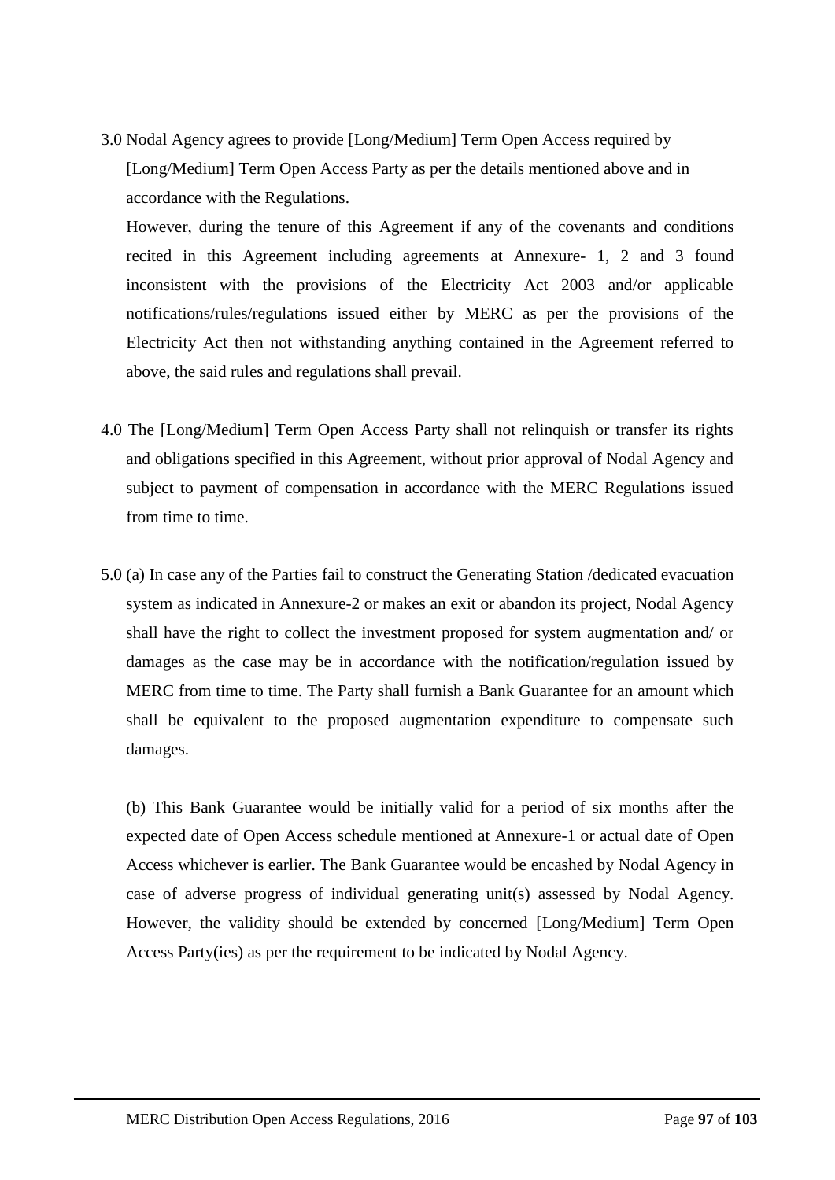3.0 Nodal Agency agrees to provide [Long/Medium] Term Open Access required by [Long/Medium] Term Open Access Party as per the details mentioned above and in accordance with the Regulations.

However, during the tenure of this Agreement if any of the covenants and conditions recited in this Agreement including agreements at Annexure- 1, 2 and 3 found inconsistent with the provisions of the Electricity Act 2003 and/or applicable notifications/rules/regulations issued either by MERC as per the provisions of the Electricity Act then not withstanding anything contained in the Agreement referred to above, the said rules and regulations shall prevail.

4.0 The [Long/Medium] Term Open Access Party shall not relinquish or transfer its rights and obligations specified in this Agreement, without prior approval of Nodal Agency and subject to payment of compensation in accordance with the MERC Regulations issued from time to time.

5.0 (a) In case any of the Parties fail to construct the Generating Station /dedicated evacuation system as indicated in Annexure-2 or makes an exit or abandon its project, Nodal Agency shall have the right to collect the investment proposed for system augmentation and/ or damages as the case may be in accordance with the notification/regulation issued by MERC from time to time. The Party shall furnish a Bank Guarantee for an amount which shall be equivalent to the proposed augmentation expenditure to compensate such damages.

(b) This Bank Guarantee would be initially valid for a period of six months after the expected date of Open Access schedule mentioned at Annexure-1 or actual date of Open Access whichever is earlier. The Bank Guarantee would be encashed by Nodal Agency in case of adverse progress of individual generating unit(s) assessed by Nodal Agency. However, the validity should be extended by concerned [Long/Medium] Term Open Access Party(ies) as per the requirement to be indicated by Nodal Agency.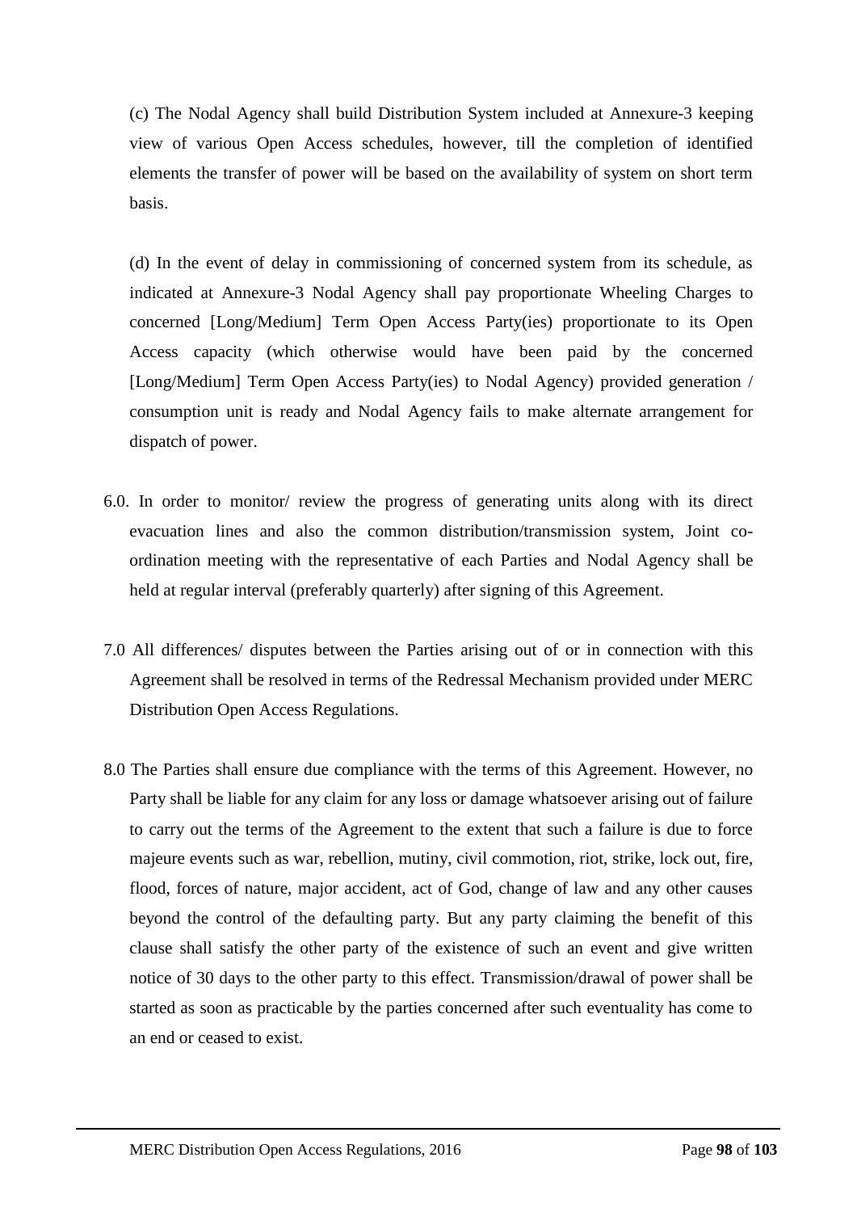(c) The Nodal Agency shall build Distribution System included at Annexure-3 keeping view of various Open Access schedules, however, till the completion of identified elements the transfer of power will be based on the availability of system on short term basis.

(d) In the event of delay in commissioning of concerned system from its schedule, as indicated at Annexure-3 Nodal Agency shall pay proportionate Wheeling Charges to concerned [Long/Medium] Term Open Access Party(ies) proportionate to its Open Access capacity (which otherwise would have been paid by the concerned [Long/Medium] Term Open Access Party(ies) to Nodal Agency) provided generation / consumption unit is ready and Nodal Agency fails to make alternate arrangement for dispatch of power.

6.0. In order to monitor/ review the progress of generating units along with its direct evacuation lines and also the common distribution/transmission system, Joint co-ordination meeting with the representative of each Parties and Nodal Agency shall be held at regular interval (preferably quarterly) after signing of this Agreement.

7.0 All differences/ disputes between the Parties arising out of or in connection with this Agreement shall be resolved in terms of the Redressal Mechanism provided under MERC Distribution Open Access Regulations.

8.0 The Parties shall ensure due compliance with the terms of this Agreement. However, no Party shall be liable for any claim for any loss or damage whatsoever arising out of failure to carry out the terms of the Agreement to the extent that such a failure is due to force majeure events such as war, rebellion, mutiny, civil commotion, riot, strike, lock out, fire, flood, forces of nature, major accident, act of God, change of law and any other causes beyond the control of the defaulting party. But any party claiming the benefit of this clause shall satisfy the other party of the existence of such an event and give written notice of 30 days to the other party to this effect. Transmission/drawal of power shall be started as soon as practicable by the parties concerned after such eventuality has come to an end or ceased to exist.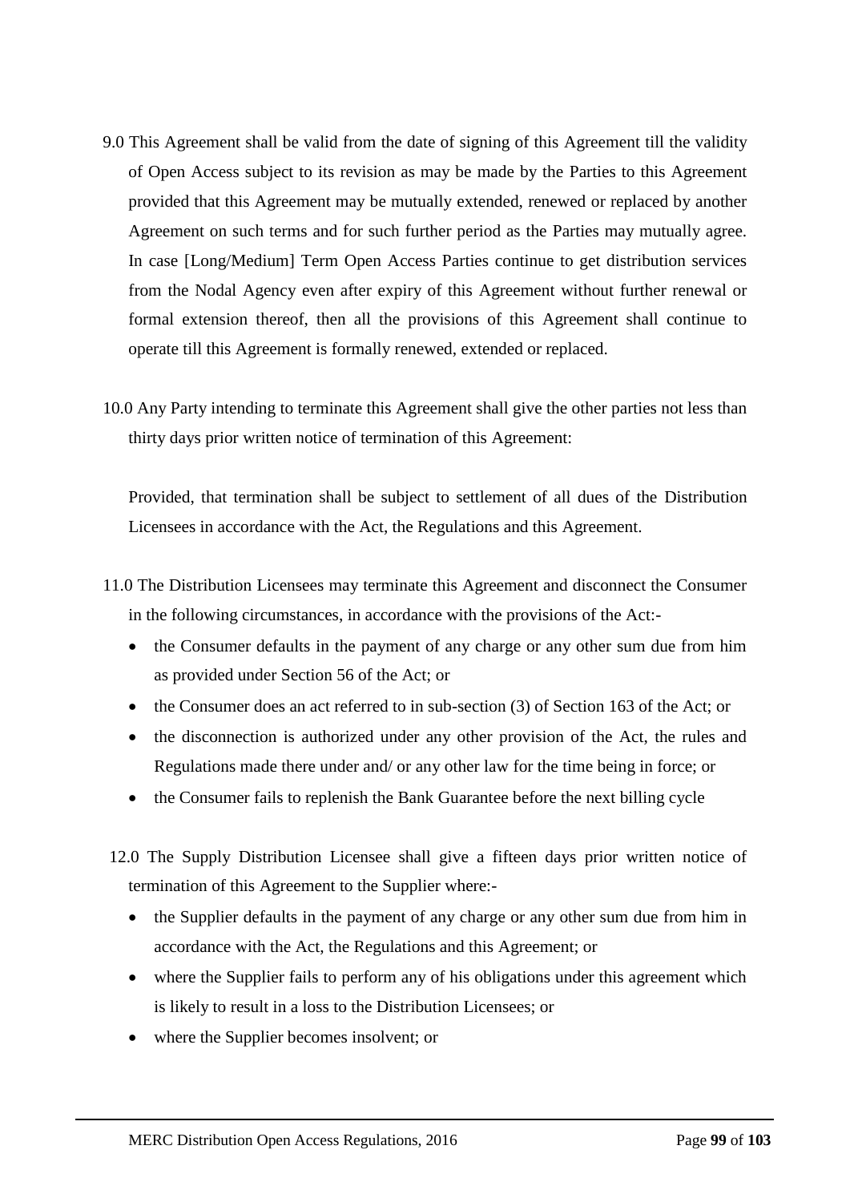9.0 This Agreement shall be valid from the date of signing of this Agreement till the validity of Open Access subject to its revision as may be made by the Parties to this Agreement provided that this Agreement may be mutually extended, renewed or replaced by another Agreement on such terms and for such further period as the Parties may mutually agree. In case [Long/Medium] Term Open Access Parties continue to get distribution services from the Nodal Agency even after expiry of this Agreement without further renewal or formal extension thereof, then all the provisions of this Agreement shall continue to operate till this Agreement is formally renewed, extended or replaced.

10.0 Any Party intending to terminate this Agreement shall give the other parties not less than thirty days prior written notice of termination of this Agreement:

Provided, that termination shall be subject to settlement of all dues of the Distribution Licensees in accordance with the Act, the Regulations and this Agreement.

11.0 The Distribution Licensees may terminate this Agreement and disconnect the Consumer in the following circumstances, in accordance with the provisions of the Act:-

- the Consumer defaults in the payment of any charge or any other sum due from him as provided under Section 56 of the Act; or
- the Consumer does an act referred to in sub-section (3) of Section 163 of the Act; or
- the disconnection is authorized under any other provision of the Act, the rules and Regulations made there under and/ or any other law for the time being in force; or
- the Consumer fails to replenish the Bank Guarantee before the next billing cycle

12.0 The Supply Distribution Licensee shall give a fifteen days prior written notice of termination of this Agreement to the Supplier where:-

- the Supplier defaults in the payment of any charge or any other sum due from him in accordance with the Act, the Regulations and this Agreement; or
- where the Supplier fails to perform any of his obligations under this agreement which is likely to result in a loss to the Distribution Licensees; or
- where the Supplier becomes insolvent; or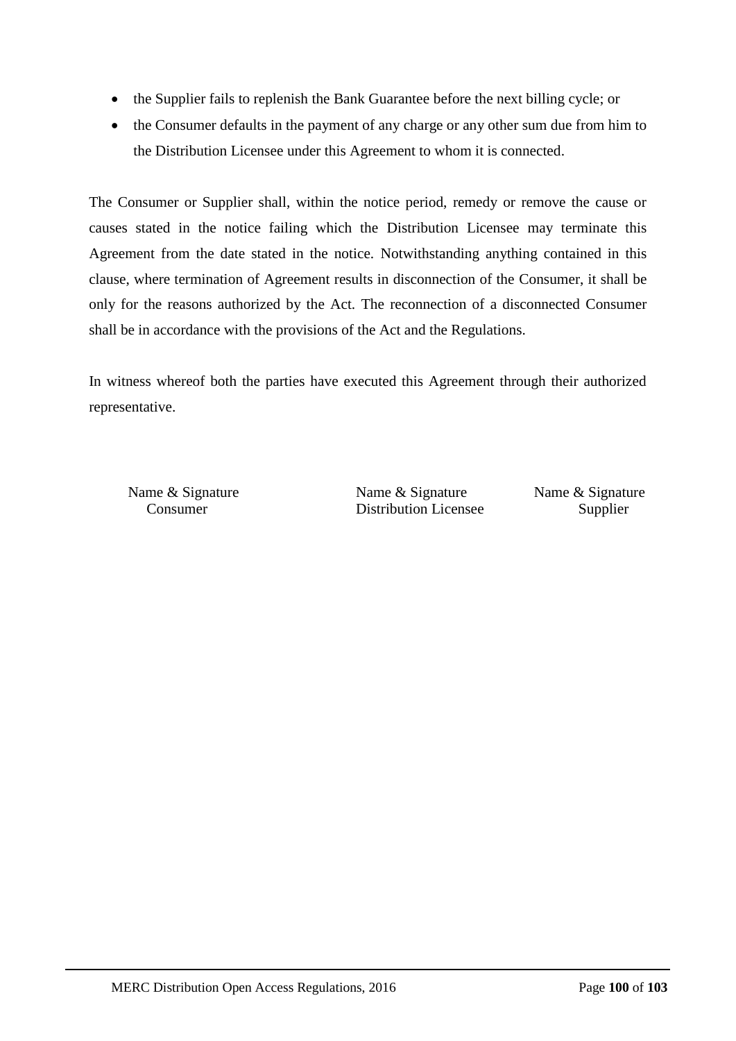- the Supplier fails to replenish the Bank Guarantee before the next billing cycle; or
- the Consumer defaults in the payment of any charge or any other sum due from him to the Distribution Licensee under this Agreement to whom it is connected.

The Consumer or Supplier shall, within the notice period, remedy or remove the cause or causes stated in the notice failing which the Distribution Licensee may terminate this Agreement from the date stated in the notice. Notwithstanding anything contained in this clause, where termination of Agreement results in disconnection of the Consumer, it shall be only for the reasons authorized by the Act. The reconnection of a disconnected Consumer shall be in accordance with the provisions of the Act and the Regulations.

In witness whereof both the parties have executed this Agreement through their authorized representative.

| Name & Signature | Name & Signature | Name & Signature |
|---|---|---|
| Consumer | Distribution Licensee | Supplier |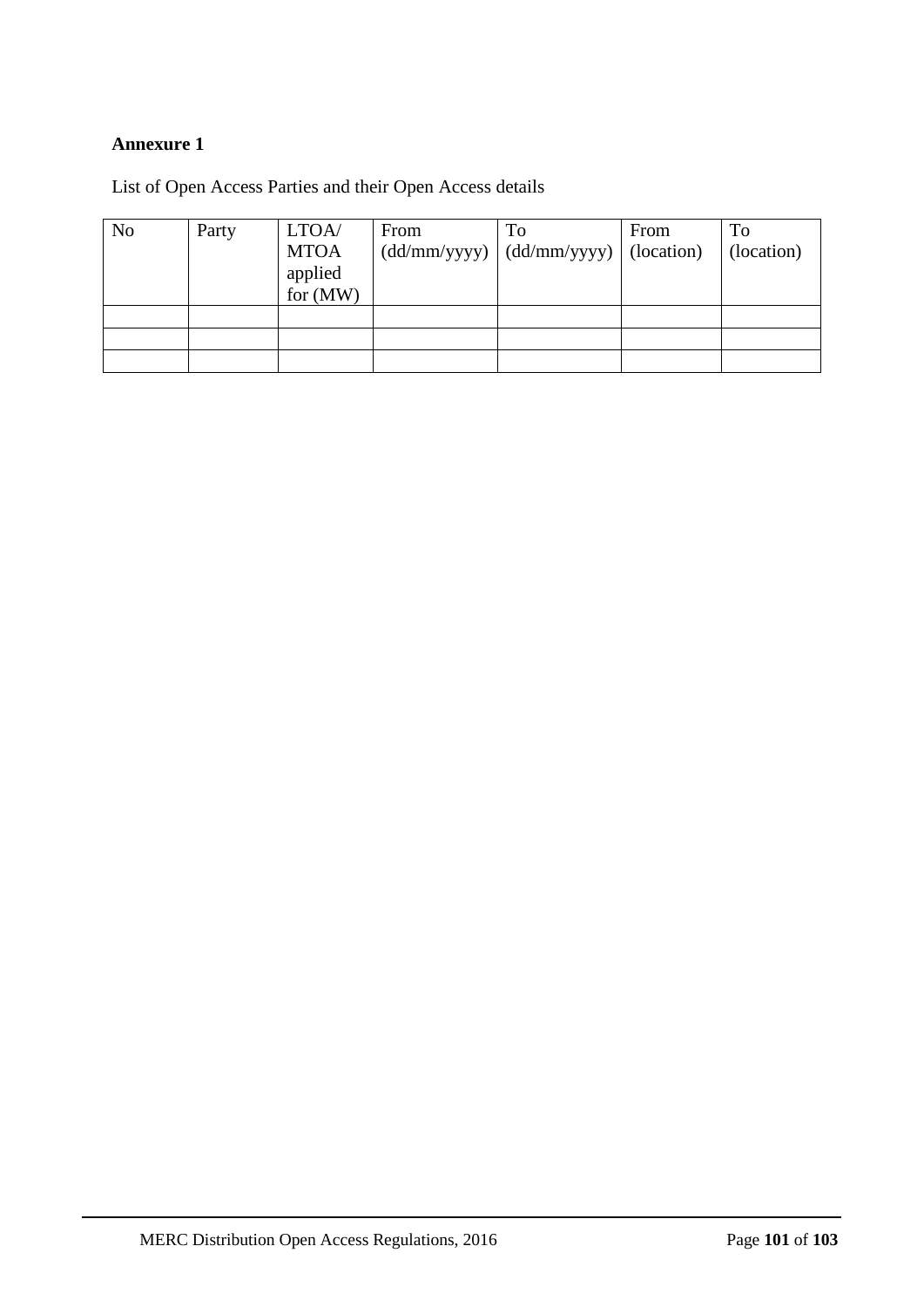**Annexure 1**

List of Open Access Parties and their Open Access details

| No | Party | LTOA/ MTOA applied for (MW) | From (dd/mm/yyyy) | To (dd/mm/yyyy) | From (location) | To (location) |
|---|---|---|---|---|---|---|
| | | | | | | |
| | | | | | | |
| | | | | | | |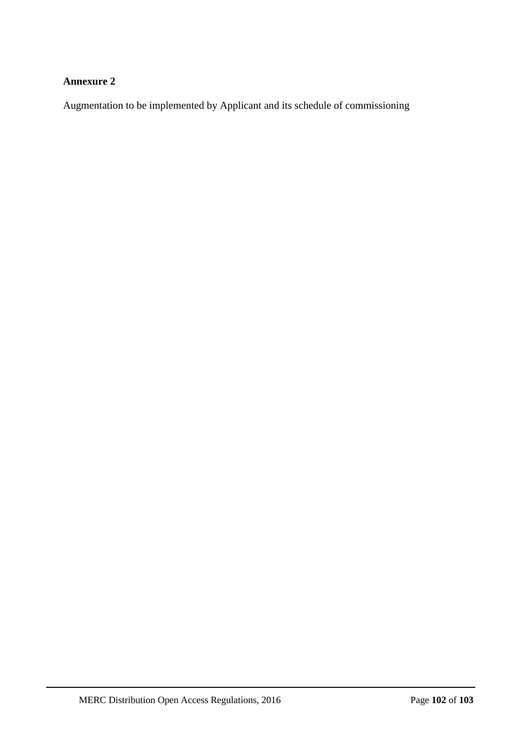**Annexure 2**

Augmentation to be implemented by Applicant and its schedule of commissioning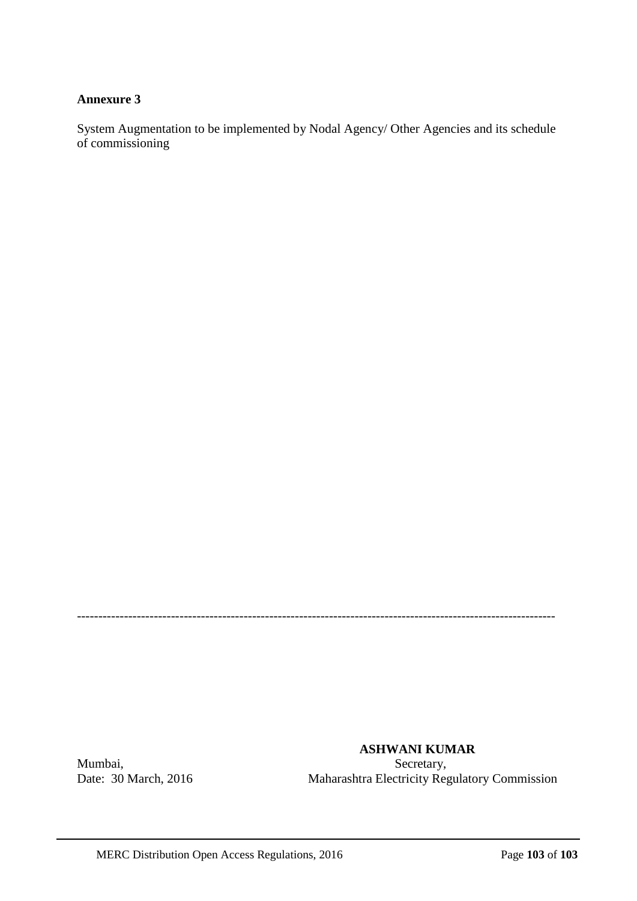**Annexure 3**

System Augmentation to be implemented by Nodal Agency/ Other Agencies and its schedule of commissioning

---

**ASHWANI KUMAR**

Mumbai,
Secretary,
Date: 30 March, 2016
Maharashtra Electricity Regulatory Commission